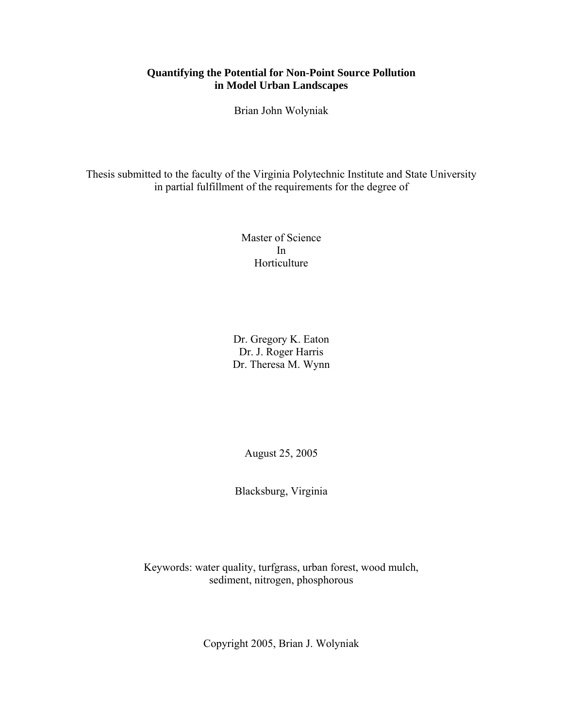# Quantifying the Potential for Non-Point Source Pollution in Model Urban Landscapes

Brian John Wolyniak

Thesis submitted to the faculty of the Virginia Polytechnic Institute and State University in partial fulfillment of the requirements for the degree of

Master of Science
In
Horticulture

Dr. Gregory K. Eaton
Dr. J. Roger Harris
Dr. Theresa M. Wynn

August 25, 2005

Blacksburg, Virginia

Keywords: water quality, turfgrass, urban forest, wood mulch, sediment, nitrogen, phosphorous

Copyright 2005, Brian J. Wolyniak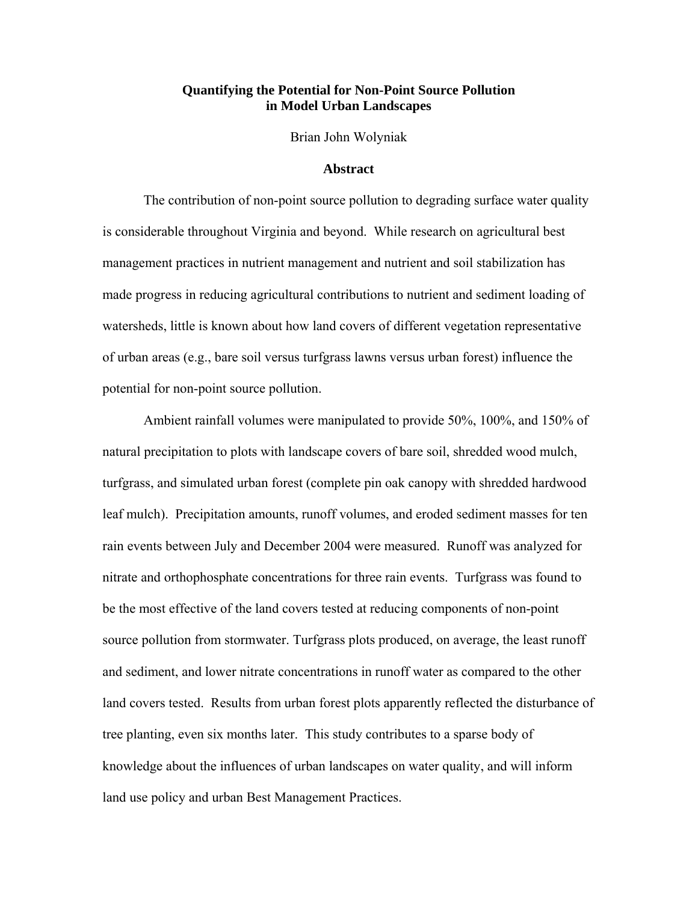# Quantifying the Potential for Non-Point Source Pollution in Model Urban Landscapes

Brian John Wolyniak

## Abstract

The contribution of non-point source pollution to degrading surface water quality is considerable throughout Virginia and beyond. While research on agricultural best management practices in nutrient management and nutrient and soil stabilization has made progress in reducing agricultural contributions to nutrient and sediment loading of watersheds, little is known about how land covers of different vegetation representative of urban areas (e.g., bare soil versus turfgrass lawns versus urban forest) influence the potential for non-point source pollution.

Ambient rainfall volumes were manipulated to provide 50%, 100%, and 150% of natural precipitation to plots with landscape covers of bare soil, shredded wood mulch, turfgrass, and simulated urban forest (complete pin oak canopy with shredded hardwood leaf mulch). Precipitation amounts, runoff volumes, and eroded sediment masses for ten rain events between July and December 2004 were measured. Runoff was analyzed for nitrate and orthophosphate concentrations for three rain events. Turfgrass was found to be the most effective of the land covers tested at reducing components of non-point source pollution from stormwater. Turfgrass plots produced, on average, the least runoff and sediment, and lower nitrate concentrations in runoff water as compared to the other land covers tested. Results from urban forest plots apparently reflected the disturbance of tree planting, even six months later. This study contributes to a sparse body of knowledge about the influences of urban landscapes on water quality, and will inform land use policy and urban Best Management Practices.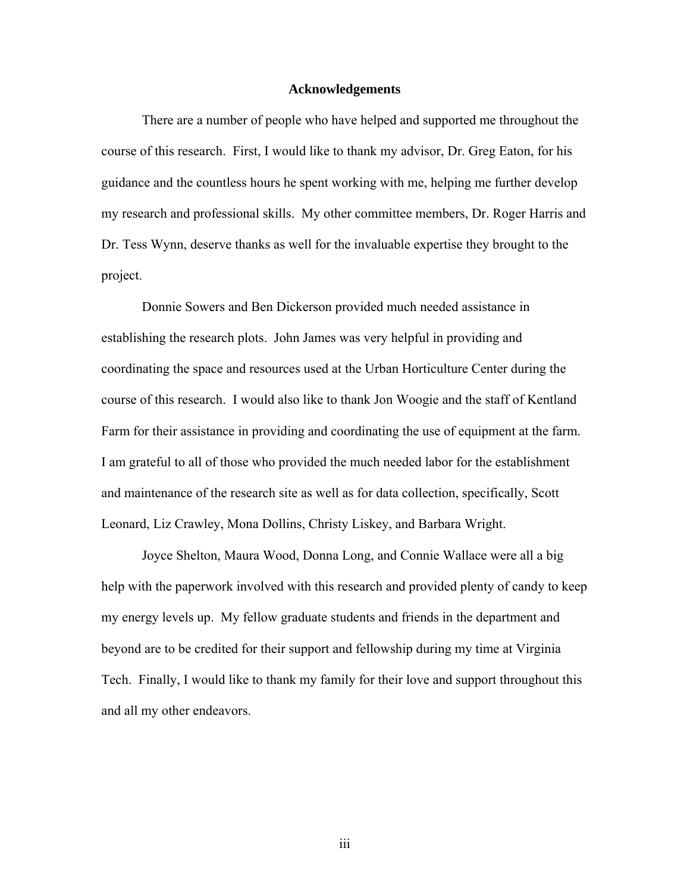# Acknowledgements

There are a number of people who have helped and supported me throughout the course of this research. First, I would like to thank my advisor, Dr. Greg Eaton, for his guidance and the countless hours he spent working with me, helping me further develop my research and professional skills. My other committee members, Dr. Roger Harris and Dr. Tess Wynn, deserve thanks as well for the invaluable expertise they brought to the project.

Donnie Sowers and Ben Dickerson provided much needed assistance in establishing the research plots. John James was very helpful in providing and coordinating the space and resources used at the Urban Horticulture Center during the course of this research. I would also like to thank Jon Woogie and the staff of Kentland Farm for their assistance in providing and coordinating the use of equipment at the farm. I am grateful to all of those who provided the much needed labor for the establishment and maintenance of the research site as well as for data collection, specifically, Scott Leonard, Liz Crawley, Mona Dollins, Christy Liskey, and Barbara Wright.

Joyce Shelton, Maura Wood, Donna Long, and Connie Wallace were all a big help with the paperwork involved with this research and provided plenty of candy to keep my energy levels up. My fellow graduate students and friends in the department and beyond are to be credited for their support and fellowship during my time at Virginia Tech. Finally, I would like to thank my family for their love and support throughout this and all my other endeavors.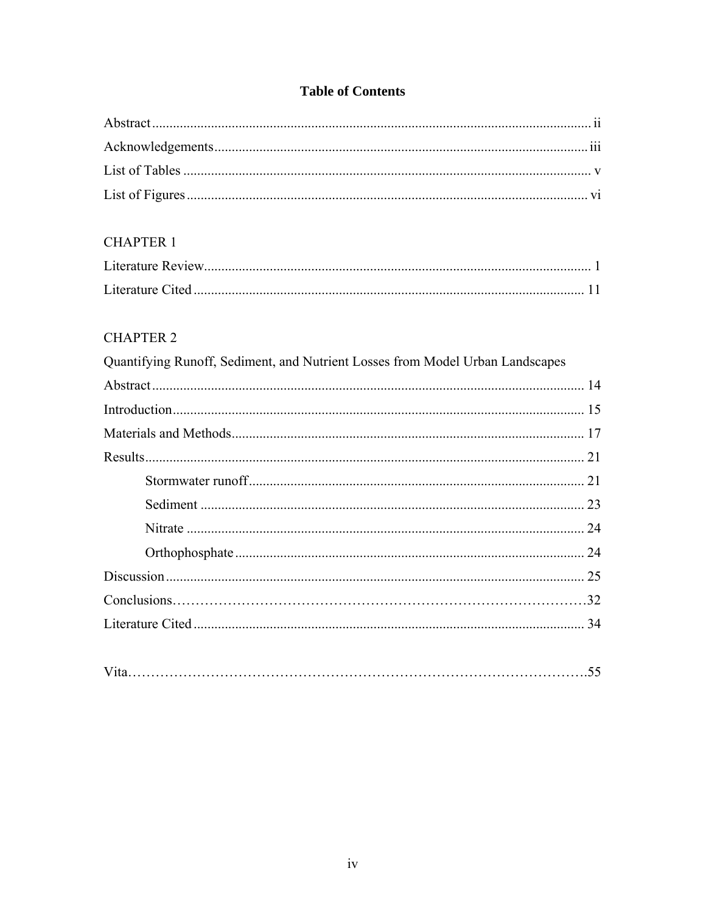# Table of Contents

Abstract ........................................................................................................................ ii

Acknowledgements ...................................................................................................... iii

List of Tables ................................................................................................................ v

List of Figures .............................................................................................................. vi

CHAPTER 1

Literature Review.......................................................................................................... 1

Literature Cited ............................................................................................................ 11

CHAPTER 2

Quantifying Runoff, Sediment, and Nutrient Losses from Model Urban Landscapes

Abstract ....................................................................................................................... 14

Introduction.................................................................................................................. 15

Materials and Methods ................................................................................................. 17

Results.......................................................................................................................... 21

Stormwater runoff ........................................................................................... 21

Sediment ......................................................................................................... 23

Nitrate ............................................................................................................. 24

Orthophosphate ............................................................................................... 24

Discussion .................................................................................................................... 25

Conclusions.................................................................................................................. 32

Literature Cited ............................................................................................................ 34

Vita............................................................................................................................... 55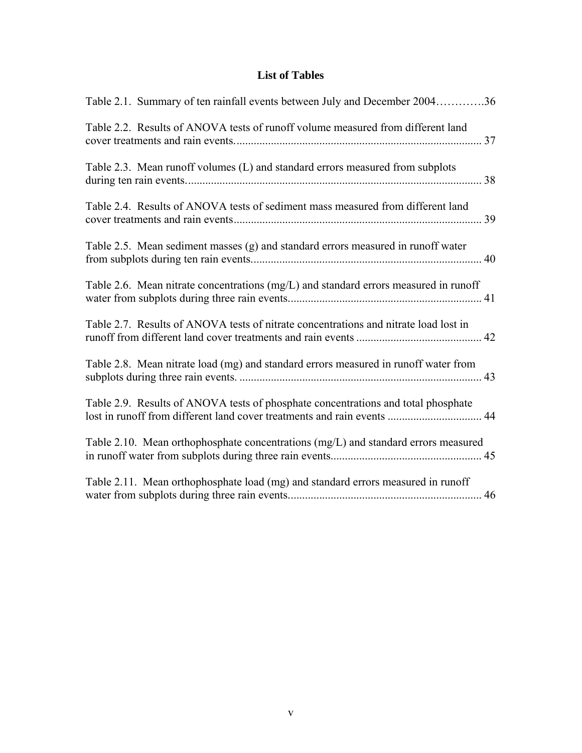# List of Tables

Table 2.1. Summary of ten rainfall events between July and December 2004………….36

Table 2.2. Results of ANOVA tests of runoff volume measured from different land cover treatments and rain events...................................................................................... 37

Table 2.3. Mean runoff volumes (L) and standard errors measured from subplots during ten rain events....................................................................................................... 38

Table 2.4. Results of ANOVA tests of sediment mass measured from different land cover treatments and rain events...................................................................................... 39

Table 2.5. Mean sediment masses (g) and standard errors measured in runoff water from subplots during ten rain events................................................................................ 40

Table 2.6. Mean nitrate concentrations (mg/L) and standard errors measured in runoff water from subplots during three rain events................................................................... 41

Table 2.7. Results of ANOVA tests of nitrate concentrations and nitrate load lost in runoff from different land cover treatments and rain events ............................................ 42

Table 2.8. Mean nitrate load (mg) and standard errors measured in runoff water from subplots during three rain events. .................................................................................... 43

Table 2.9. Results of ANOVA tests of phosphate concentrations and total phosphate lost in runoff from different land cover treatments and rain events ................................. 44

Table 2.10. Mean orthophosphate concentrations (mg/L) and standard errors measured in runoff water from subplots during three rain events.................................................... 45

Table 2.11. Mean orthophosphate load (mg) and standard errors measured in runoff water from subplots during three rain events................................................................... 46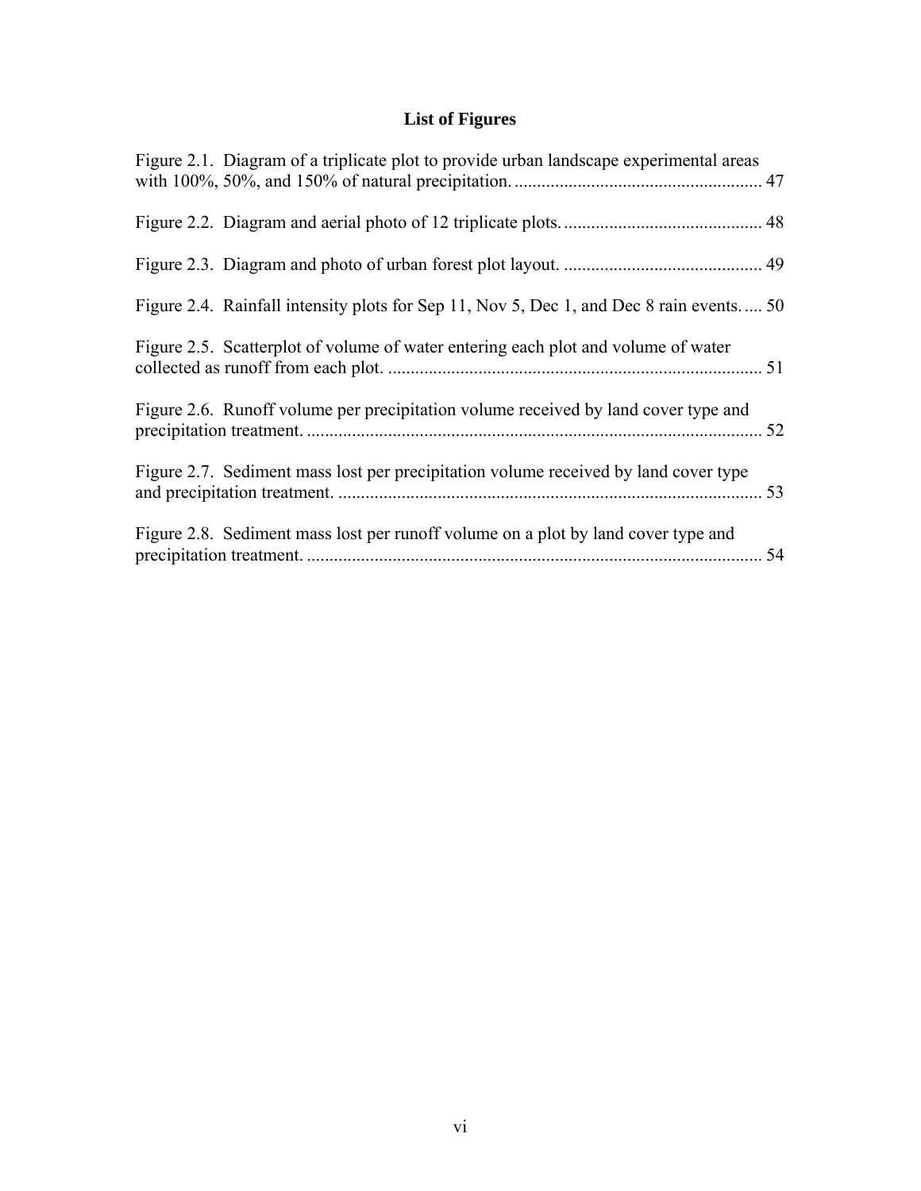# List of Figures

Figure 2.1. Diagram of a triplicate plot to provide urban landscape experimental areas with 100%, 50%, and 150% of natural precipitation. ....................................................... 47

Figure 2.2. Diagram and aerial photo of 12 triplicate plots. ............................................ 48

Figure 2.3. Diagram and photo of urban forest plot layout. ............................................ 49

Figure 2.4. Rainfall intensity plots for Sep 11, Nov 5, Dec 1, and Dec 8 rain events. .... 50

Figure 2.5. Scatterplot of volume of water entering each plot and volume of water collected as runoff from each plot. ................................................................................... 51

Figure 2.6. Runoff volume per precipitation volume received by land cover type and precipitation treatment. .................................................................................................... 52

Figure 2.7. Sediment mass lost per precipitation volume received by land cover type and precipitation treatment. .............................................................................................. 53

Figure 2.8. Sediment mass lost per runoff volume on a plot by land cover type and precipitation treatment. .................................................................................................... 54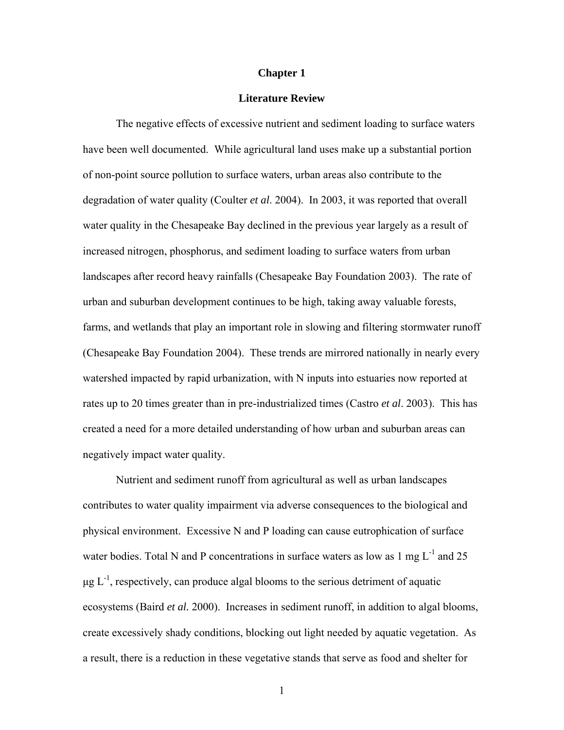# Chapter 1

## Literature Review

The negative effects of excessive nutrient and sediment loading to surface waters have been well documented. While agricultural land uses make up a substantial portion of non-point source pollution to surface waters, urban areas also contribute to the degradation of water quality (Coulter *et al*. 2004). In 2003, it was reported that overall water quality in the Chesapeake Bay declined in the previous year largely as a result of increased nitrogen, phosphorus, and sediment loading to surface waters from urban landscapes after record heavy rainfalls (Chesapeake Bay Foundation 2003). The rate of urban and suburban development continues to be high, taking away valuable forests, farms, and wetlands that play an important role in slowing and filtering stormwater runoff (Chesapeake Bay Foundation 2004). These trends are mirrored nationally in nearly every watershed impacted by rapid urbanization, with N inputs into estuaries now reported at rates up to 20 times greater than in pre-industrialized times (Castro *et al*. 2003). This has created a need for a more detailed understanding of how urban and suburban areas can negatively impact water quality.

Nutrient and sediment runoff from agricultural as well as urban landscapes contributes to water quality impairment via adverse consequences to the biological and physical environment. Excessive N and P loading can cause eutrophication of surface water bodies. Total N and P concentrations in surface waters as low as 1 mg $L^{-1}$ and 25 μg $L^{-1}$, respectively, can produce algal blooms to the serious detriment of aquatic ecosystems (Baird *et al.* 2000). Increases in sediment runoff, in addition to algal blooms, create excessively shady conditions, blocking out light needed by aquatic vegetation. As a result, there is a reduction in these vegetative stands that serve as food and shelter for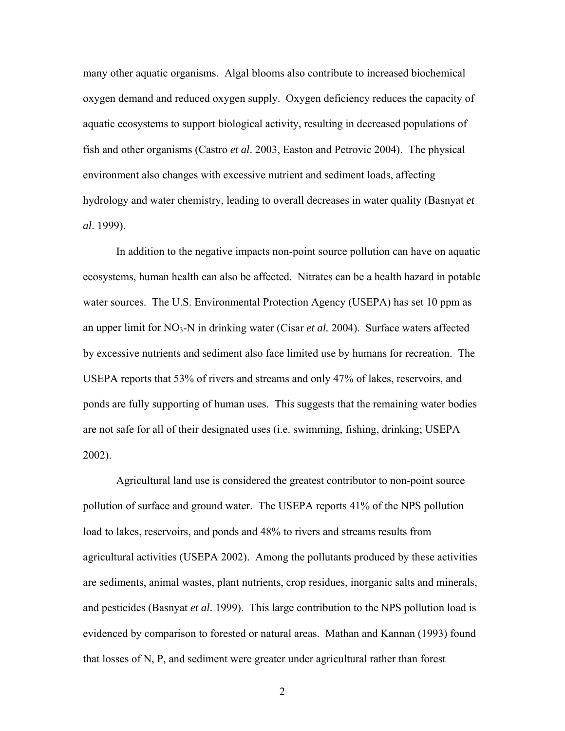many other aquatic organisms. Algal blooms also contribute to increased biochemical oxygen demand and reduced oxygen supply. Oxygen deficiency reduces the capacity of aquatic ecosystems to support biological activity, resulting in decreased populations of fish and other organisms (Castro *et al*. 2003, Easton and Petrovic 2004). The physical environment also changes with excessive nutrient and sediment loads, affecting hydrology and water chemistry, leading to overall decreases in water quality (Basnyat *et al*. 1999).

In addition to the negative impacts non-point source pollution can have on aquatic ecosystems, human health can also be affected. Nitrates can be a health hazard in potable water sources. The U.S. Environmental Protection Agency (USEPA) has set 10 ppm as an upper limit for $NO_3$-N in drinking water (Cisar *et al.* 2004). Surface waters affected by excessive nutrients and sediment also face limited use by humans for recreation. The USEPA reports that 53% of rivers and streams and only 47% of lakes, reservoirs, and ponds are fully supporting of human uses. This suggests that the remaining water bodies are not safe for all of their designated uses (i.e. swimming, fishing, drinking; USEPA 2002).

Agricultural land use is considered the greatest contributor to non-point source pollution of surface and ground water. The USEPA reports 41% of the NPS pollution load to lakes, reservoirs, and ponds and 48% to rivers and streams results from agricultural activities (USEPA 2002). Among the pollutants produced by these activities are sediments, animal wastes, plant nutrients, crop residues, inorganic salts and minerals, and pesticides (Basnyat *et al*. 1999). This large contribution to the NPS pollution load is evidenced by comparison to forested or natural areas. Mathan and Kannan (1993) found that losses of N, P, and sediment were greater under agricultural rather than forest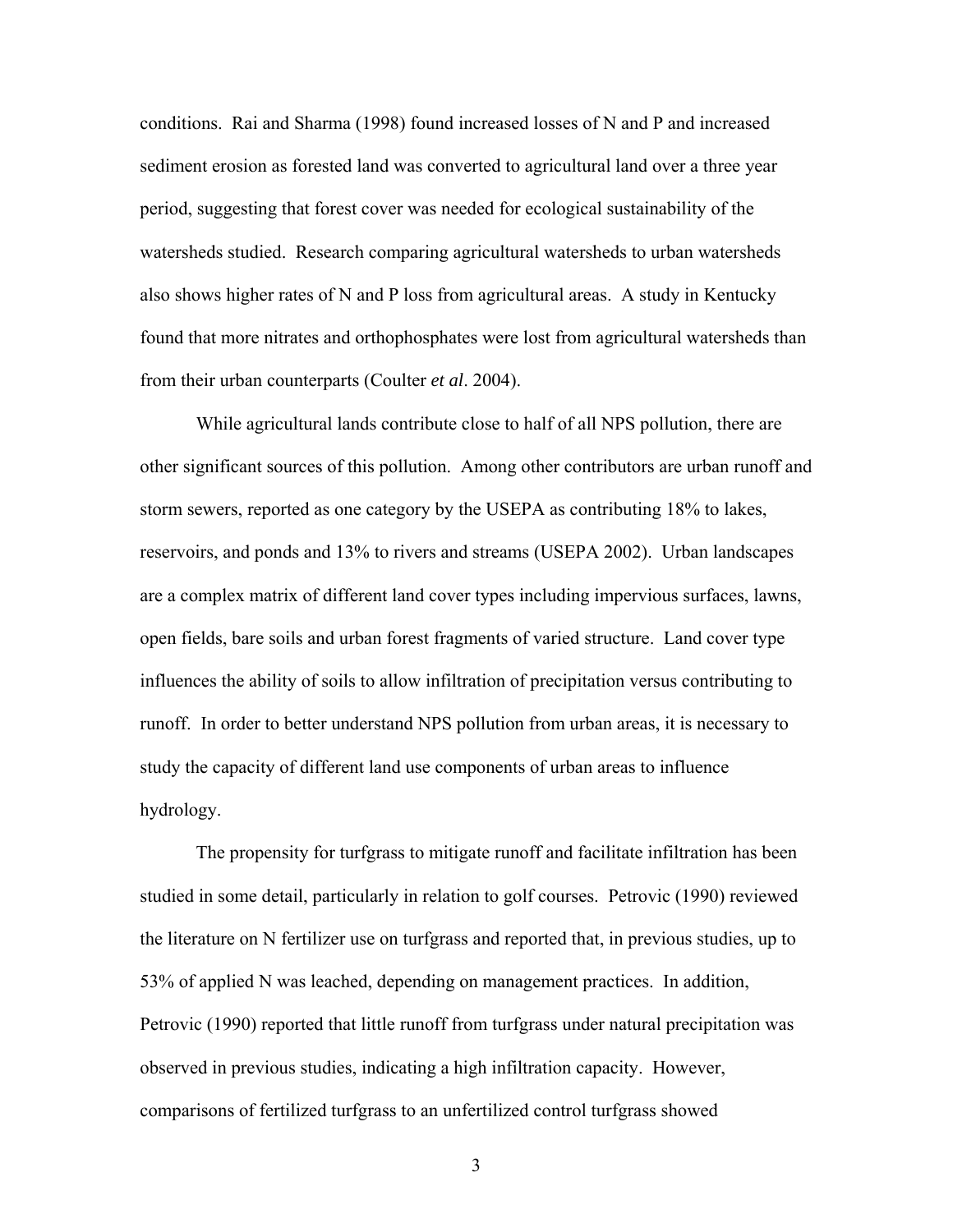conditions. Rai and Sharma (1998) found increased losses of N and P and increased sediment erosion as forested land was converted to agricultural land over a three year period, suggesting that forest cover was needed for ecological sustainability of the watersheds studied. Research comparing agricultural watersheds to urban watersheds also shows higher rates of N and P loss from agricultural areas. A study in Kentucky found that more nitrates and orthophosphates were lost from agricultural watersheds than from their urban counterparts (Coulter *et al*. 2004).

While agricultural lands contribute close to half of all NPS pollution, there are other significant sources of this pollution. Among other contributors are urban runoff and storm sewers, reported as one category by the USEPA as contributing 18% to lakes, reservoirs, and ponds and 13% to rivers and streams (USEPA 2002). Urban landscapes are a complex matrix of different land cover types including impervious surfaces, lawns, open fields, bare soils and urban forest fragments of varied structure. Land cover type influences the ability of soils to allow infiltration of precipitation versus contributing to runoff. In order to better understand NPS pollution from urban areas, it is necessary to study the capacity of different land use components of urban areas to influence hydrology.

The propensity for turfgrass to mitigate runoff and facilitate infiltration has been studied in some detail, particularly in relation to golf courses. Petrovic (1990) reviewed the literature on N fertilizer use on turfgrass and reported that, in previous studies, up to 53% of applied N was leached, depending on management practices. In addition, Petrovic (1990) reported that little runoff from turfgrass under natural precipitation was observed in previous studies, indicating a high infiltration capacity. However, comparisons of fertilized turfgrass to an unfertilized control turfgrass showed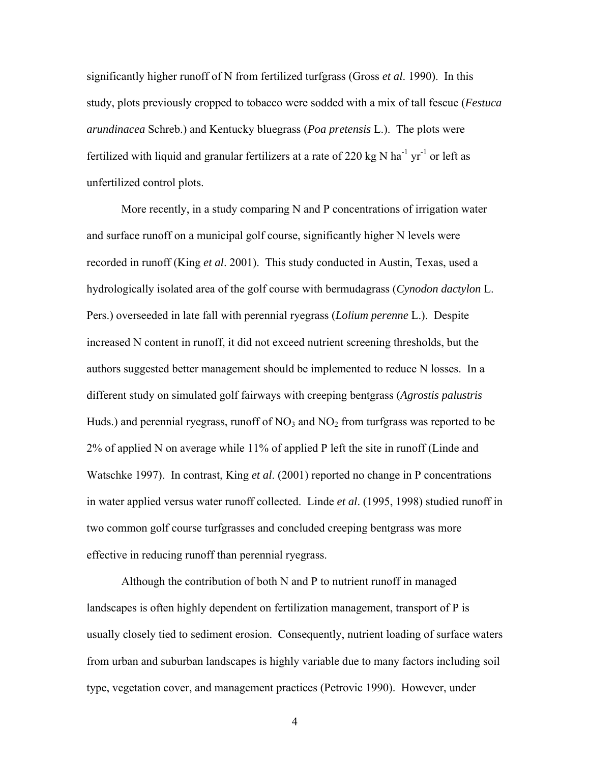significantly higher runoff of N from fertilized turfgrass (Gross *et al*. 1990). In this study, plots previously cropped to tobacco were sodded with a mix of tall fescue (*Festuca arundinacea* Schreb.) and Kentucky bluegrass (*Poa pretensis* L.). The plots were fertilized with liquid and granular fertilizers at a rate of 220 kg N $ha^{-1}$ $yr^{-1}$ or left as unfertilized control plots.

More recently, in a study comparing N and P concentrations of irrigation water and surface runoff on a municipal golf course, significantly higher N levels were recorded in runoff (King *et al*. 2001). This study conducted in Austin, Texas, used a hydrologically isolated area of the golf course with bermudagrass (*Cynodon dactylon* L. Pers.) overseeded in late fall with perennial ryegrass (*Lolium perenne* L.). Despite increased N content in runoff, it did not exceed nutrient screening thresholds, but the authors suggested better management should be implemented to reduce N losses. In a different study on simulated golf fairways with creeping bentgrass (*Agrostis palustris* Huds.) and perennial ryegrass, runoff of $NO_3$ and $NO_2$ from turfgrass was reported to be 2% of applied N on average while 11% of applied P left the site in runoff (Linde and Watschke 1997). In contrast, King *et al*. (2001) reported no change in P concentrations in water applied versus water runoff collected. Linde *et al*. (1995, 1998) studied runoff in two common golf course turfgrasses and concluded creeping bentgrass was more effective in reducing runoff than perennial ryegrass.

Although the contribution of both N and P to nutrient runoff in managed landscapes is often highly dependent on fertilization management, transport of P is usually closely tied to sediment erosion. Consequently, nutrient loading of surface waters from urban and suburban landscapes is highly variable due to many factors including soil type, vegetation cover, and management practices (Petrovic 1990). However, under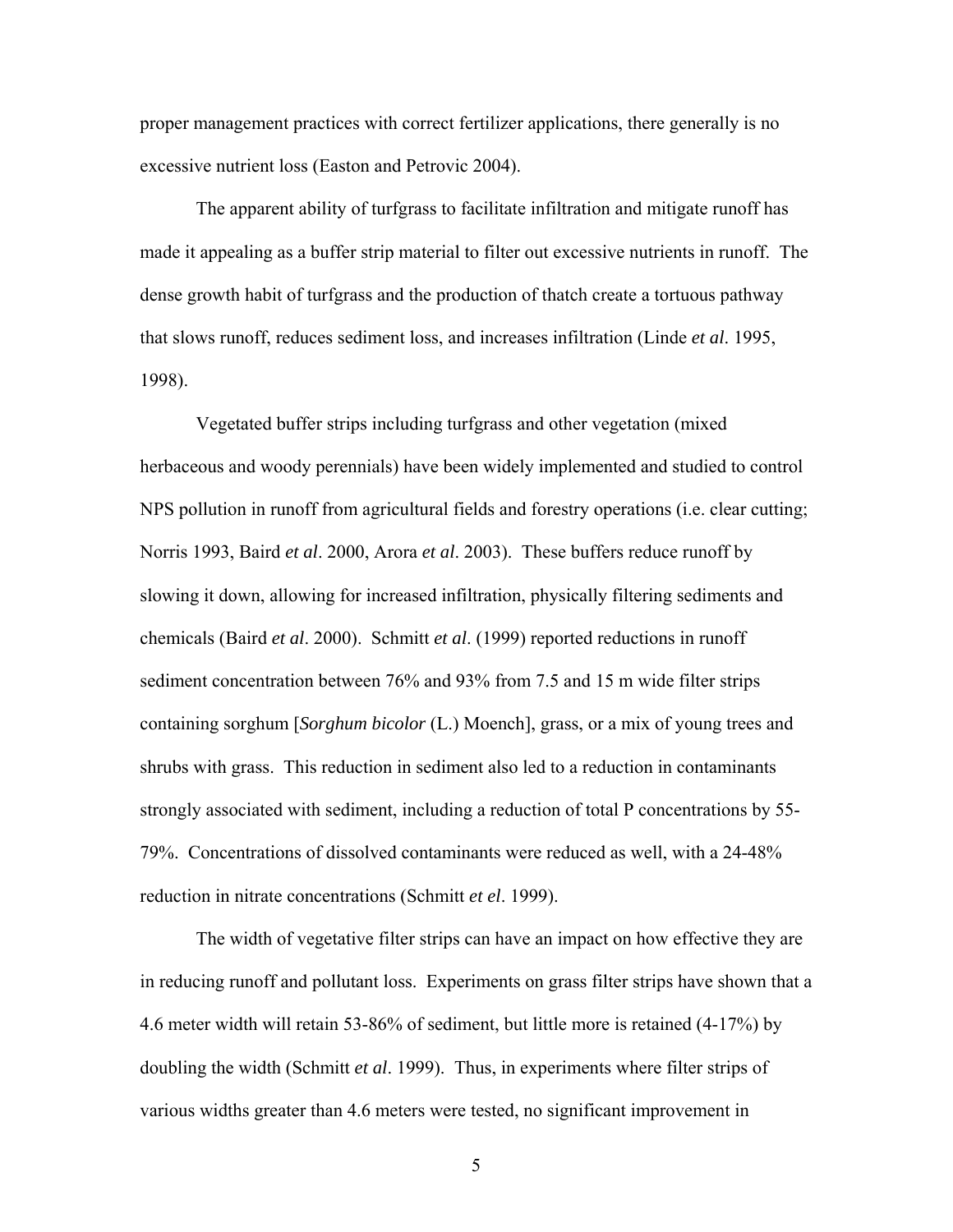proper management practices with correct fertilizer applications, there generally is no excessive nutrient loss (Easton and Petrovic 2004).

The apparent ability of turfgrass to facilitate infiltration and mitigate runoff has made it appealing as a buffer strip material to filter out excessive nutrients in runoff. The dense growth habit of turfgrass and the production of thatch create a tortuous pathway that slows runoff, reduces sediment loss, and increases infiltration (Linde *et al*. 1995, 1998).

Vegetated buffer strips including turfgrass and other vegetation (mixed herbaceous and woody perennials) have been widely implemented and studied to control NPS pollution in runoff from agricultural fields and forestry operations (i.e. clear cutting; Norris 1993, Baird *et al*. 2000, Arora *et al*. 2003). These buffers reduce runoff by slowing it down, allowing for increased infiltration, physically filtering sediments and chemicals (Baird *et al*. 2000). Schmitt *et al*. (1999) reported reductions in runoff sediment concentration between 76% and 93% from 7.5 and 15 m wide filter strips containing sorghum [*Sorghum bicolor* (L.) Moench], grass, or a mix of young trees and shrubs with grass. This reduction in sediment also led to a reduction in contaminants strongly associated with sediment, including a reduction of total P concentrations by 55-79%. Concentrations of dissolved contaminants were reduced as well, with a 24-48% reduction in nitrate concentrations (Schmitt *et el*. 1999).

The width of vegetative filter strips can have an impact on how effective they are in reducing runoff and pollutant loss. Experiments on grass filter strips have shown that a 4.6 meter width will retain 53-86% of sediment, but little more is retained (4-17%) by doubling the width (Schmitt *et al*. 1999). Thus, in experiments where filter strips of various widths greater than 4.6 meters were tested, no significant improvement in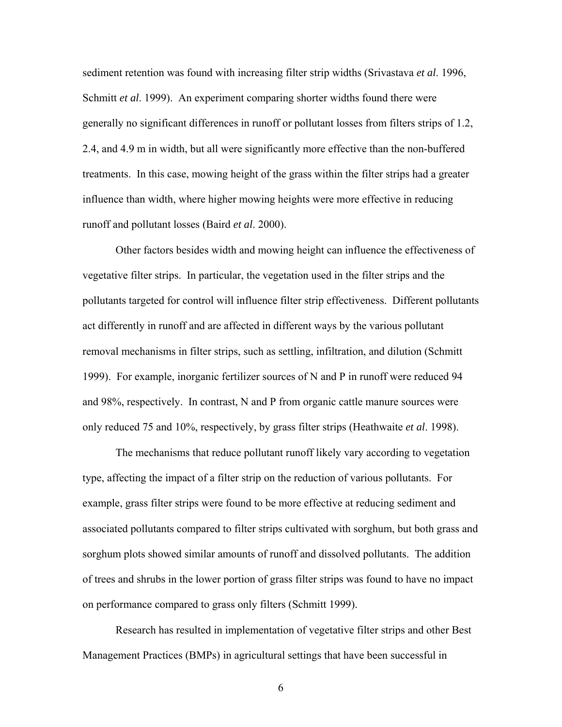sediment retention was found with increasing filter strip widths (Srivastava *et al*. 1996, Schmitt *et al*. 1999). An experiment comparing shorter widths found there were generally no significant differences in runoff or pollutant losses from filters strips of 1.2, 2.4, and 4.9 m in width, but all were significantly more effective than the non-buffered treatments. In this case, mowing height of the grass within the filter strips had a greater influence than width, where higher mowing heights were more effective in reducing runoff and pollutant losses (Baird *et al*. 2000).

Other factors besides width and mowing height can influence the effectiveness of vegetative filter strips. In particular, the vegetation used in the filter strips and the pollutants targeted for control will influence filter strip effectiveness. Different pollutants act differently in runoff and are affected in different ways by the various pollutant removal mechanisms in filter strips, such as settling, infiltration, and dilution (Schmitt 1999). For example, inorganic fertilizer sources of N and P in runoff were reduced 94 and 98%, respectively. In contrast, N and P from organic cattle manure sources were only reduced 75 and 10%, respectively, by grass filter strips (Heathwaite *et al*. 1998).

The mechanisms that reduce pollutant runoff likely vary according to vegetation type, affecting the impact of a filter strip on the reduction of various pollutants. For example, grass filter strips were found to be more effective at reducing sediment and associated pollutants compared to filter strips cultivated with sorghum, but both grass and sorghum plots showed similar amounts of runoff and dissolved pollutants. The addition of trees and shrubs in the lower portion of grass filter strips was found to have no impact on performance compared to grass only filters (Schmitt 1999).

Research has resulted in implementation of vegetative filter strips and other Best Management Practices (BMPs) in agricultural settings that have been successful in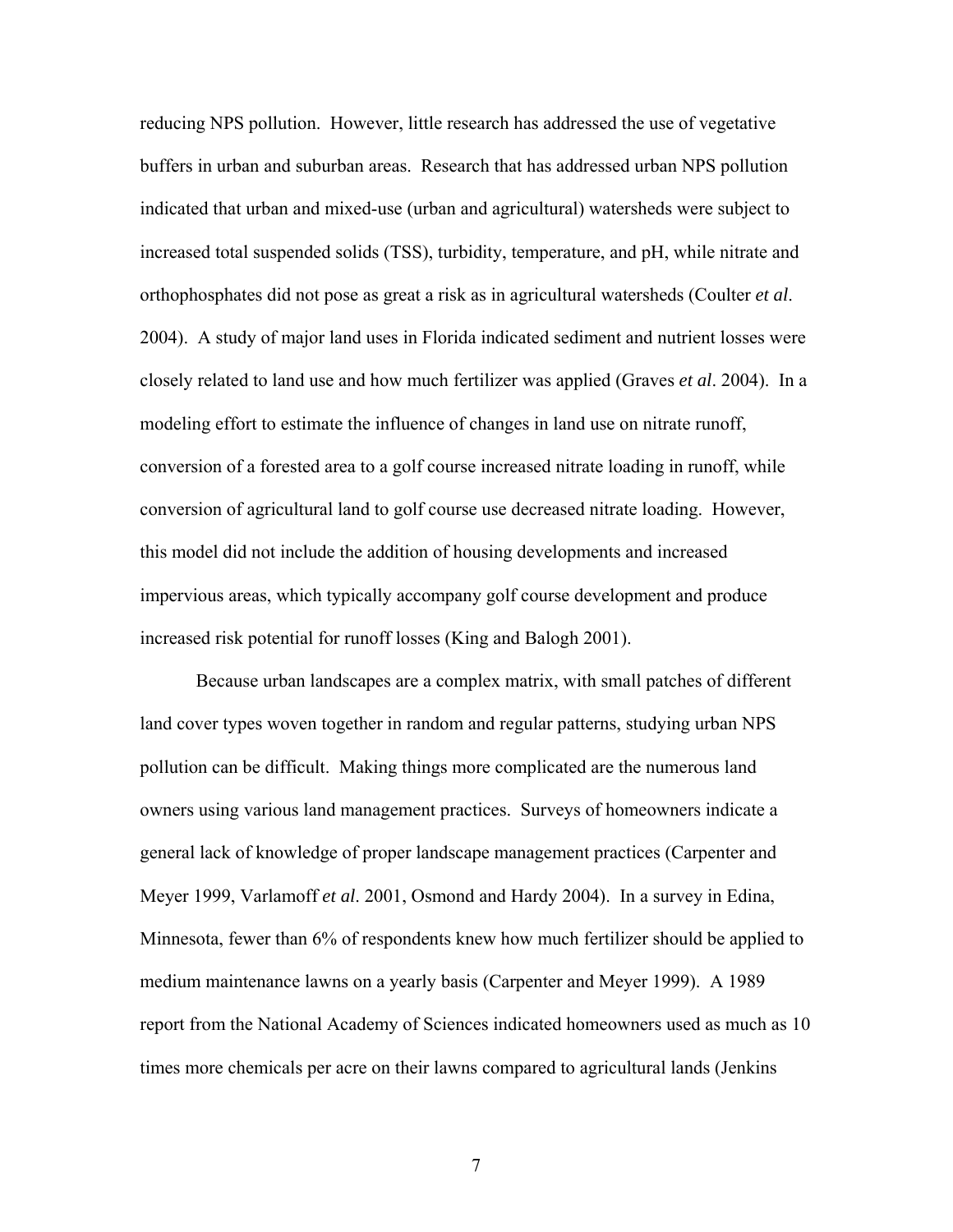reducing NPS pollution. However, little research has addressed the use of vegetative buffers in urban and suburban areas. Research that has addressed urban NPS pollution indicated that urban and mixed-use (urban and agricultural) watersheds were subject to increased total suspended solids (TSS), turbidity, temperature, and pH, while nitrate and orthophosphates did not pose as great a risk as in agricultural watersheds (Coulter *et al*. 2004). A study of major land uses in Florida indicated sediment and nutrient losses were closely related to land use and how much fertilizer was applied (Graves *et al*. 2004). In a modeling effort to estimate the influence of changes in land use on nitrate runoff, conversion of a forested area to a golf course increased nitrate loading in runoff, while conversion of agricultural land to golf course use decreased nitrate loading. However, this model did not include the addition of housing developments and increased impervious areas, which typically accompany golf course development and produce increased risk potential for runoff losses (King and Balogh 2001).

Because urban landscapes are a complex matrix, with small patches of different land cover types woven together in random and regular patterns, studying urban NPS pollution can be difficult. Making things more complicated are the numerous land owners using various land management practices. Surveys of homeowners indicate a general lack of knowledge of proper landscape management practices (Carpenter and Meyer 1999, Varlamoff *et al*. 2001, Osmond and Hardy 2004). In a survey in Edina, Minnesota, fewer than 6% of respondents knew how much fertilizer should be applied to medium maintenance lawns on a yearly basis (Carpenter and Meyer 1999). A 1989 report from the National Academy of Sciences indicated homeowners used as much as 10 times more chemicals per acre on their lawns compared to agricultural lands (Jenkins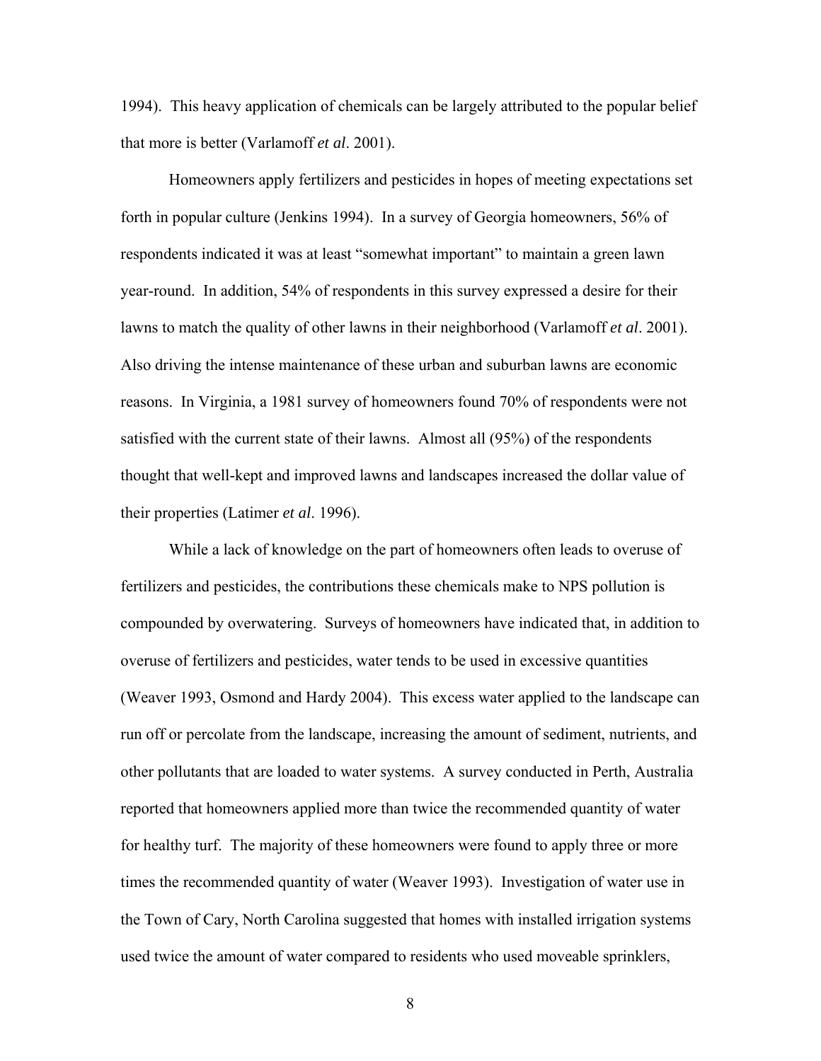1994). This heavy application of chemicals can be largely attributed to the popular belief that more is better (Varlamoff *et al*. 2001).

Homeowners apply fertilizers and pesticides in hopes of meeting expectations set forth in popular culture (Jenkins 1994). In a survey of Georgia homeowners, 56% of respondents indicated it was at least "somewhat important" to maintain a green lawn year-round. In addition, 54% of respondents in this survey expressed a desire for their lawns to match the quality of other lawns in their neighborhood (Varlamoff *et al*. 2001). Also driving the intense maintenance of these urban and suburban lawns are economic reasons. In Virginia, a 1981 survey of homeowners found 70% of respondents were not satisfied with the current state of their lawns. Almost all (95%) of the respondents thought that well-kept and improved lawns and landscapes increased the dollar value of their properties (Latimer *et al*. 1996).

While a lack of knowledge on the part of homeowners often leads to overuse of fertilizers and pesticides, the contributions these chemicals make to NPS pollution is compounded by overwatering. Surveys of homeowners have indicated that, in addition to overuse of fertilizers and pesticides, water tends to be used in excessive quantities (Weaver 1993, Osmond and Hardy 2004). This excess water applied to the landscape can run off or percolate from the landscape, increasing the amount of sediment, nutrients, and other pollutants that are loaded to water systems. A survey conducted in Perth, Australia reported that homeowners applied more than twice the recommended quantity of water for healthy turf. The majority of these homeowners were found to apply three or more times the recommended quantity of water (Weaver 1993). Investigation of water use in the Town of Cary, North Carolina suggested that homes with installed irrigation systems used twice the amount of water compared to residents who used moveable sprinklers,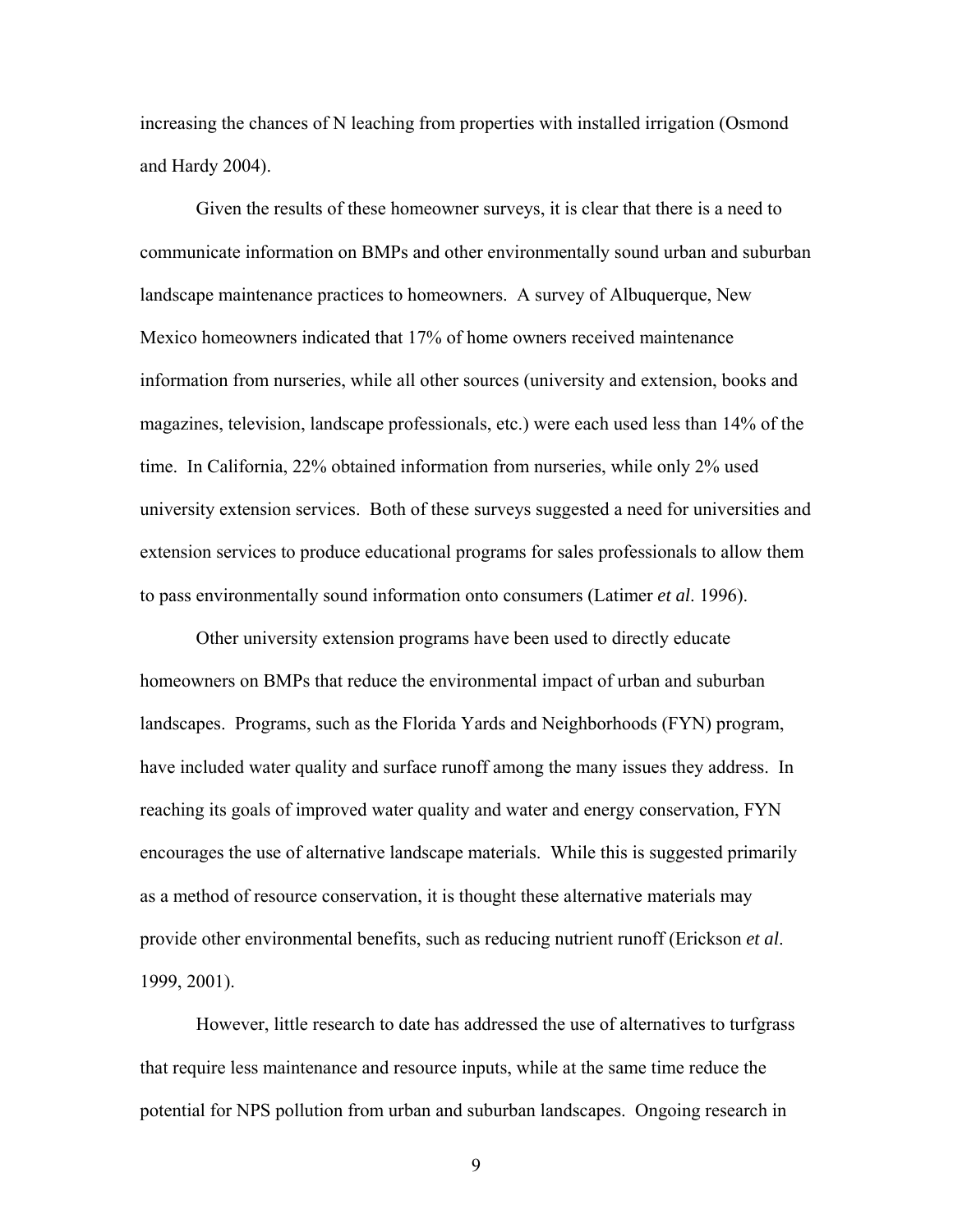increasing the chances of N leaching from properties with installed irrigation (Osmond and Hardy 2004).

Given the results of these homeowner surveys, it is clear that there is a need to communicate information on BMPs and other environmentally sound urban and suburban landscape maintenance practices to homeowners. A survey of Albuquerque, New Mexico homeowners indicated that 17% of home owners received maintenance information from nurseries, while all other sources (university and extension, books and magazines, television, landscape professionals, etc.) were each used less than 14% of the time. In California, 22% obtained information from nurseries, while only 2% used university extension services. Both of these surveys suggested a need for universities and extension services to produce educational programs for sales professionals to allow them to pass environmentally sound information onto consumers (Latimer *et al*. 1996).

Other university extension programs have been used to directly educate homeowners on BMPs that reduce the environmental impact of urban and suburban landscapes. Programs, such as the Florida Yards and Neighborhoods (FYN) program, have included water quality and surface runoff among the many issues they address. In reaching its goals of improved water quality and water and energy conservation, FYN encourages the use of alternative landscape materials. While this is suggested primarily as a method of resource conservation, it is thought these alternative materials may provide other environmental benefits, such as reducing nutrient runoff (Erickson *et al*. 1999, 2001).

However, little research to date has addressed the use of alternatives to turfgrass that require less maintenance and resource inputs, while at the same time reduce the potential for NPS pollution from urban and suburban landscapes. Ongoing research in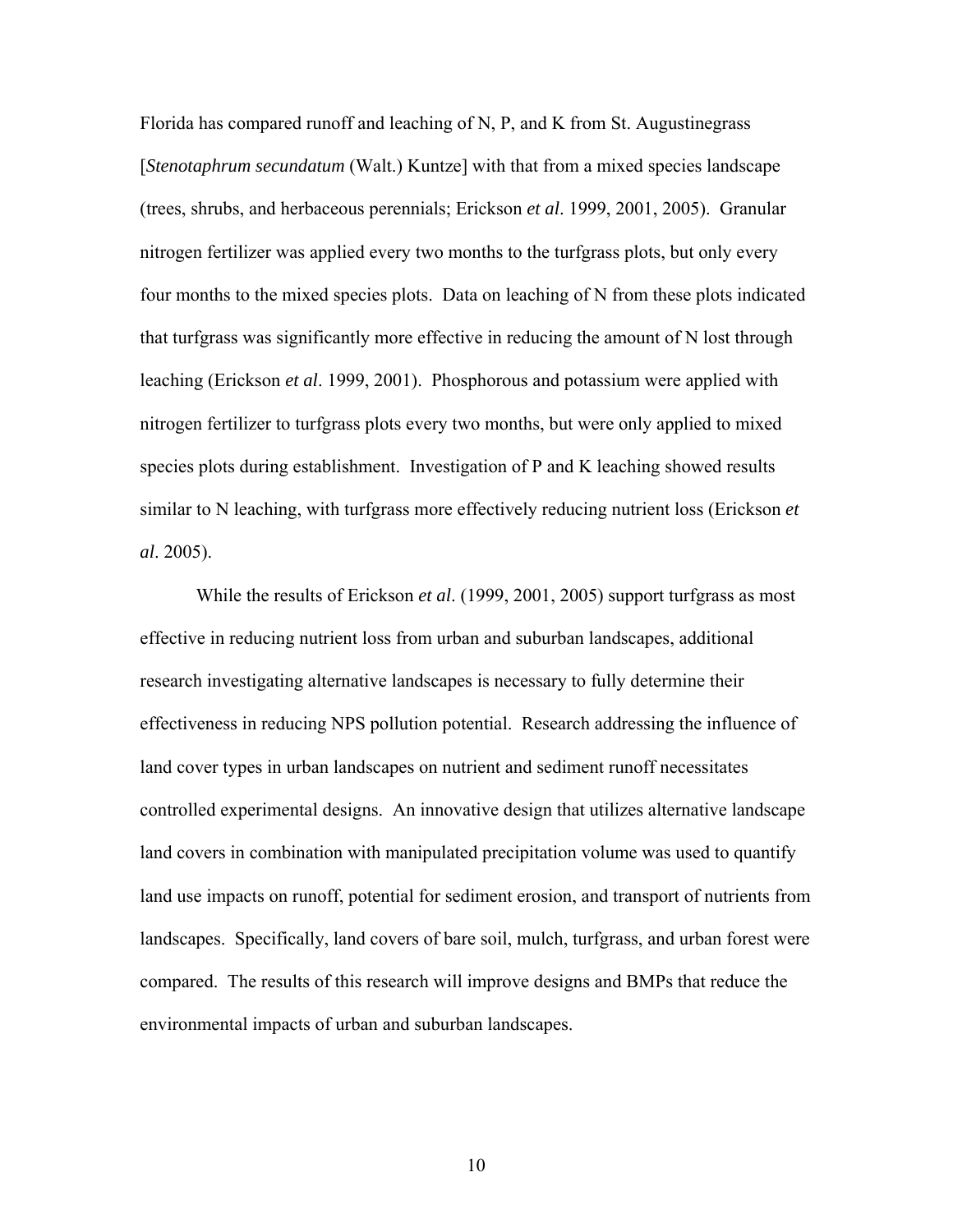Florida has compared runoff and leaching of N, P, and K from St. Augustinegrass [*Stenotaphrum secundatum* (Walt.) Kuntze] with that from a mixed species landscape (trees, shrubs, and herbaceous perennials; Erickson *et al*. 1999, 2001, 2005). Granular nitrogen fertilizer was applied every two months to the turfgrass plots, but only every four months to the mixed species plots. Data on leaching of N from these plots indicated that turfgrass was significantly more effective in reducing the amount of N lost through leaching (Erickson *et al*. 1999, 2001). Phosphorous and potassium were applied with nitrogen fertilizer to turfgrass plots every two months, but were only applied to mixed species plots during establishment. Investigation of P and K leaching showed results similar to N leaching, with turfgrass more effectively reducing nutrient loss (Erickson *et al*. 2005).

While the results of Erickson *et al*. (1999, 2001, 2005) support turfgrass as most effective in reducing nutrient loss from urban and suburban landscapes, additional research investigating alternative landscapes is necessary to fully determine their effectiveness in reducing NPS pollution potential. Research addressing the influence of land cover types in urban landscapes on nutrient and sediment runoff necessitates controlled experimental designs. An innovative design that utilizes alternative landscape land covers in combination with manipulated precipitation volume was used to quantify land use impacts on runoff, potential for sediment erosion, and transport of nutrients from landscapes. Specifically, land covers of bare soil, mulch, turfgrass, and urban forest were compared. The results of this research will improve designs and BMPs that reduce the environmental impacts of urban and suburban landscapes.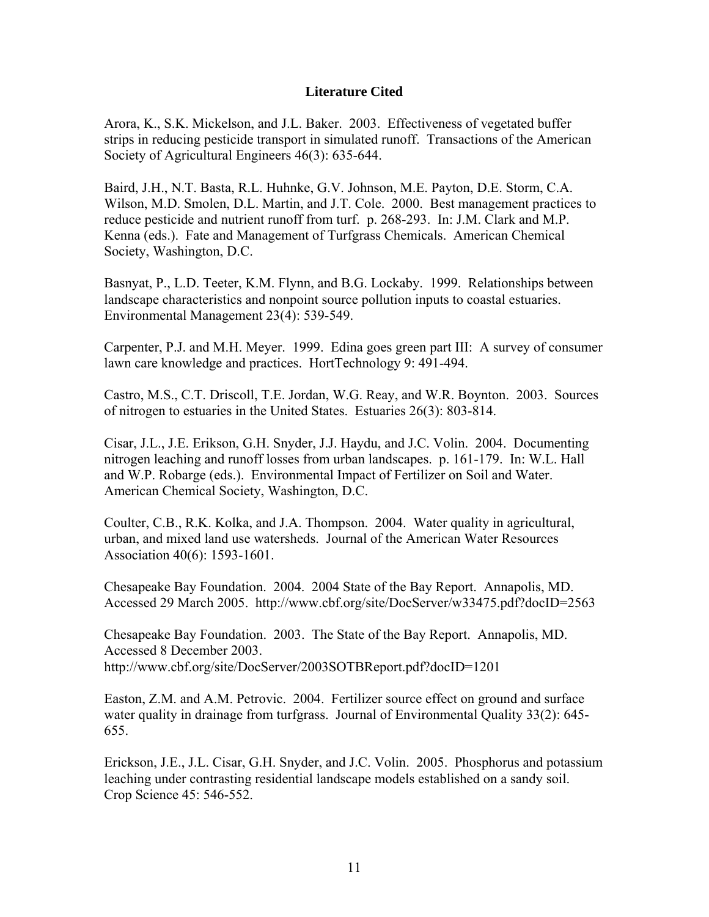## Literature Cited

Arora, K., S.K. Mickelson, and J.L. Baker. 2003. Effectiveness of vegetated buffer strips in reducing pesticide transport in simulated runoff. Transactions of the American Society of Agricultural Engineers 46(3): 635-644.

Baird, J.H., N.T. Basta, R.L. Huhnke, G.V. Johnson, M.E. Payton, D.E. Storm, C.A. Wilson, M.D. Smolen, D.L. Martin, and J.T. Cole. 2000. Best management practices to reduce pesticide and nutrient runoff from turf. p. 268-293. In: J.M. Clark and M.P. Kenna (eds.). Fate and Management of Turfgrass Chemicals. American Chemical Society, Washington, D.C.

Basnyat, P., L.D. Teeter, K.M. Flynn, and B.G. Lockaby. 1999. Relationships between landscape characteristics and nonpoint source pollution inputs to coastal estuaries. Environmental Management 23(4): 539-549.

Carpenter, P.J. and M.H. Meyer. 1999. Edina goes green part III: A survey of consumer lawn care knowledge and practices. HortTechnology 9: 491-494.

Castro, M.S., C.T. Driscoll, T.E. Jordan, W.G. Reay, and W.R. Boynton. 2003. Sources of nitrogen to estuaries in the United States. Estuaries 26(3): 803-814.

Cisar, J.L., J.E. Erikson, G.H. Snyder, J.J. Haydu, and J.C. Volin. 2004. Documenting nitrogen leaching and runoff losses from urban landscapes. p. 161-179. In: W.L. Hall and W.P. Robarge (eds.). Environmental Impact of Fertilizer on Soil and Water. American Chemical Society, Washington, D.C.

Coulter, C.B., R.K. Kolka, and J.A. Thompson. 2004. Water quality in agricultural, urban, and mixed land use watersheds. Journal of the American Water Resources Association 40(6): 1593-1601.

Chesapeake Bay Foundation. 2004. 2004 State of the Bay Report. Annapolis, MD. Accessed 29 March 2005. http://www.cbf.org/site/DocServer/w33475.pdf?docID=2563

Chesapeake Bay Foundation. 2003. The State of the Bay Report. Annapolis, MD. Accessed 8 December 2003. http://www.cbf.org/site/DocServer/2003SOTBReport.pdf?docID=1201

Easton, Z.M. and A.M. Petrovic. 2004. Fertilizer source effect on ground and surface water quality in drainage from turfgrass. Journal of Environmental Quality 33(2): 645-655.

Erickson, J.E., J.L. Cisar, G.H. Snyder, and J.C. Volin. 2005. Phosphorus and potassium leaching under contrasting residential landscape models established on a sandy soil. Crop Science 45: 546-552.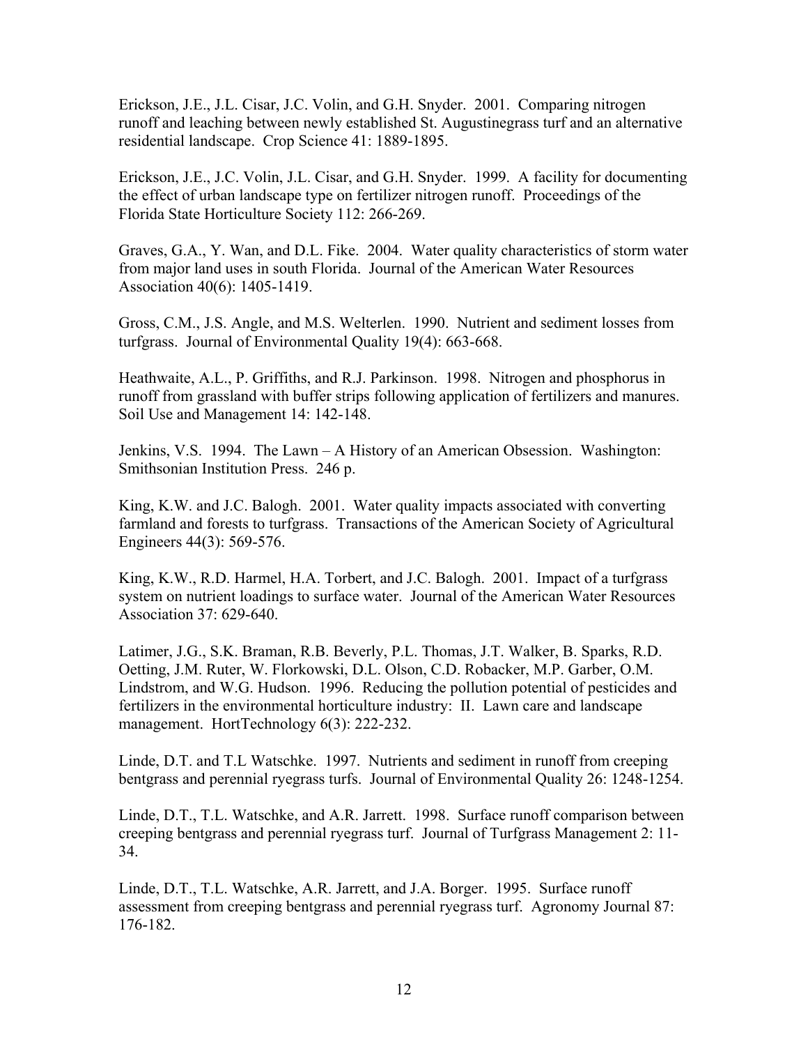Erickson, J.E., J.L. Cisar, J.C. Volin, and G.H. Snyder. 2001. Comparing nitrogen runoff and leaching between newly established St. Augustinegrass turf and an alternative residential landscape. Crop Science 41: 1889-1895.

Erickson, J.E., J.C. Volin, J.L. Cisar, and G.H. Snyder. 1999. A facility for documenting the effect of urban landscape type on fertilizer nitrogen runoff. Proceedings of the Florida State Horticulture Society 112: 266-269.

Graves, G.A., Y. Wan, and D.L. Fike. 2004. Water quality characteristics of storm water from major land uses in south Florida. Journal of the American Water Resources Association 40(6): 1405-1419.

Gross, C.M., J.S. Angle, and M.S. Welterlen. 1990. Nutrient and sediment losses from turfgrass. Journal of Environmental Quality 19(4): 663-668.

Heathwaite, A.L., P. Griffiths, and R.J. Parkinson. 1998. Nitrogen and phosphorus in runoff from grassland with buffer strips following application of fertilizers and manures. Soil Use and Management 14: 142-148.

Jenkins, V.S. 1994. The Lawn – A History of an American Obsession. Washington: Smithsonian Institution Press. 246 p.

King, K.W. and J.C. Balogh. 2001. Water quality impacts associated with converting farmland and forests to turfgrass. Transactions of the American Society of Agricultural Engineers 44(3): 569-576.

King, K.W., R.D. Harmel, H.A. Torbert, and J.C. Balogh. 2001. Impact of a turfgrass system on nutrient loadings to surface water. Journal of the American Water Resources Association 37: 629-640.

Latimer, J.G., S.K. Braman, R.B. Beverly, P.L. Thomas, J.T. Walker, B. Sparks, R.D. Oetting, J.M. Ruter, W. Florkowski, D.L. Olson, C.D. Robacker, M.P. Garber, O.M. Lindstrom, and W.G. Hudson. 1996. Reducing the pollution potential of pesticides and fertilizers in the environmental horticulture industry: II. Lawn care and landscape management. HortTechnology 6(3): 222-232.

Linde, D.T. and T.L Watschke. 1997. Nutrients and sediment in runoff from creeping bentgrass and perennial ryegrass turfs. Journal of Environmental Quality 26: 1248-1254.

Linde, D.T., T.L. Watschke, and A.R. Jarrett. 1998. Surface runoff comparison between creeping bentgrass and perennial ryegrass turf. Journal of Turfgrass Management 2: 11-34.

Linde, D.T., T.L. Watschke, A.R. Jarrett, and J.A. Borger. 1995. Surface runoff assessment from creeping bentgrass and perennial ryegrass turf. Agronomy Journal 87: 176-182.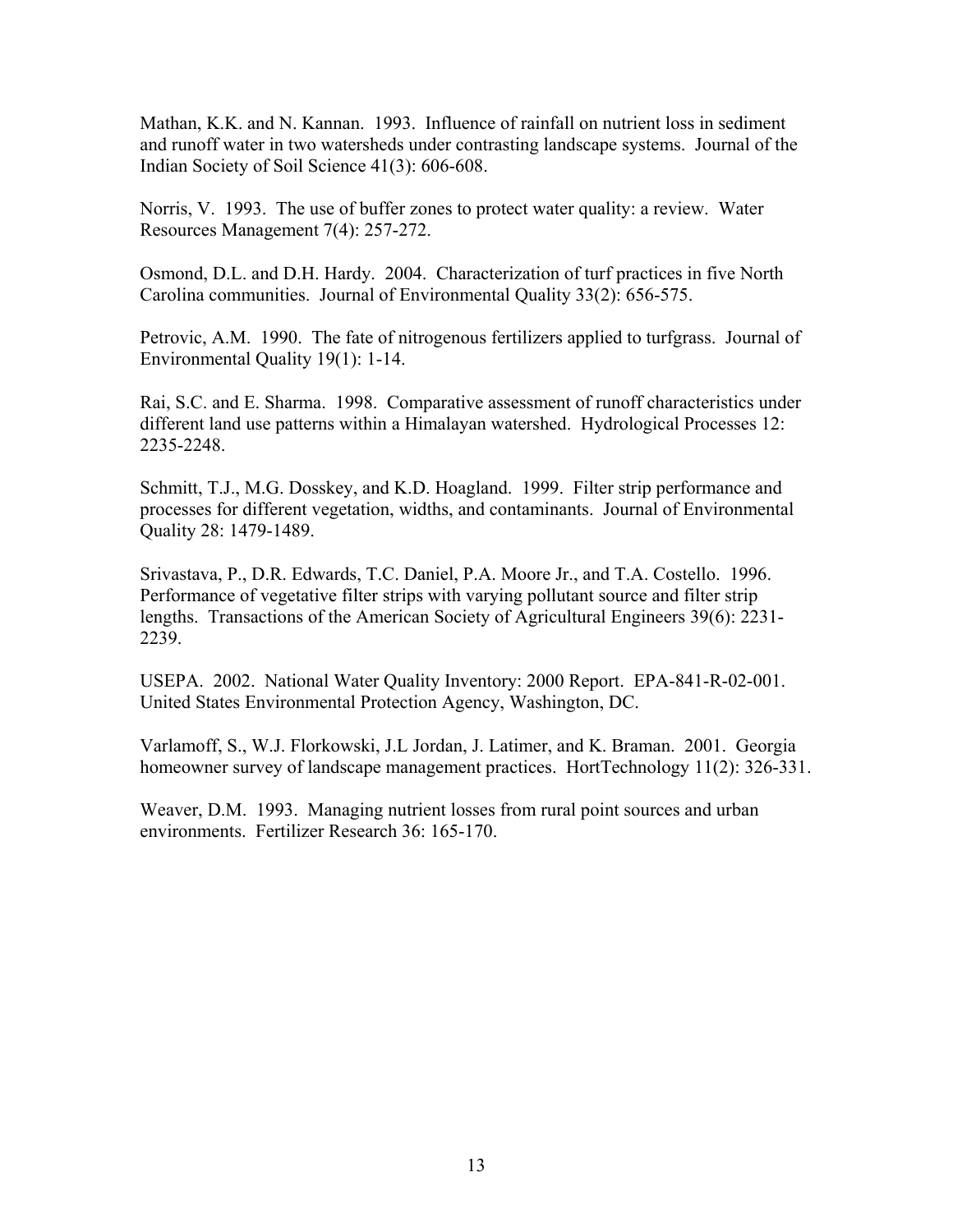Mathan, K.K. and N. Kannan. 1993. Influence of rainfall on nutrient loss in sediment and runoff water in two watersheds under contrasting landscape systems. Journal of the Indian Society of Soil Science 41(3): 606-608.

Norris, V. 1993. The use of buffer zones to protect water quality: a review. Water Resources Management 7(4): 257-272.

Osmond, D.L. and D.H. Hardy. 2004. Characterization of turf practices in five North Carolina communities. Journal of Environmental Quality 33(2): 656-575.

Petrovic, A.M. 1990. The fate of nitrogenous fertilizers applied to turfgrass. Journal of Environmental Quality 19(1): 1-14.

Rai, S.C. and E. Sharma. 1998. Comparative assessment of runoff characteristics under different land use patterns within a Himalayan watershed. Hydrological Processes 12: 2235-2248.

Schmitt, T.J., M.G. Dosskey, and K.D. Hoagland. 1999. Filter strip performance and processes for different vegetation, widths, and contaminants. Journal of Environmental Quality 28: 1479-1489.

Srivastava, P., D.R. Edwards, T.C. Daniel, P.A. Moore Jr., and T.A. Costello. 1996. Performance of vegetative filter strips with varying pollutant source and filter strip lengths. Transactions of the American Society of Agricultural Engineers 39(6): 2231-2239.

USEPA. 2002. National Water Quality Inventory: 2000 Report. EPA-841-R-02-001. United States Environmental Protection Agency, Washington, DC.

Varlamoff, S., W.J. Florkowski, J.L Jordan, J. Latimer, and K. Braman. 2001. Georgia homeowner survey of landscape management practices. HortTechnology 11(2): 326-331.

Weaver, D.M. 1993. Managing nutrient losses from rural point sources and urban environments. Fertilizer Research 36: 165-170.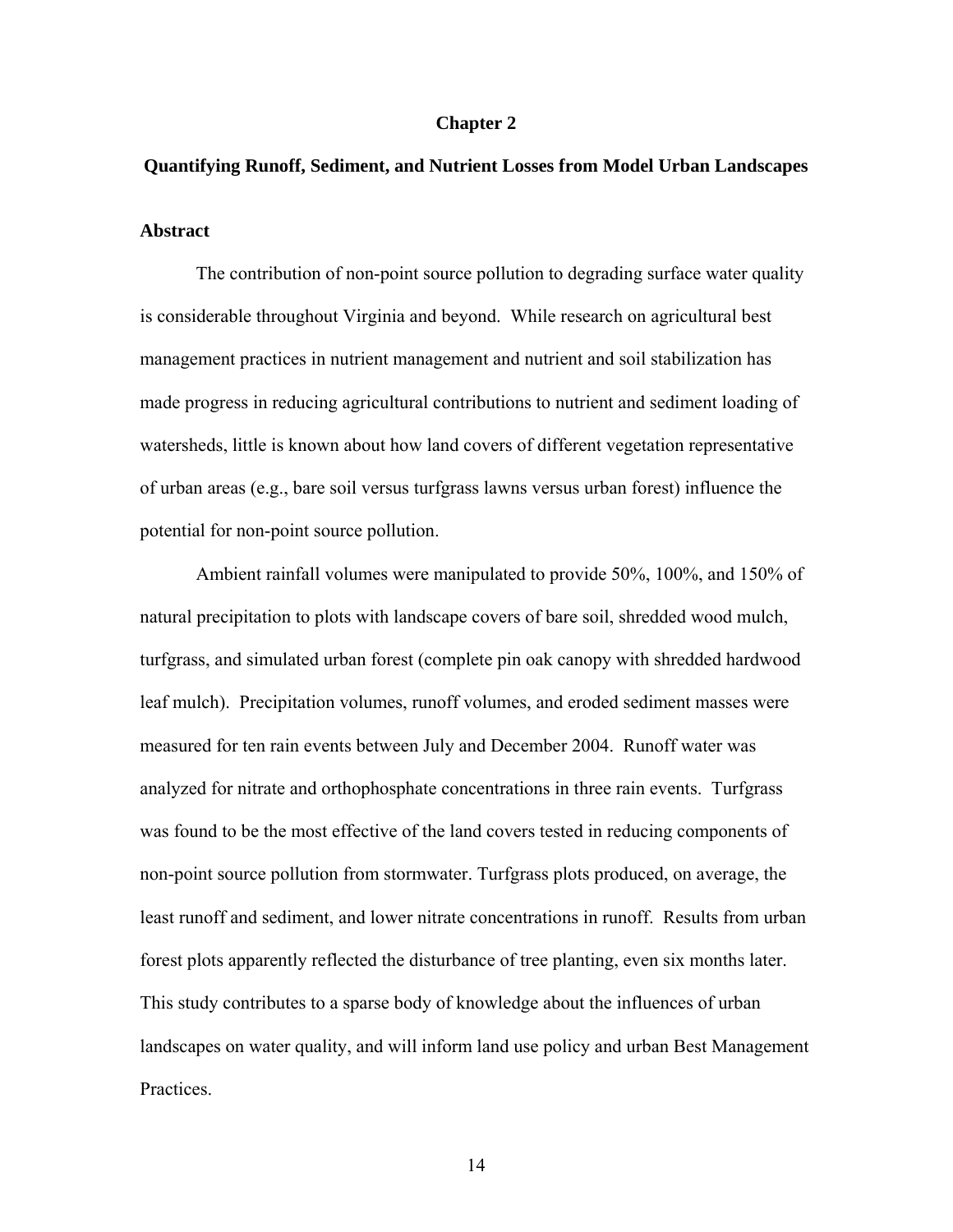# Chapter 2

## Quantifying Runoff, Sediment, and Nutrient Losses from Model Urban Landscapes

### Abstract

The contribution of non-point source pollution to degrading surface water quality is considerable throughout Virginia and beyond. While research on agricultural best management practices in nutrient management and nutrient and soil stabilization has made progress in reducing agricultural contributions to nutrient and sediment loading of watersheds, little is known about how land covers of different vegetation representative of urban areas (e.g., bare soil versus turfgrass lawns versus urban forest) influence the potential for non-point source pollution.

Ambient rainfall volumes were manipulated to provide 50%, 100%, and 150% of natural precipitation to plots with landscape covers of bare soil, shredded wood mulch, turfgrass, and simulated urban forest (complete pin oak canopy with shredded hardwood leaf mulch). Precipitation volumes, runoff volumes, and eroded sediment masses were measured for ten rain events between July and December 2004. Runoff water was analyzed for nitrate and orthophosphate concentrations in three rain events. Turfgrass was found to be the most effective of the land covers tested in reducing components of non-point source pollution from stormwater. Turfgrass plots produced, on average, the least runoff and sediment, and lower nitrate concentrations in runoff. Results from urban forest plots apparently reflected the disturbance of tree planting, even six months later. This study contributes to a sparse body of knowledge about the influences of urban landscapes on water quality, and will inform land use policy and urban Best Management Practices.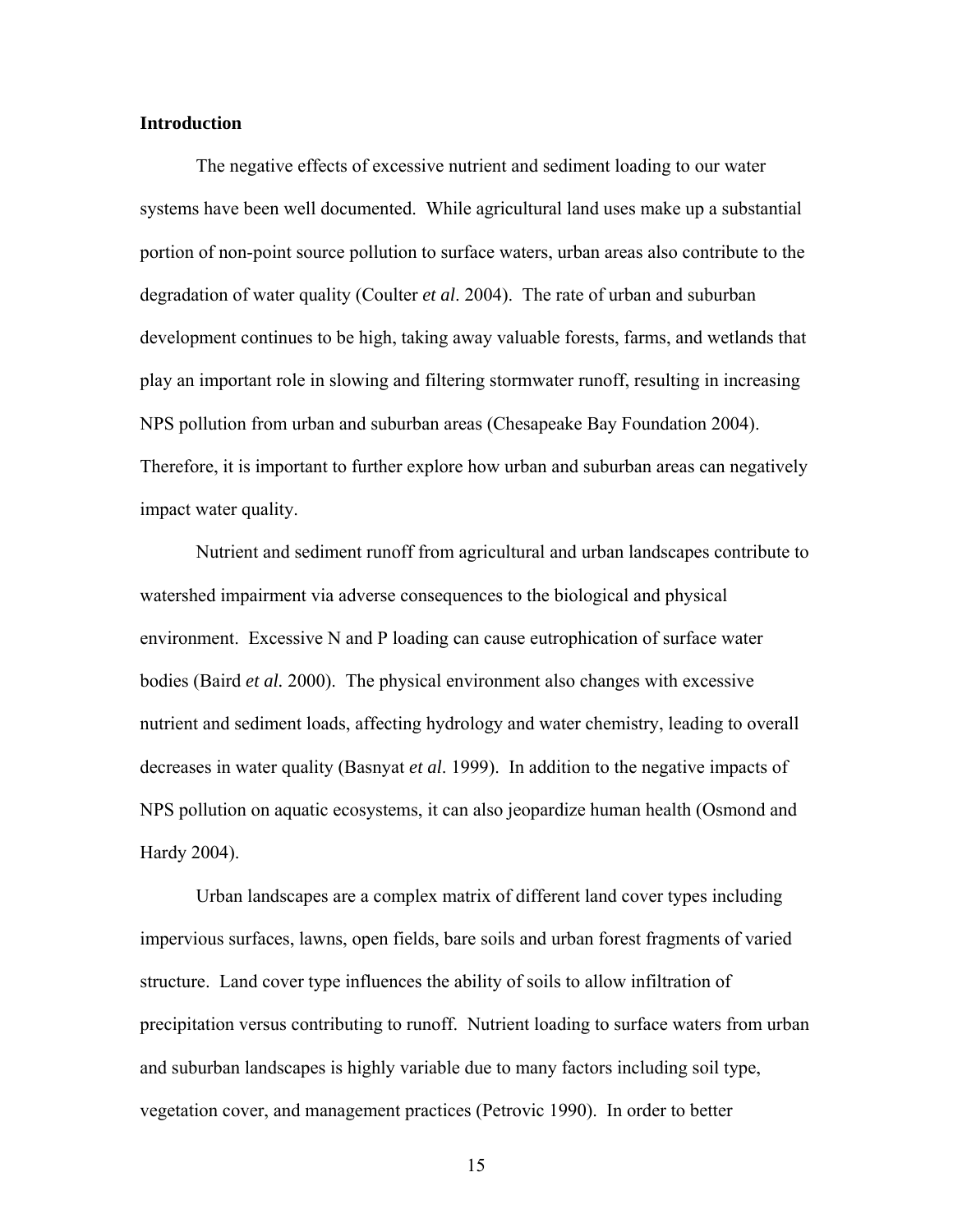**Introduction**

The negative effects of excessive nutrient and sediment loading to our water systems have been well documented. While agricultural land uses make up a substantial portion of non-point source pollution to surface waters, urban areas also contribute to the degradation of water quality (Coulter *et al*. 2004). The rate of urban and suburban development continues to be high, taking away valuable forests, farms, and wetlands that play an important role in slowing and filtering stormwater runoff, resulting in increasing NPS pollution from urban and suburban areas (Chesapeake Bay Foundation 2004). Therefore, it is important to further explore how urban and suburban areas can negatively impact water quality.

Nutrient and sediment runoff from agricultural and urban landscapes contribute to watershed impairment via adverse consequences to the biological and physical environment. Excessive N and P loading can cause eutrophication of surface water bodies (Baird *et al.* 2000). The physical environment also changes with excessive nutrient and sediment loads, affecting hydrology and water chemistry, leading to overall decreases in water quality (Basnyat *et al*. 1999). In addition to the negative impacts of NPS pollution on aquatic ecosystems, it can also jeopardize human health (Osmond and Hardy 2004).

Urban landscapes are a complex matrix of different land cover types including impervious surfaces, lawns, open fields, bare soils and urban forest fragments of varied structure. Land cover type influences the ability of soils to allow infiltration of precipitation versus contributing to runoff. Nutrient loading to surface waters from urban and suburban landscapes is highly variable due to many factors including soil type, vegetation cover, and management practices (Petrovic 1990). In order to better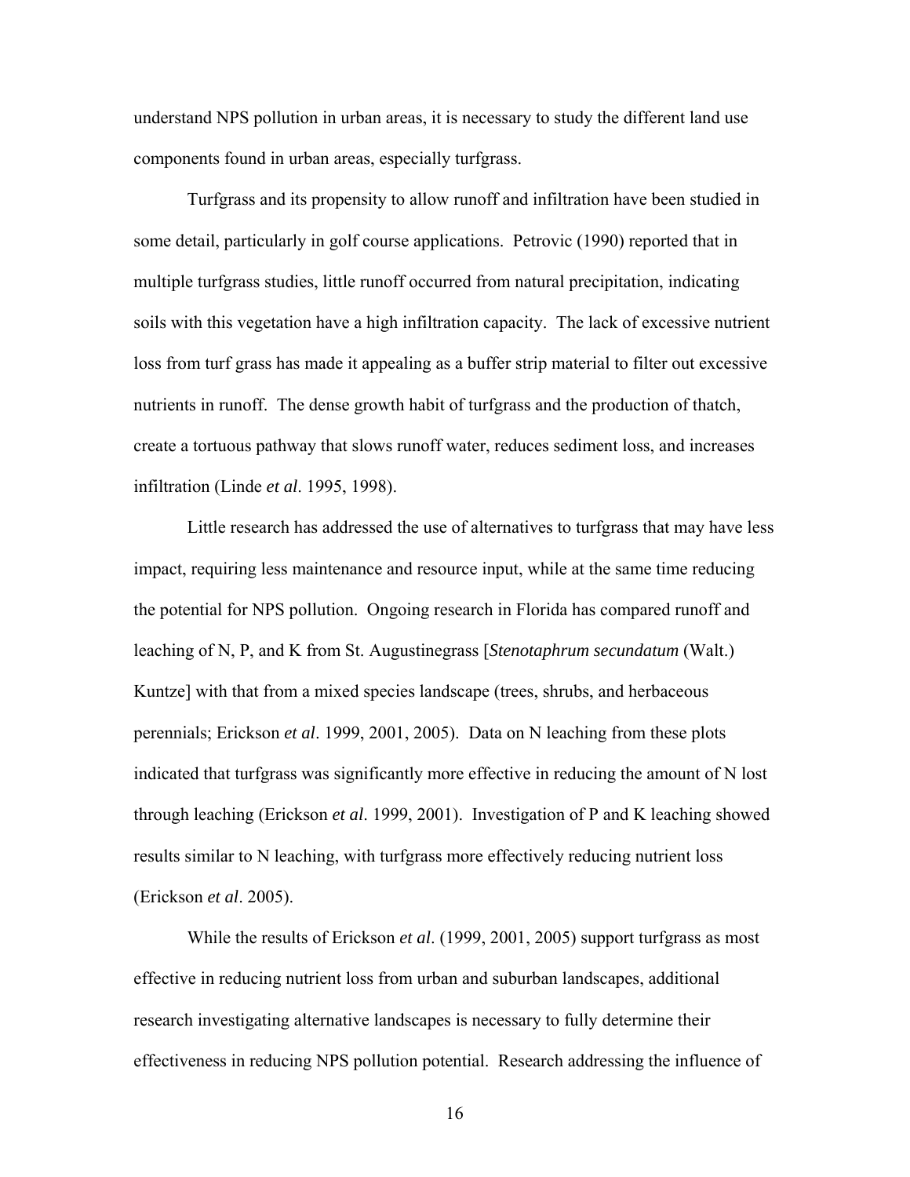understand NPS pollution in urban areas, it is necessary to study the different land use components found in urban areas, especially turfgrass.

Turfgrass and its propensity to allow runoff and infiltration have been studied in some detail, particularly in golf course applications. Petrovic (1990) reported that in multiple turfgrass studies, little runoff occurred from natural precipitation, indicating soils with this vegetation have a high infiltration capacity. The lack of excessive nutrient loss from turf grass has made it appealing as a buffer strip material to filter out excessive nutrients in runoff. The dense growth habit of turfgrass and the production of thatch, create a tortuous pathway that slows runoff water, reduces sediment loss, and increases infiltration (Linde *et al*. 1995, 1998).

Little research has addressed the use of alternatives to turfgrass that may have less impact, requiring less maintenance and resource input, while at the same time reducing the potential for NPS pollution. Ongoing research in Florida has compared runoff and leaching of N, P, and K from St. Augustinegrass [*Stenotaphrum secundatum* (Walt.) Kuntze] with that from a mixed species landscape (trees, shrubs, and herbaceous perennials; Erickson *et al*. 1999, 2001, 2005). Data on N leaching from these plots indicated that turfgrass was significantly more effective in reducing the amount of N lost through leaching (Erickson *et al*. 1999, 2001). Investigation of P and K leaching showed results similar to N leaching, with turfgrass more effectively reducing nutrient loss (Erickson *et al*. 2005).

While the results of Erickson *et al*. (1999, 2001, 2005) support turfgrass as most effective in reducing nutrient loss from urban and suburban landscapes, additional research investigating alternative landscapes is necessary to fully determine their effectiveness in reducing NPS pollution potential. Research addressing the influence of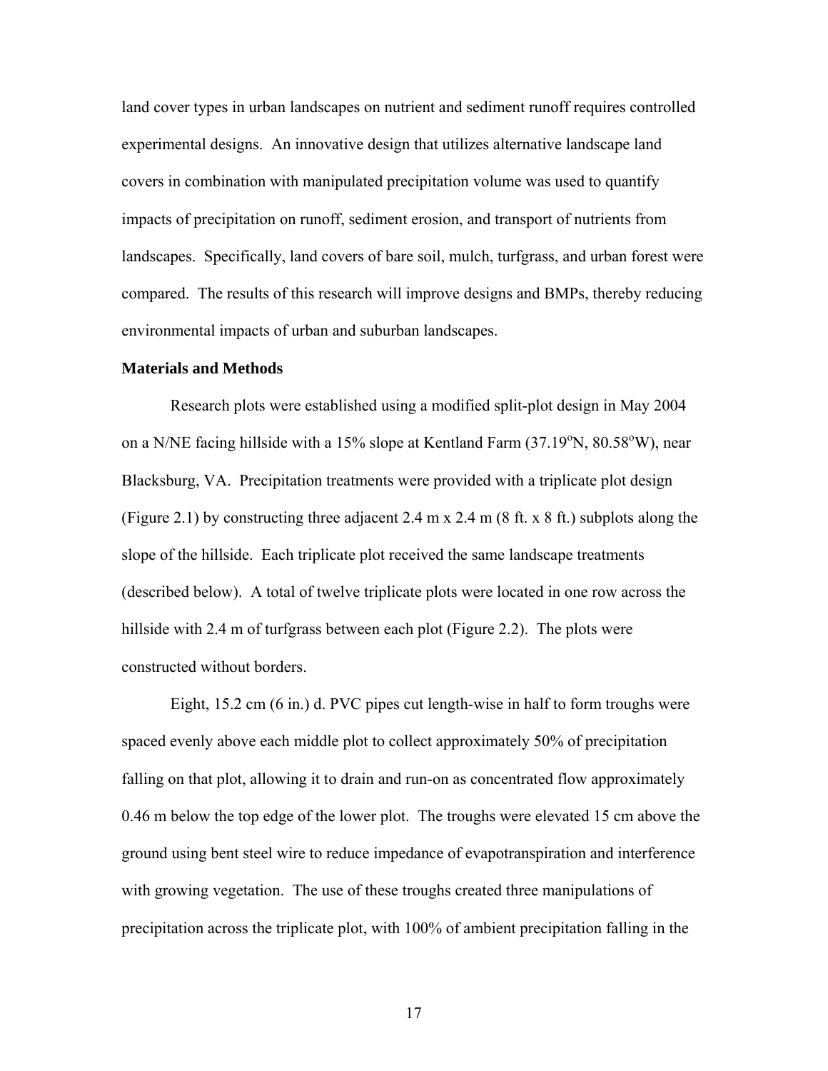land cover types in urban landscapes on nutrient and sediment runoff requires controlled experimental designs. An innovative design that utilizes alternative landscape land covers in combination with manipulated precipitation volume was used to quantify impacts of precipitation on runoff, sediment erosion, and transport of nutrients from landscapes. Specifically, land covers of bare soil, mulch, turfgrass, and urban forest were compared. The results of this research will improve designs and BMPs, thereby reducing environmental impacts of urban and suburban landscapes.

**Materials and Methods**

Research plots were established using a modified split-plot design in May 2004 on a N/NE facing hillside with a 15% slope at Kentland Farm (37.19$^{o}$N, 80.58$^{o}$W), near Blacksburg, VA. Precipitation treatments were provided with a triplicate plot design (Figure 2.1) by constructing three adjacent 2.4 m x 2.4 m (8 ft. x 8 ft.) subplots along the slope of the hillside. Each triplicate plot received the same landscape treatments (described below). A total of twelve triplicate plots were located in one row across the hillside with 2.4 m of turfgrass between each plot (Figure 2.2). The plots were constructed without borders.

Eight, 15.2 cm (6 in.) d. PVC pipes cut length-wise in half to form troughs were spaced evenly above each middle plot to collect approximately 50% of precipitation falling on that plot, allowing it to drain and run-on as concentrated flow approximately 0.46 m below the top edge of the lower plot. The troughs were elevated 15 cm above the ground using bent steel wire to reduce impedance of evapotranspiration and interference with growing vegetation. The use of these troughs created three manipulations of precipitation across the triplicate plot, with 100% of ambient precipitation falling in the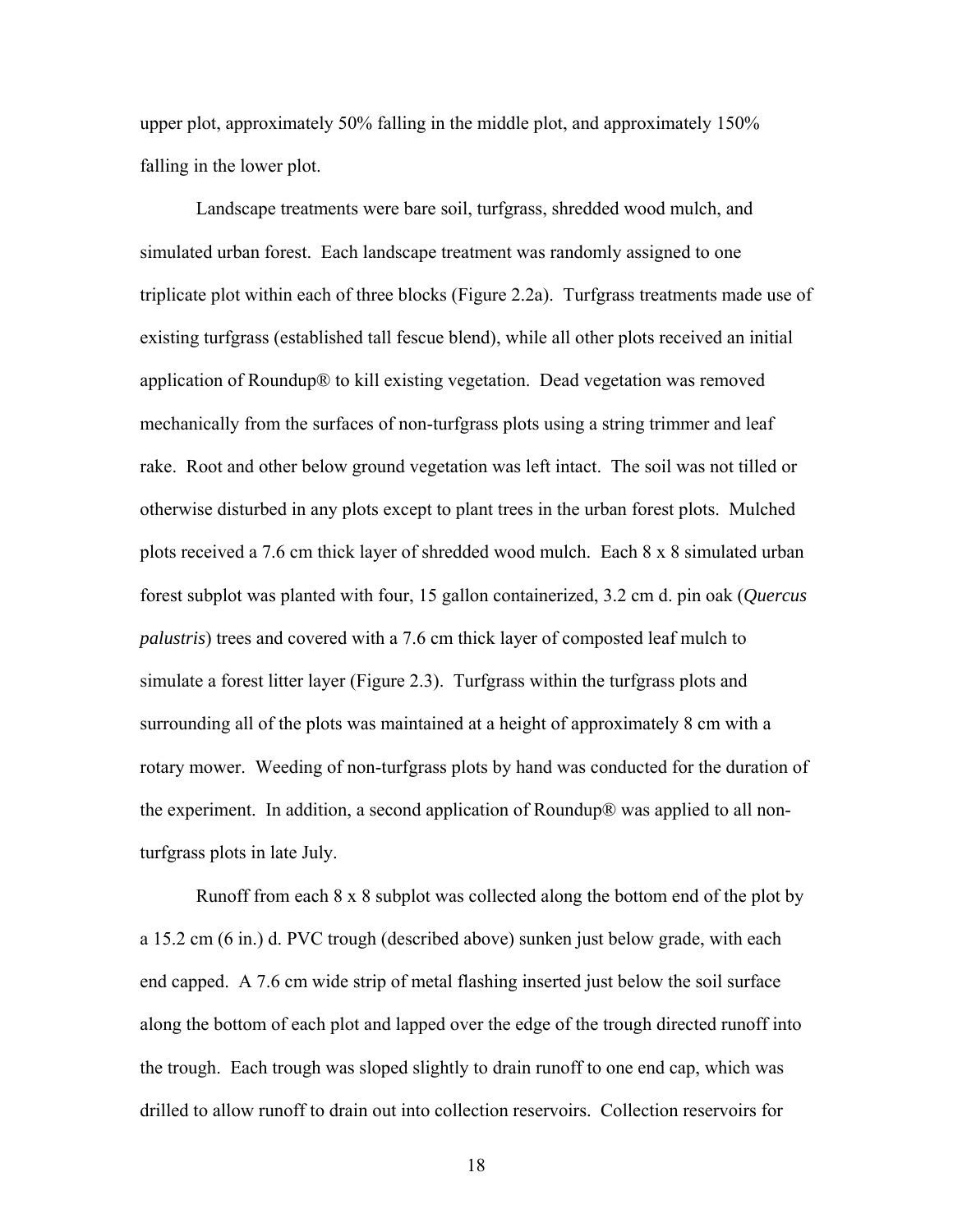upper plot, approximately 50% falling in the middle plot, and approximately 150% falling in the lower plot.

Landscape treatments were bare soil, turfgrass, shredded wood mulch, and simulated urban forest. Each landscape treatment was randomly assigned to one triplicate plot within each of three blocks (Figure 2.2a). Turfgrass treatments made use of existing turfgrass (established tall fescue blend), while all other plots received an initial application of Roundup® to kill existing vegetation. Dead vegetation was removed mechanically from the surfaces of non-turfgrass plots using a string trimmer and leaf rake. Root and other below ground vegetation was left intact. The soil was not tilled or otherwise disturbed in any plots except to plant trees in the urban forest plots. Mulched plots received a 7.6 cm thick layer of shredded wood mulch. Each 8 x 8 simulated urban forest subplot was planted with four, 15 gallon containerized, 3.2 cm d. pin oak (*Quercus palustris*) trees and covered with a 7.6 cm thick layer of composted leaf mulch to simulate a forest litter layer (Figure 2.3). Turfgrass within the turfgrass plots and surrounding all of the plots was maintained at a height of approximately 8 cm with a rotary mower. Weeding of non-turfgrass plots by hand was conducted for the duration of the experiment. In addition, a second application of Roundup® was applied to all non-turfgrass plots in late July.

Runoff from each 8 x 8 subplot was collected along the bottom end of the plot by a 15.2 cm (6 in.) d. PVC trough (described above) sunken just below grade, with each end capped. A 7.6 cm wide strip of metal flashing inserted just below the soil surface along the bottom of each plot and lapped over the edge of the trough directed runoff into the trough. Each trough was sloped slightly to drain runoff to one end cap, which was drilled to allow runoff to drain out into collection reservoirs. Collection reservoirs for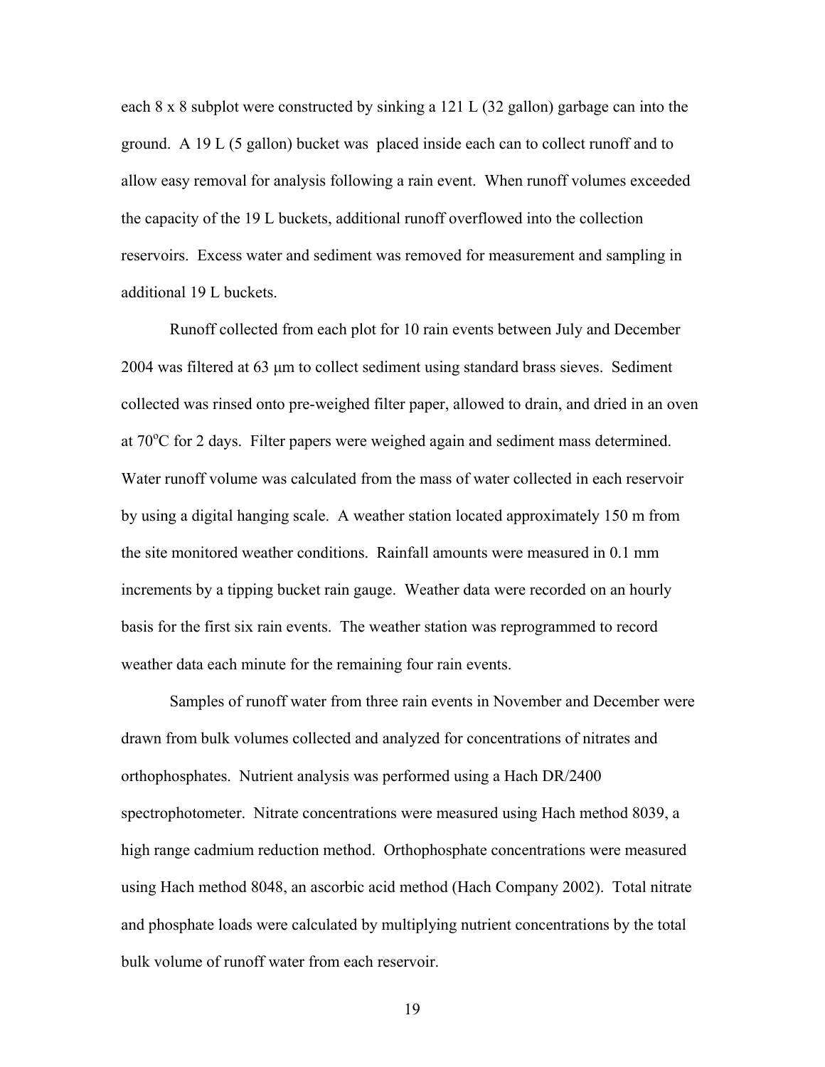each 8 x 8 subplot were constructed by sinking a 121 L (32 gallon) garbage can into the ground. A 19 L (5 gallon) bucket was placed inside each can to collect runoff and to allow easy removal for analysis following a rain event. When runoff volumes exceeded the capacity of the 19 L buckets, additional runoff overflowed into the collection reservoirs. Excess water and sediment was removed for measurement and sampling in additional 19 L buckets.

Runoff collected from each plot for 10 rain events between July and December 2004 was filtered at 63 μm to collect sediment using standard brass sieves. Sediment collected was rinsed onto pre-weighed filter paper, allowed to drain, and dried in an oven at 70$^{o}$C for 2 days. Filter papers were weighed again and sediment mass determined. Water runoff volume was calculated from the mass of water collected in each reservoir by using a digital hanging scale. A weather station located approximately 150 m from the site monitored weather conditions. Rainfall amounts were measured in 0.1 mm increments by a tipping bucket rain gauge. Weather data were recorded on an hourly basis for the first six rain events. The weather station was reprogrammed to record weather data each minute for the remaining four rain events.

Samples of runoff water from three rain events in November and December were drawn from bulk volumes collected and analyzed for concentrations of nitrates and orthophosphates. Nutrient analysis was performed using a Hach DR/2400 spectrophotometer. Nitrate concentrations were measured using Hach method 8039, a high range cadmium reduction method. Orthophosphate concentrations were measured using Hach method 8048, an ascorbic acid method (Hach Company 2002). Total nitrate and phosphate loads were calculated by multiplying nutrient concentrations by the total bulk volume of runoff water from each reservoir.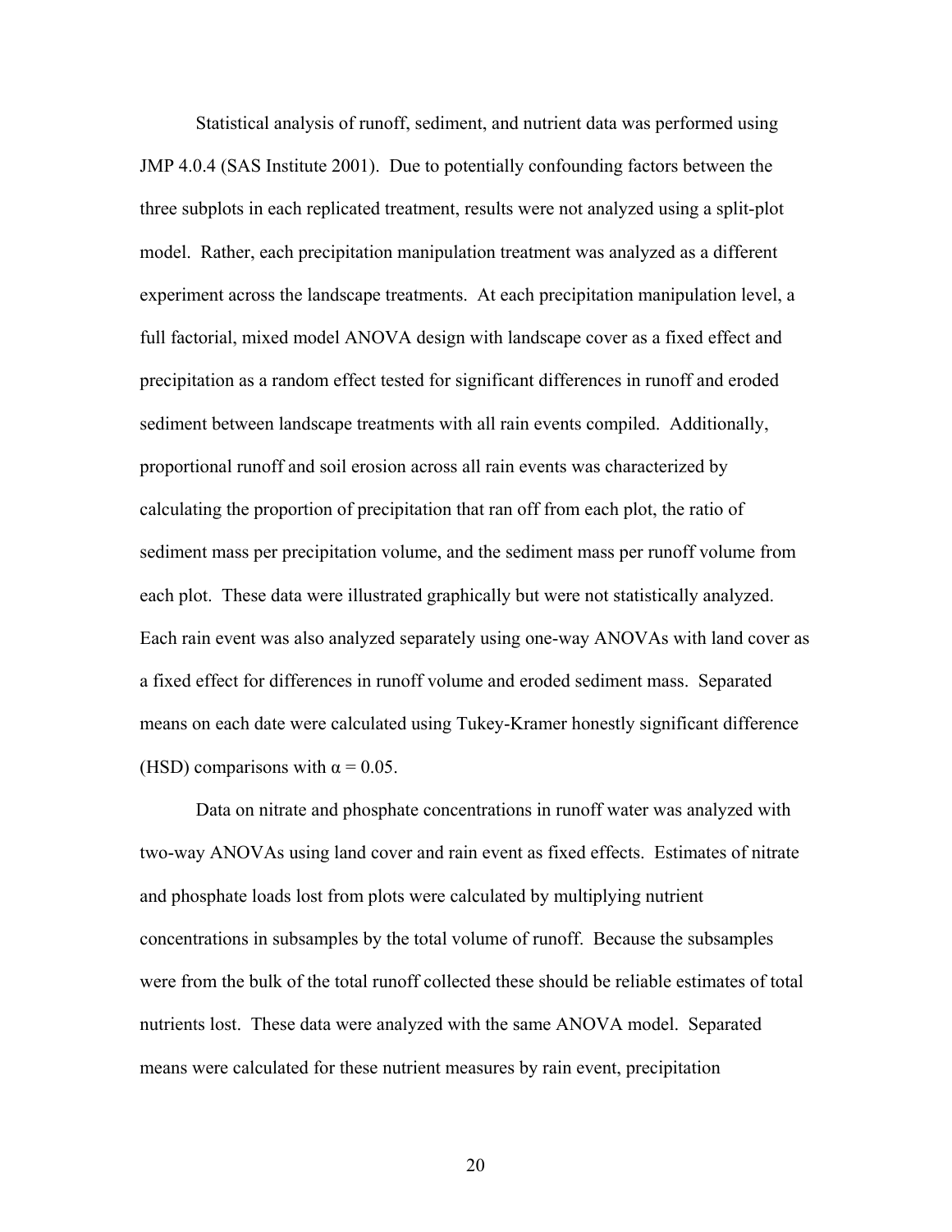Statistical analysis of runoff, sediment, and nutrient data was performed using JMP 4.0.4 (SAS Institute 2001). Due to potentially confounding factors between the three subplots in each replicated treatment, results were not analyzed using a split-plot model. Rather, each precipitation manipulation treatment was analyzed as a different experiment across the landscape treatments. At each precipitation manipulation level, a full factorial, mixed model ANOVA design with landscape cover as a fixed effect and precipitation as a random effect tested for significant differences in runoff and eroded sediment between landscape treatments with all rain events compiled. Additionally, proportional runoff and soil erosion across all rain events was characterized by calculating the proportion of precipitation that ran off from each plot, the ratio of sediment mass per precipitation volume, and the sediment mass per runoff volume from each plot. These data were illustrated graphically but were not statistically analyzed. Each rain event was also analyzed separately using one-way ANOVAs with land cover as a fixed effect for differences in runoff volume and eroded sediment mass. Separated means on each date were calculated using Tukey-Kramer honestly significant difference (HSD) comparisons with $\alpha = 0.05$.

Data on nitrate and phosphate concentrations in runoff water was analyzed with two-way ANOVAs using land cover and rain event as fixed effects. Estimates of nitrate and phosphate loads lost from plots were calculated by multiplying nutrient concentrations in subsamples by the total volume of runoff. Because the subsamples were from the bulk of the total runoff collected these should be reliable estimates of total nutrients lost. These data were analyzed with the same ANOVA model. Separated means were calculated for these nutrient measures by rain event, precipitation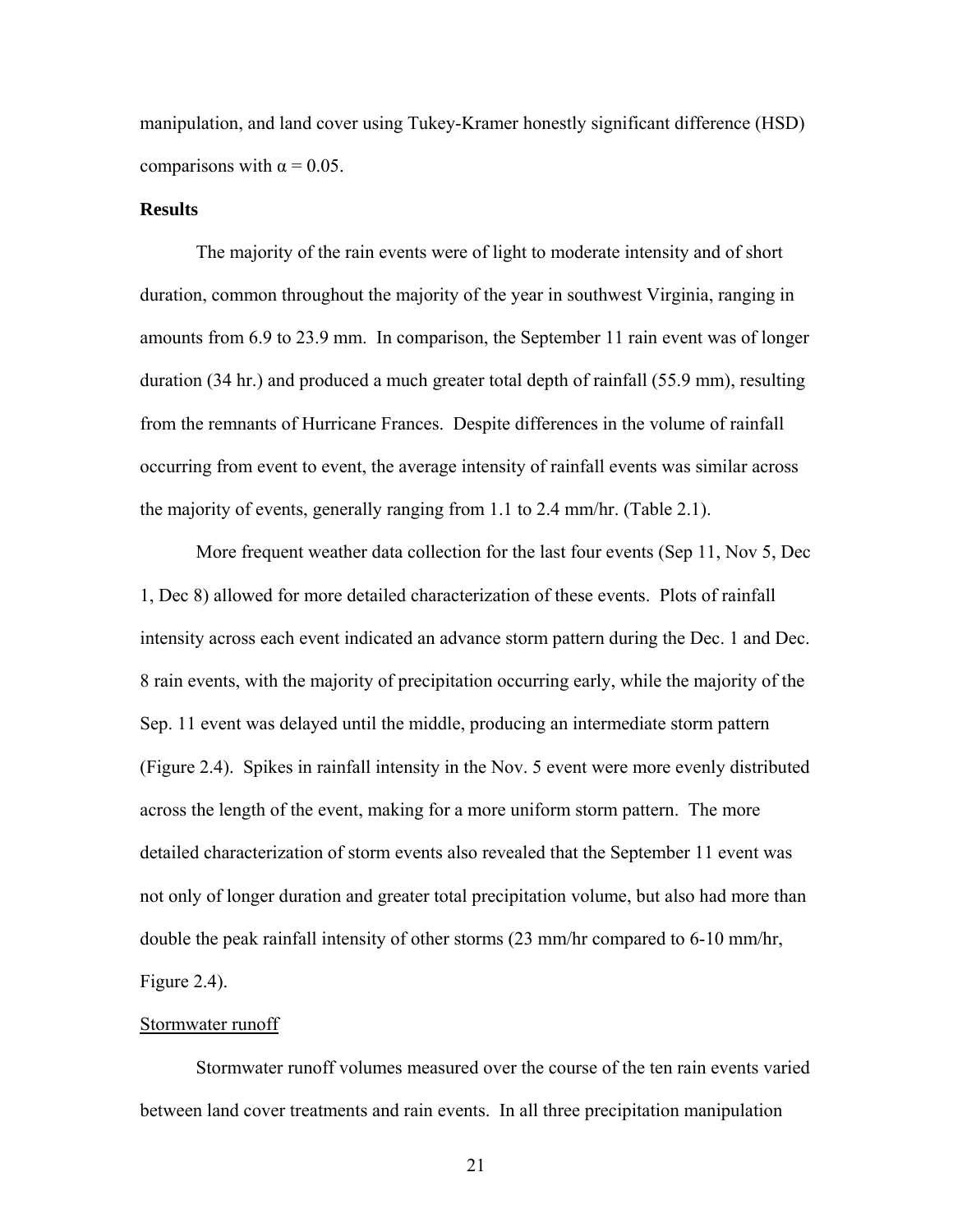manipulation, and land cover using Tukey-Kramer honestly significant difference (HSD) comparisons with $\alpha = 0.05$.

**Results**

The majority of the rain events were of light to moderate intensity and of short duration, common throughout the majority of the year in southwest Virginia, ranging in amounts from 6.9 to 23.9 mm. In comparison, the September 11 rain event was of longer duration (34 hr.) and produced a much greater total depth of rainfall (55.9 mm), resulting from the remnants of Hurricane Frances. Despite differences in the volume of rainfall occurring from event to event, the average intensity of rainfall events was similar across the majority of events, generally ranging from 1.1 to 2.4 mm/hr. (Table 2.1).

More frequent weather data collection for the last four events (Sep 11, Nov 5, Dec 1, Dec 8) allowed for more detailed characterization of these events. Plots of rainfall intensity across each event indicated an advance storm pattern during the Dec. 1 and Dec. 8 rain events, with the majority of precipitation occurring early, while the majority of the Sep. 11 event was delayed until the middle, producing an intermediate storm pattern (Figure 2.4). Spikes in rainfall intensity in the Nov. 5 event were more evenly distributed across the length of the event, making for a more uniform storm pattern. The more detailed characterization of storm events also revealed that the September 11 event was not only of longer duration and greater total precipitation volume, but also had more than double the peak rainfall intensity of other storms (23 mm/hr compared to 6-10 mm/hr, Figure 2.4).

Stormwater runoff

Stormwater runoff volumes measured over the course of the ten rain events varied between land cover treatments and rain events. In all three precipitation manipulation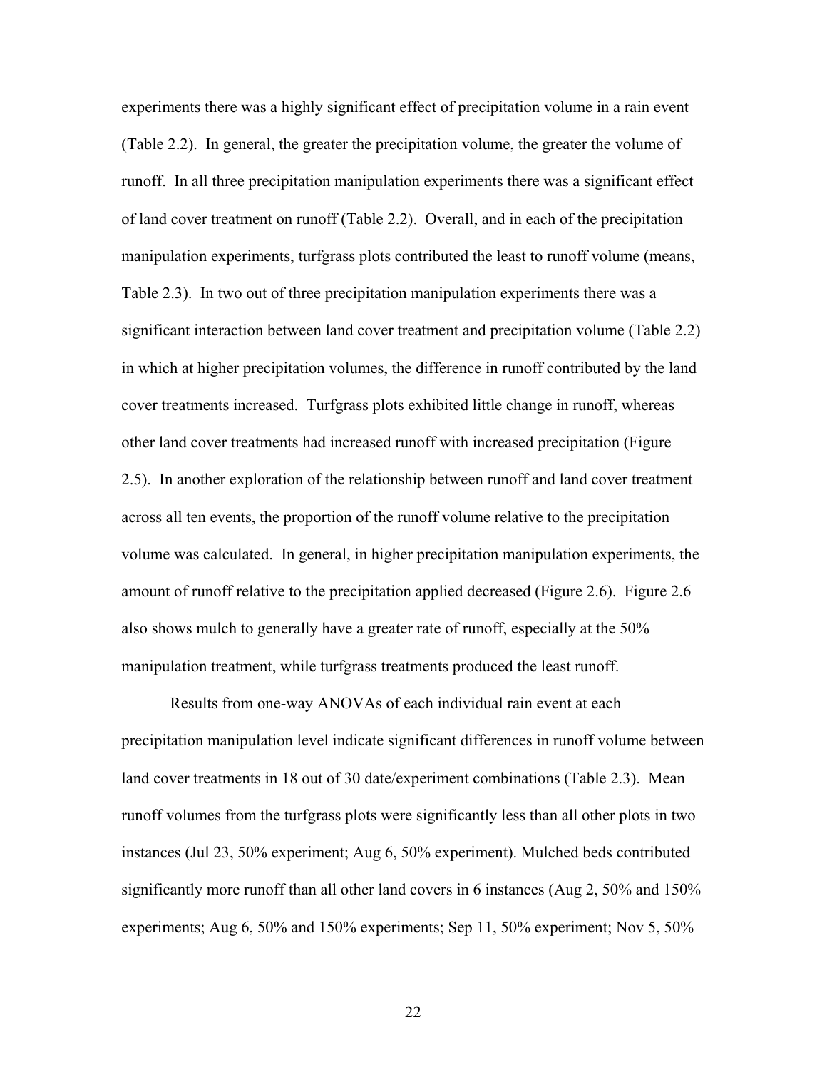experiments there was a highly significant effect of precipitation volume in a rain event (Table 2.2). In general, the greater the precipitation volume, the greater the volume of runoff. In all three precipitation manipulation experiments there was a significant effect of land cover treatment on runoff (Table 2.2). Overall, and in each of the precipitation manipulation experiments, turfgrass plots contributed the least to runoff volume (means, Table 2.3). In two out of three precipitation manipulation experiments there was a significant interaction between land cover treatment and precipitation volume (Table 2.2) in which at higher precipitation volumes, the difference in runoff contributed by the land cover treatments increased. Turfgrass plots exhibited little change in runoff, whereas other land cover treatments had increased runoff with increased precipitation (Figure 2.5). In another exploration of the relationship between runoff and land cover treatment across all ten events, the proportion of the runoff volume relative to the precipitation volume was calculated. In general, in higher precipitation manipulation experiments, the amount of runoff relative to the precipitation applied decreased (Figure 2.6). Figure 2.6 also shows mulch to generally have a greater rate of runoff, especially at the 50% manipulation treatment, while turfgrass treatments produced the least runoff.

Results from one-way ANOVAs of each individual rain event at each precipitation manipulation level indicate significant differences in runoff volume between land cover treatments in 18 out of 30 date/experiment combinations (Table 2.3). Mean runoff volumes from the turfgrass plots were significantly less than all other plots in two instances (Jul 23, 50% experiment; Aug 6, 50% experiment). Mulched beds contributed significantly more runoff than all other land covers in 6 instances (Aug 2, 50% and 150% experiments; Aug 6, 50% and 150% experiments; Sep 11, 50% experiment; Nov 5, 50%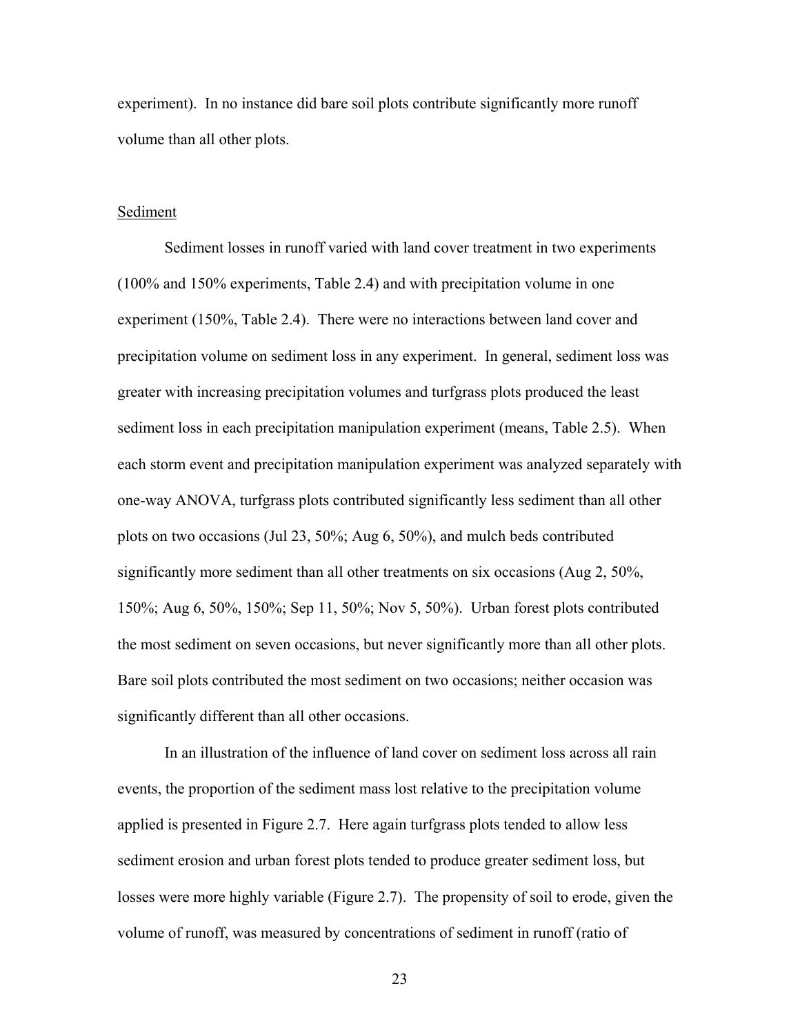experiment). In no instance did bare soil plots contribute significantly more runoff volume than all other plots.

## Sediment

Sediment losses in runoff varied with land cover treatment in two experiments (100% and 150% experiments, Table 2.4) and with precipitation volume in one experiment (150%, Table 2.4). There were no interactions between land cover and precipitation volume on sediment loss in any experiment. In general, sediment loss was greater with increasing precipitation volumes and turfgrass plots produced the least sediment loss in each precipitation manipulation experiment (means, Table 2.5). When each storm event and precipitation manipulation experiment was analyzed separately with one-way ANOVA, turfgrass plots contributed significantly less sediment than all other plots on two occasions (Jul 23, 50%; Aug 6, 50%), and mulch beds contributed significantly more sediment than all other treatments on six occasions (Aug 2, 50%, 150%; Aug 6, 50%, 150%; Sep 11, 50%; Nov 5, 50%). Urban forest plots contributed the most sediment on seven occasions, but never significantly more than all other plots. Bare soil plots contributed the most sediment on two occasions; neither occasion was significantly different than all other occasions.

In an illustration of the influence of land cover on sediment loss across all rain events, the proportion of the sediment mass lost relative to the precipitation volume applied is presented in Figure 2.7. Here again turfgrass plots tended to allow less sediment erosion and urban forest plots tended to produce greater sediment loss, but losses were more highly variable (Figure 2.7). The propensity of soil to erode, given the volume of runoff, was measured by concentrations of sediment in runoff (ratio of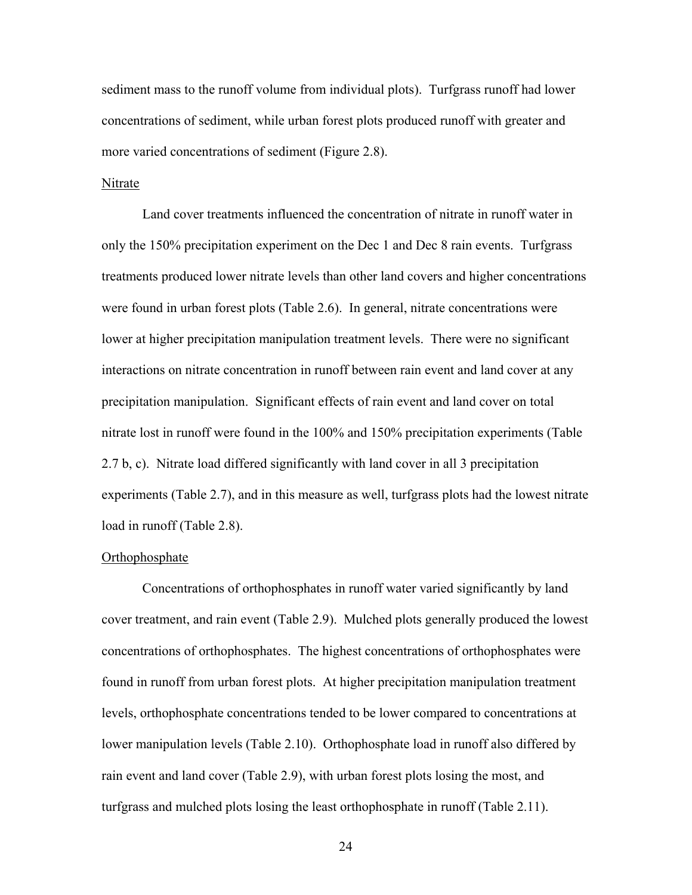sediment mass to the runoff volume from individual plots). Turfgrass runoff had lower concentrations of sediment, while urban forest plots produced runoff with greater and more varied concentrations of sediment (Figure 2.8).

<u>Nitrate</u>

Land cover treatments influenced the concentration of nitrate in runoff water in only the 150% precipitation experiment on the Dec 1 and Dec 8 rain events. Turfgrass treatments produced lower nitrate levels than other land covers and higher concentrations were found in urban forest plots (Table 2.6). In general, nitrate concentrations were lower at higher precipitation manipulation treatment levels. There were no significant interactions on nitrate concentration in runoff between rain event and land cover at any precipitation manipulation. Significant effects of rain event and land cover on total nitrate lost in runoff were found in the 100% and 150% precipitation experiments (Table 2.7 b, c). Nitrate load differed significantly with land cover in all 3 precipitation experiments (Table 2.7), and in this measure as well, turfgrass plots had the lowest nitrate load in runoff (Table 2.8).

<u>Orthophosphate</u>

Concentrations of orthophosphates in runoff water varied significantly by land cover treatment, and rain event (Table 2.9). Mulched plots generally produced the lowest concentrations of orthophosphates. The highest concentrations of orthophosphates were found in runoff from urban forest plots. At higher precipitation manipulation treatment levels, orthophosphate concentrations tended to be lower compared to concentrations at lower manipulation levels (Table 2.10). Orthophosphate load in runoff also differed by rain event and land cover (Table 2.9), with urban forest plots losing the most, and turfgrass and mulched plots losing the least orthophosphate in runoff (Table 2.11).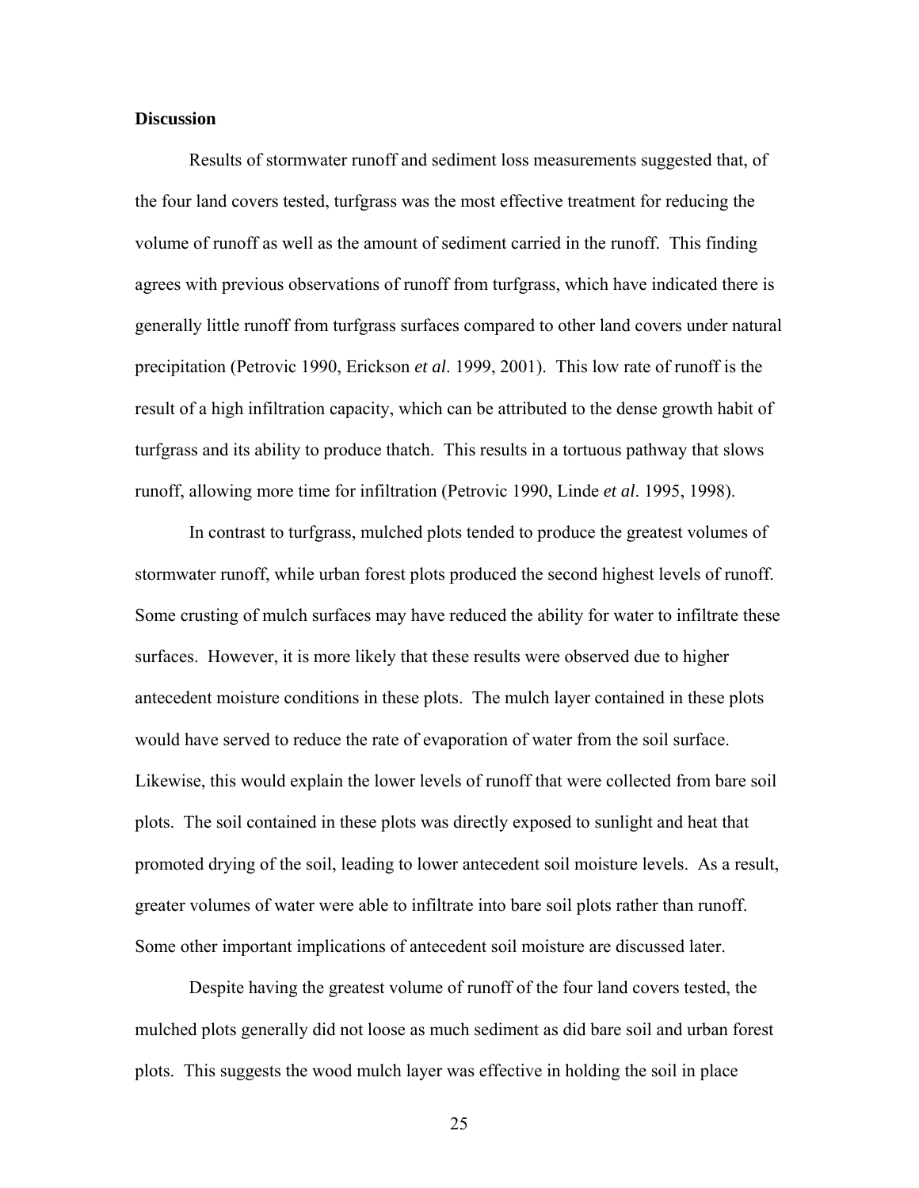## Discussion

Results of stormwater runoff and sediment loss measurements suggested that, of the four land covers tested, turfgrass was the most effective treatment for reducing the volume of runoff as well as the amount of sediment carried in the runoff. This finding agrees with previous observations of runoff from turfgrass, which have indicated there is generally little runoff from turfgrass surfaces compared to other land covers under natural precipitation (Petrovic 1990, Erickson *et al*. 1999, 2001). This low rate of runoff is the result of a high infiltration capacity, which can be attributed to the dense growth habit of turfgrass and its ability to produce thatch. This results in a tortuous pathway that slows runoff, allowing more time for infiltration (Petrovic 1990, Linde *et al*. 1995, 1998).

In contrast to turfgrass, mulched plots tended to produce the greatest volumes of stormwater runoff, while urban forest plots produced the second highest levels of runoff. Some crusting of mulch surfaces may have reduced the ability for water to infiltrate these surfaces. However, it is more likely that these results were observed due to higher antecedent moisture conditions in these plots. The mulch layer contained in these plots would have served to reduce the rate of evaporation of water from the soil surface. Likewise, this would explain the lower levels of runoff that were collected from bare soil plots. The soil contained in these plots was directly exposed to sunlight and heat that promoted drying of the soil, leading to lower antecedent soil moisture levels. As a result, greater volumes of water were able to infiltrate into bare soil plots rather than runoff. Some other important implications of antecedent soil moisture are discussed later.

Despite having the greatest volume of runoff of the four land covers tested, the mulched plots generally did not loose as much sediment as did bare soil and urban forest plots. This suggests the wood mulch layer was effective in holding the soil in place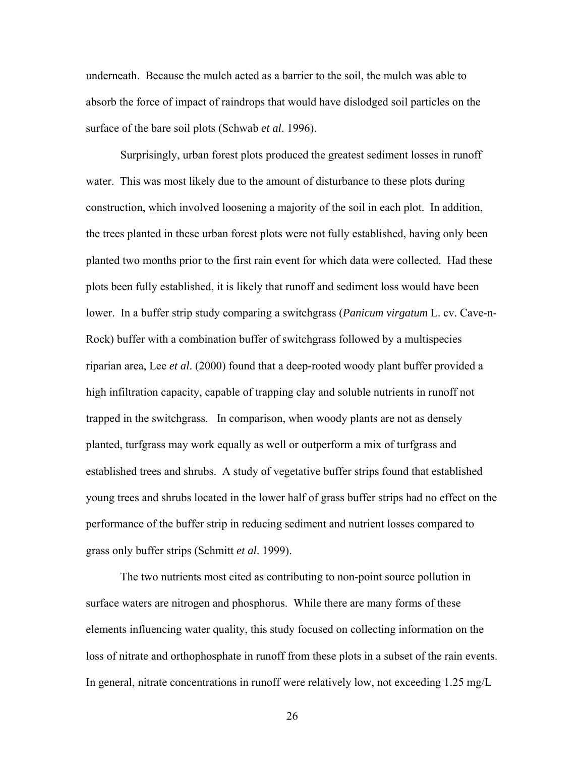underneath. Because the mulch acted as a barrier to the soil, the mulch was able to absorb the force of impact of raindrops that would have dislodged soil particles on the surface of the bare soil plots (Schwab *et al*. 1996).

Surprisingly, urban forest plots produced the greatest sediment losses in runoff water. This was most likely due to the amount of disturbance to these plots during construction, which involved loosening a majority of the soil in each plot. In addition, the trees planted in these urban forest plots were not fully established, having only been planted two months prior to the first rain event for which data were collected. Had these plots been fully established, it is likely that runoff and sediment loss would have been lower. In a buffer strip study comparing a switchgrass (*Panicum virgatum* L. cv. Cave-n-Rock) buffer with a combination buffer of switchgrass followed by a multispecies riparian area, Lee *et al*. (2000) found that a deep-rooted woody plant buffer provided a high infiltration capacity, capable of trapping clay and soluble nutrients in runoff not trapped in the switchgrass. In comparison, when woody plants are not as densely planted, turfgrass may work equally as well or outperform a mix of turfgrass and established trees and shrubs. A study of vegetative buffer strips found that established young trees and shrubs located in the lower half of grass buffer strips had no effect on the performance of the buffer strip in reducing sediment and nutrient losses compared to grass only buffer strips (Schmitt *et al*. 1999).

The two nutrients most cited as contributing to non-point source pollution in surface waters are nitrogen and phosphorus. While there are many forms of these elements influencing water quality, this study focused on collecting information on the loss of nitrate and orthophosphate in runoff from these plots in a subset of the rain events. In general, nitrate concentrations in runoff were relatively low, not exceeding 1.25 mg/L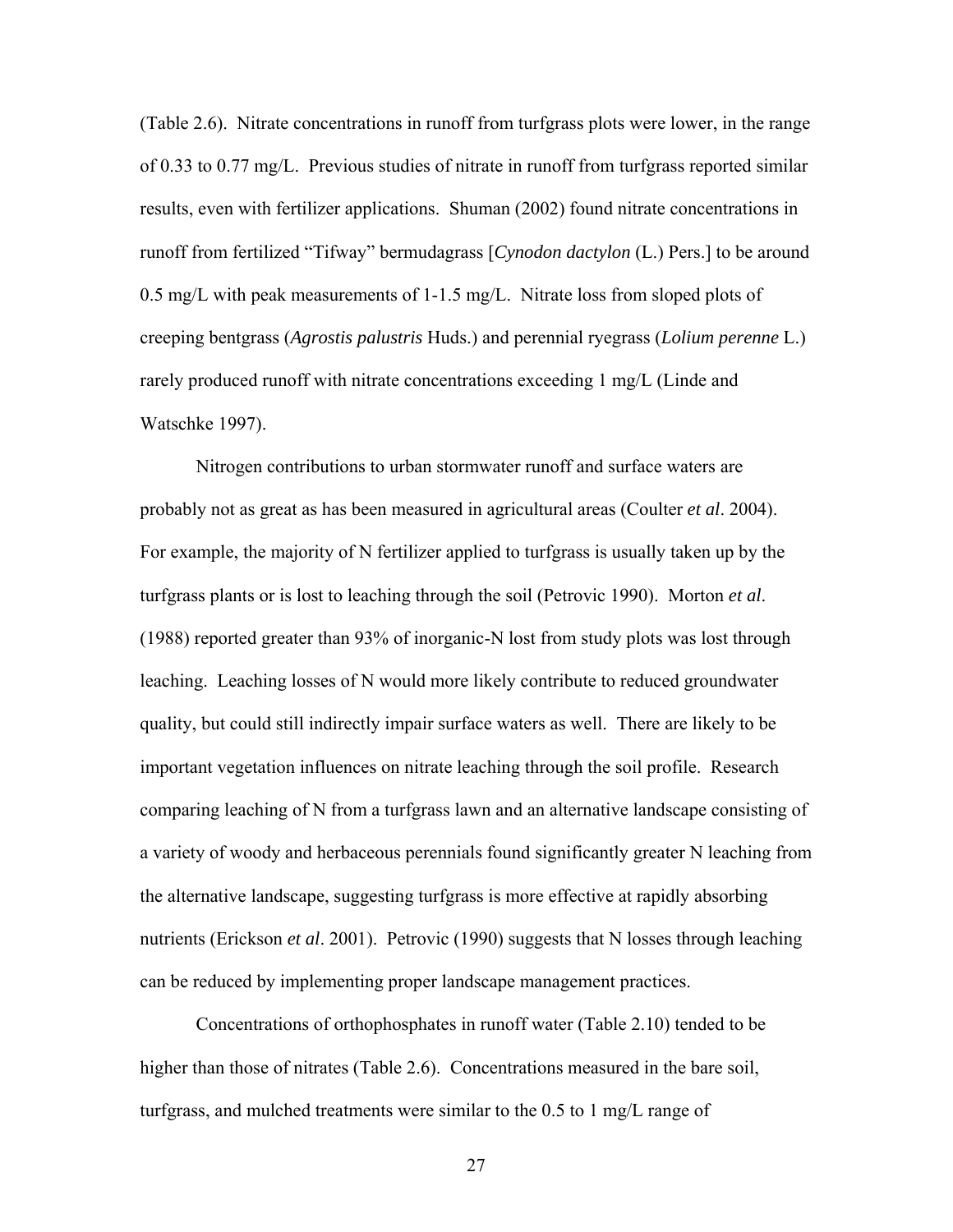(Table 2.6). Nitrate concentrations in runoff from turfgrass plots were lower, in the range of 0.33 to 0.77 mg/L. Previous studies of nitrate in runoff from turfgrass reported similar results, even with fertilizer applications. Shuman (2002) found nitrate concentrations in runoff from fertilized "Tifway" bermudagrass [*Cynodon dactylon* (L.) Pers.] to be around 0.5 mg/L with peak measurements of 1-1.5 mg/L. Nitrate loss from sloped plots of creeping bentgrass (*Agrostis palustris* Huds.) and perennial ryegrass (*Lolium perenne* L.) rarely produced runoff with nitrate concentrations exceeding 1 mg/L (Linde and Watschke 1997).

Nitrogen contributions to urban stormwater runoff and surface waters are probably not as great as has been measured in agricultural areas (Coulter *et al*. 2004). For example, the majority of N fertilizer applied to turfgrass is usually taken up by the turfgrass plants or is lost to leaching through the soil (Petrovic 1990). Morton *et al*. (1988) reported greater than 93% of inorganic-N lost from study plots was lost through leaching. Leaching losses of N would more likely contribute to reduced groundwater quality, but could still indirectly impair surface waters as well. There are likely to be important vegetation influences on nitrate leaching through the soil profile. Research comparing leaching of N from a turfgrass lawn and an alternative landscape consisting of a variety of woody and herbaceous perennials found significantly greater N leaching from the alternative landscape, suggesting turfgrass is more effective at rapidly absorbing nutrients (Erickson *et al*. 2001). Petrovic (1990) suggests that N losses through leaching can be reduced by implementing proper landscape management practices.

Concentrations of orthophosphates in runoff water (Table 2.10) tended to be higher than those of nitrates (Table 2.6). Concentrations measured in the bare soil, turfgrass, and mulched treatments were similar to the 0.5 to 1 mg/L range of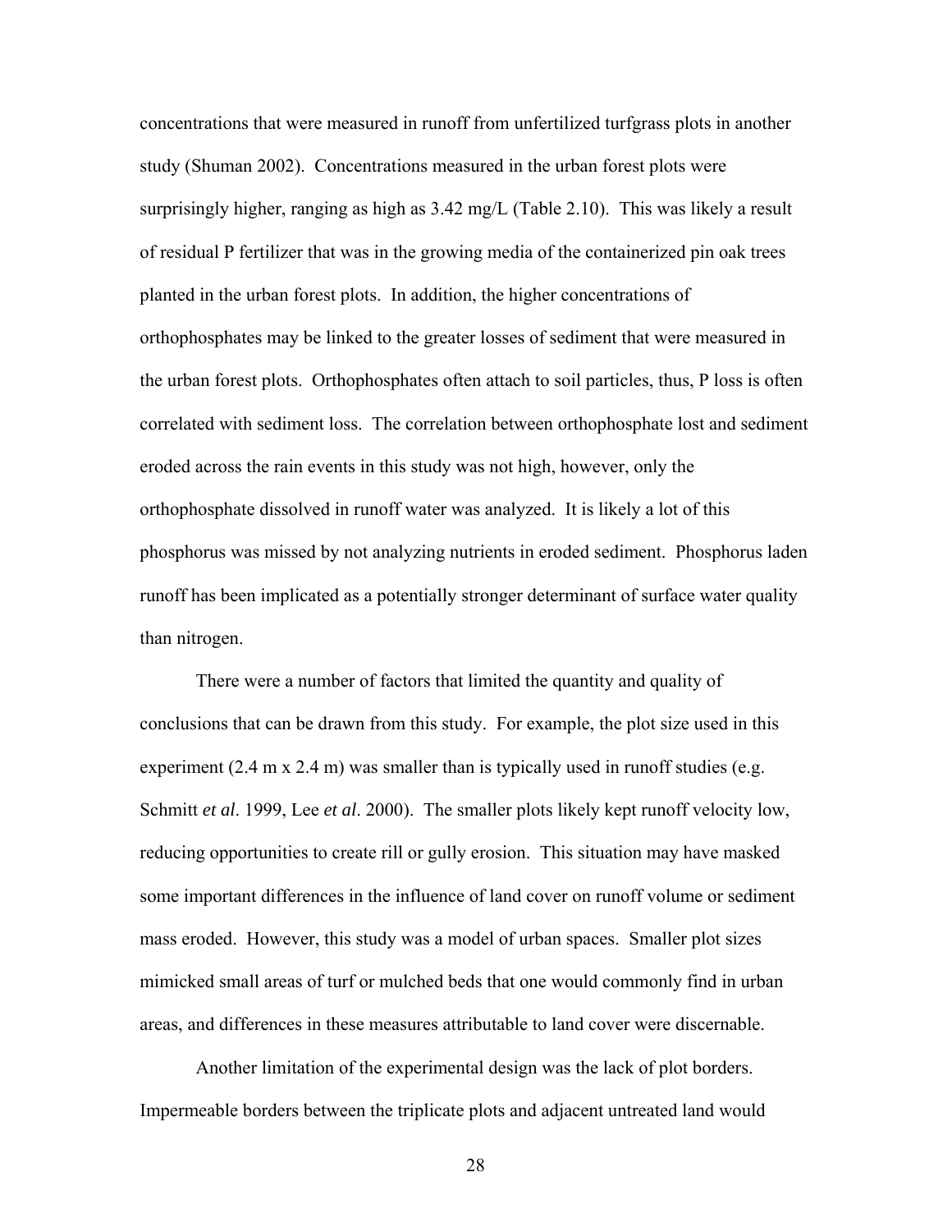concentrations that were measured in runoff from unfertilized turfgrass plots in another study (Shuman 2002). Concentrations measured in the urban forest plots were surprisingly higher, ranging as high as 3.42 mg/L (Table 2.10). This was likely a result of residual P fertilizer that was in the growing media of the containerized pin oak trees planted in the urban forest plots. In addition, the higher concentrations of orthophosphates may be linked to the greater losses of sediment that were measured in the urban forest plots. Orthophosphates often attach to soil particles, thus, P loss is often correlated with sediment loss. The correlation between orthophosphate lost and sediment eroded across the rain events in this study was not high, however, only the orthophosphate dissolved in runoff water was analyzed. It is likely a lot of this phosphorus was missed by not analyzing nutrients in eroded sediment. Phosphorus laden runoff has been implicated as a potentially stronger determinant of surface water quality than nitrogen.

There were a number of factors that limited the quantity and quality of conclusions that can be drawn from this study. For example, the plot size used in this experiment (2.4 m x 2.4 m) was smaller than is typically used in runoff studies (e.g. Schmitt *et al*. 1999, Lee *et al*. 2000). The smaller plots likely kept runoff velocity low, reducing opportunities to create rill or gully erosion. This situation may have masked some important differences in the influence of land cover on runoff volume or sediment mass eroded. However, this study was a model of urban spaces. Smaller plot sizes mimicked small areas of turf or mulched beds that one would commonly find in urban areas, and differences in these measures attributable to land cover were discernable.

Another limitation of the experimental design was the lack of plot borders. Impermeable borders between the triplicate plots and adjacent untreated land would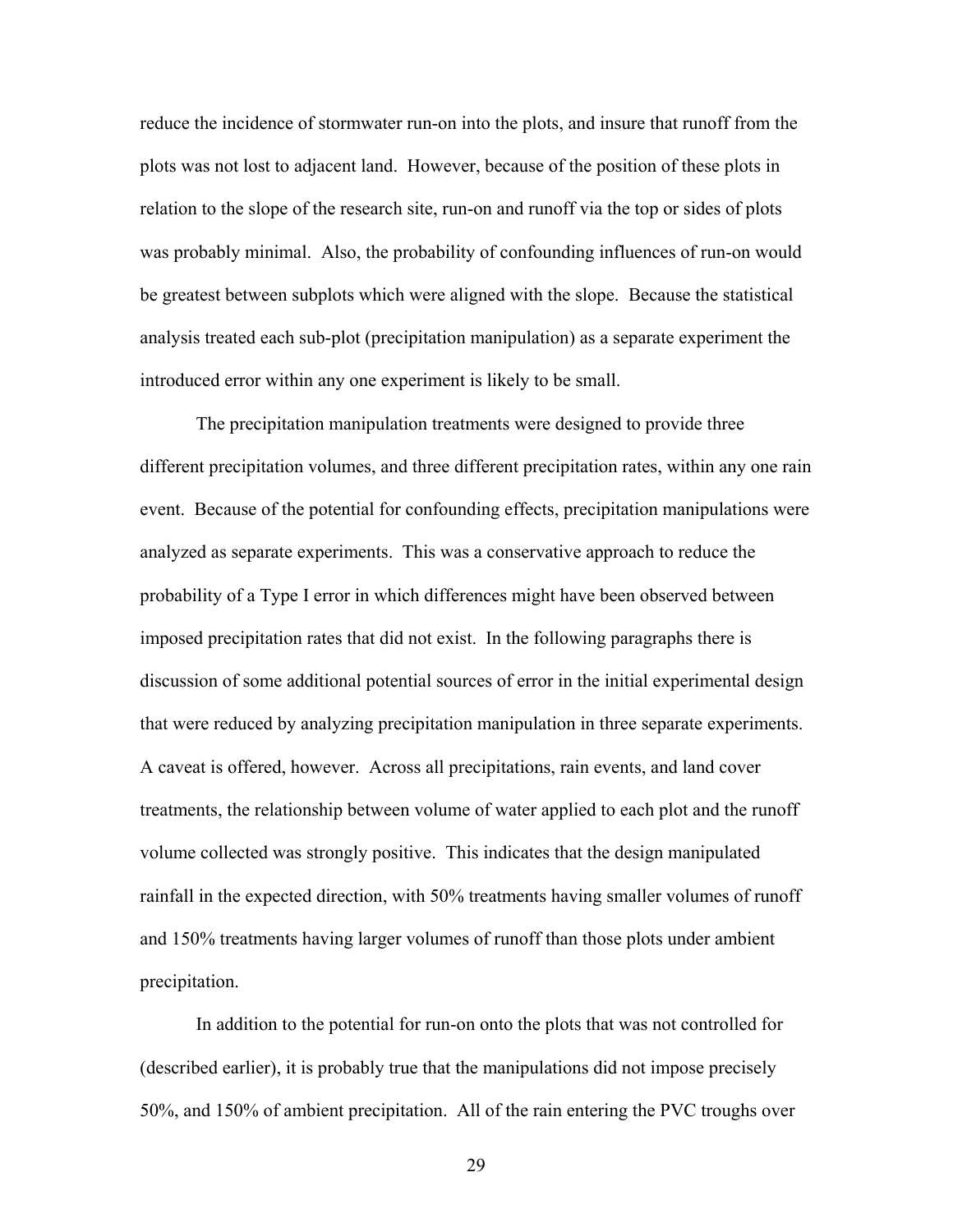reduce the incidence of stormwater run-on into the plots, and insure that runoff from the plots was not lost to adjacent land. However, because of the position of these plots in relation to the slope of the research site, run-on and runoff via the top or sides of plots was probably minimal. Also, the probability of confounding influences of run-on would be greatest between subplots which were aligned with the slope. Because the statistical analysis treated each sub-plot (precipitation manipulation) as a separate experiment the introduced error within any one experiment is likely to be small.

The precipitation manipulation treatments were designed to provide three different precipitation volumes, and three different precipitation rates, within any one rain event. Because of the potential for confounding effects, precipitation manipulations were analyzed as separate experiments. This was a conservative approach to reduce the probability of a Type I error in which differences might have been observed between imposed precipitation rates that did not exist. In the following paragraphs there is discussion of some additional potential sources of error in the initial experimental design that were reduced by analyzing precipitation manipulation in three separate experiments. A caveat is offered, however. Across all precipitations, rain events, and land cover treatments, the relationship between volume of water applied to each plot and the runoff volume collected was strongly positive. This indicates that the design manipulated rainfall in the expected direction, with 50% treatments having smaller volumes of runoff and 150% treatments having larger volumes of runoff than those plots under ambient precipitation.

In addition to the potential for run-on onto the plots that was not controlled for (described earlier), it is probably true that the manipulations did not impose precisely 50%, and 150% of ambient precipitation. All of the rain entering the PVC troughs over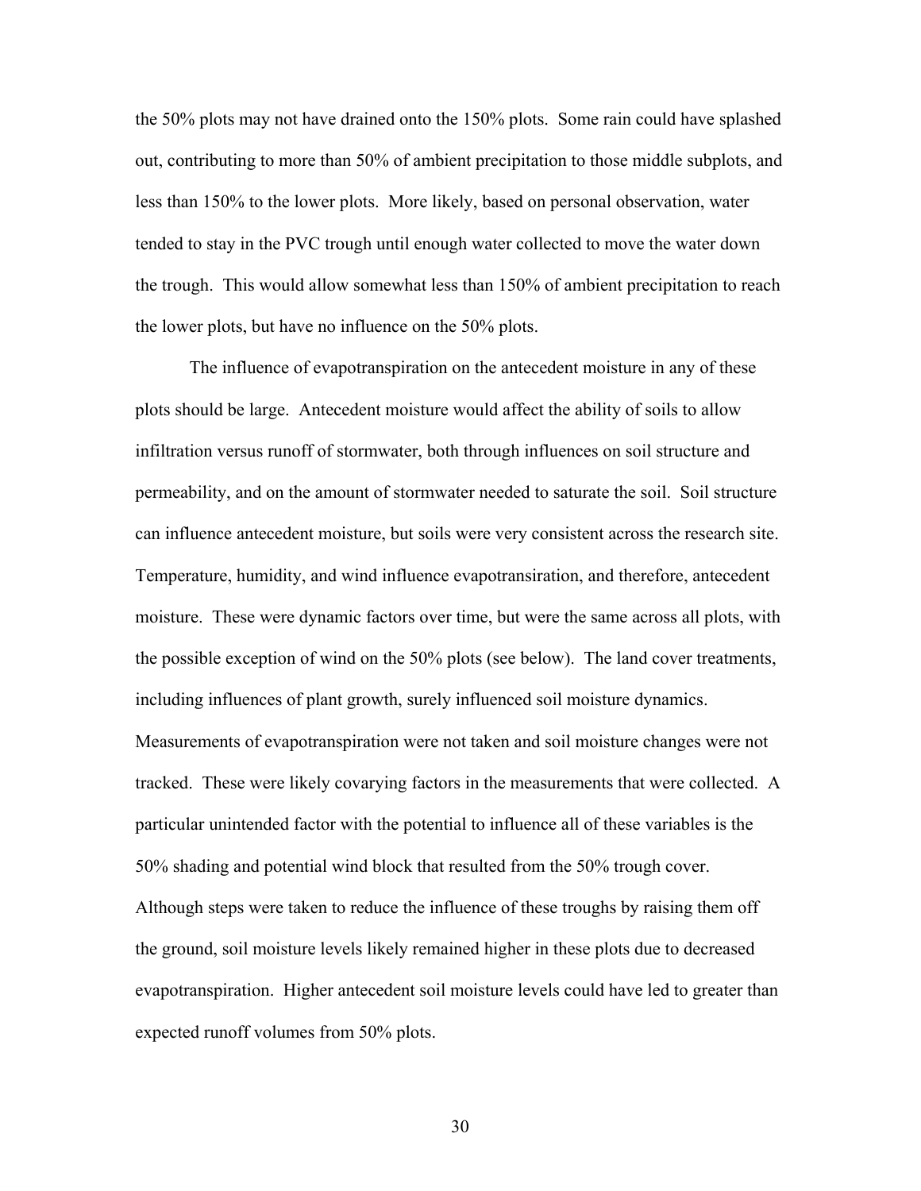the 50% plots may not have drained onto the 150% plots. Some rain could have splashed out, contributing to more than 50% of ambient precipitation to those middle subplots, and less than 150% to the lower plots. More likely, based on personal observation, water tended to stay in the PVC trough until enough water collected to move the water down the trough. This would allow somewhat less than 150% of ambient precipitation to reach the lower plots, but have no influence on the 50% plots.

The influence of evapotranspiration on the antecedent moisture in any of these plots should be large. Antecedent moisture would affect the ability of soils to allow infiltration versus runoff of stormwater, both through influences on soil structure and permeability, and on the amount of stormwater needed to saturate the soil. Soil structure can influence antecedent moisture, but soils were very consistent across the research site. Temperature, humidity, and wind influence evapotransiration, and therefore, antecedent moisture. These were dynamic factors over time, but were the same across all plots, with the possible exception of wind on the 50% plots (see below). The land cover treatments, including influences of plant growth, surely influenced soil moisture dynamics. Measurements of evapotranspiration were not taken and soil moisture changes were not tracked. These were likely covarying factors in the measurements that were collected. A particular unintended factor with the potential to influence all of these variables is the 50% shading and potential wind block that resulted from the 50% trough cover. Although steps were taken to reduce the influence of these troughs by raising them off the ground, soil moisture levels likely remained higher in these plots due to decreased evapotranspiration. Higher antecedent soil moisture levels could have led to greater than expected runoff volumes from 50% plots.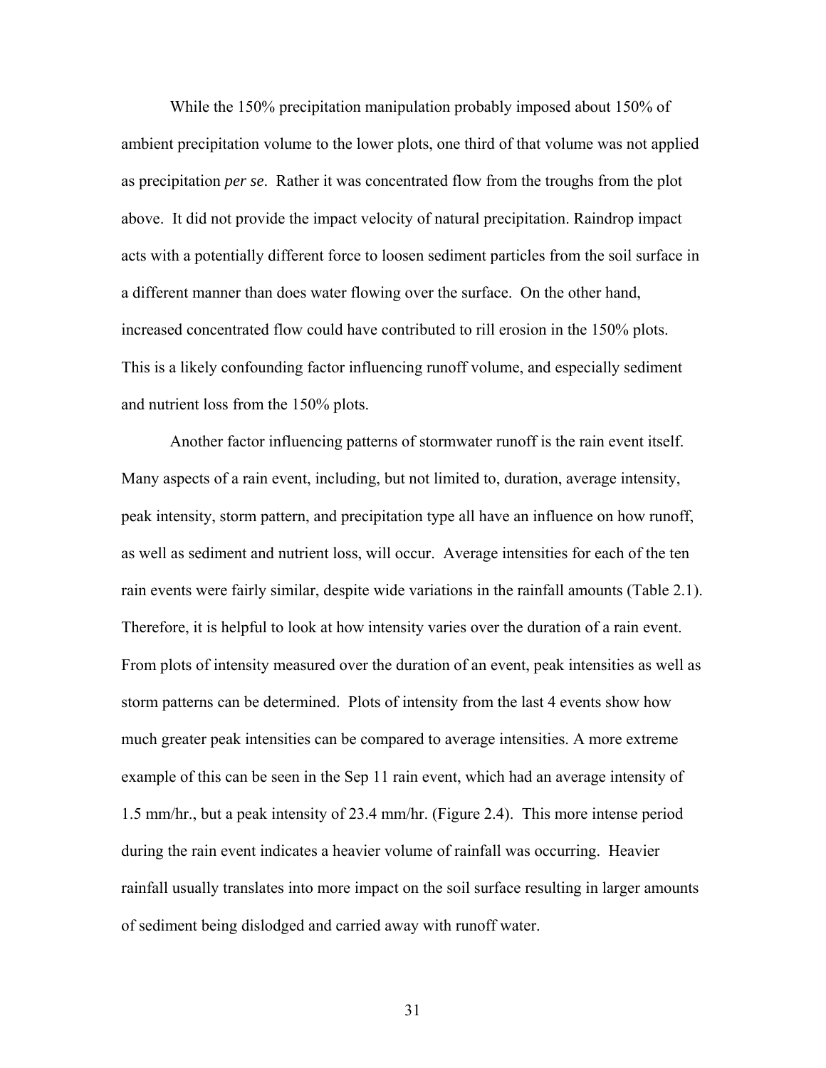While the 150% precipitation manipulation probably imposed about 150% of ambient precipitation volume to the lower plots, one third of that volume was not applied as precipitation *per se*. Rather it was concentrated flow from the troughs from the plot above. It did not provide the impact velocity of natural precipitation. Raindrop impact acts with a potentially different force to loosen sediment particles from the soil surface in a different manner than does water flowing over the surface. On the other hand, increased concentrated flow could have contributed to rill erosion in the 150% plots. This is a likely confounding factor influencing runoff volume, and especially sediment and nutrient loss from the 150% plots.

Another factor influencing patterns of stormwater runoff is the rain event itself. Many aspects of a rain event, including, but not limited to, duration, average intensity, peak intensity, storm pattern, and precipitation type all have an influence on how runoff, as well as sediment and nutrient loss, will occur. Average intensities for each of the ten rain events were fairly similar, despite wide variations in the rainfall amounts (Table 2.1). Therefore, it is helpful to look at how intensity varies over the duration of a rain event. From plots of intensity measured over the duration of an event, peak intensities as well as storm patterns can be determined. Plots of intensity from the last 4 events show how much greater peak intensities can be compared to average intensities. A more extreme example of this can be seen in the Sep 11 rain event, which had an average intensity of 1.5 mm/hr., but a peak intensity of 23.4 mm/hr. (Figure 2.4). This more intense period during the rain event indicates a heavier volume of rainfall was occurring. Heavier rainfall usually translates into more impact on the soil surface resulting in larger amounts of sediment being dislodged and carried away with runoff water.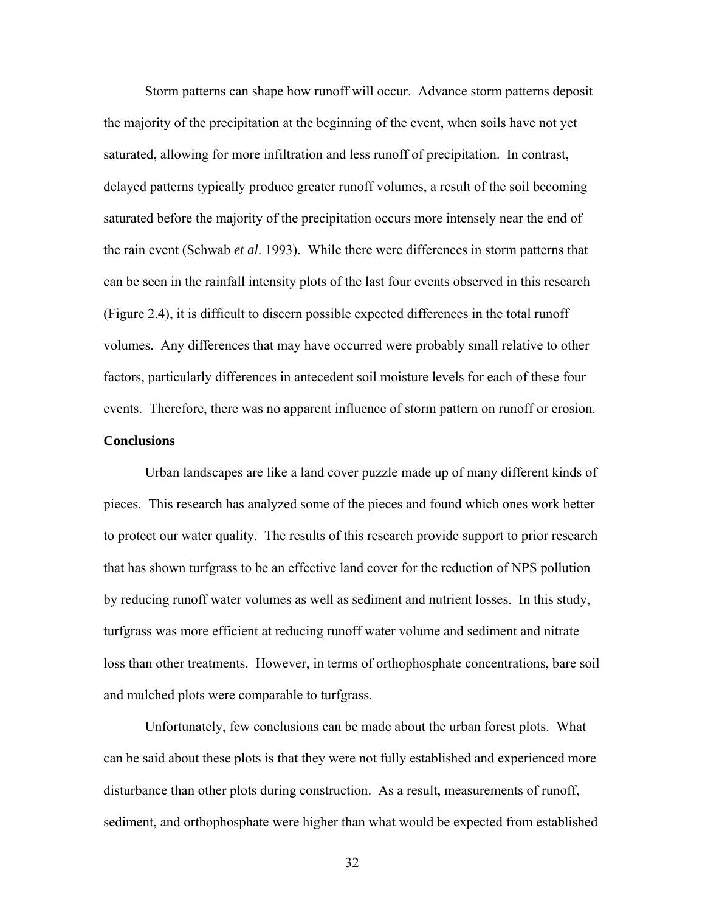Storm patterns can shape how runoff will occur. Advance storm patterns deposit the majority of the precipitation at the beginning of the event, when soils have not yet saturated, allowing for more infiltration and less runoff of precipitation. In contrast, delayed patterns typically produce greater runoff volumes, a result of the soil becoming saturated before the majority of the precipitation occurs more intensely near the end of the rain event (Schwab *et al*. 1993). While there were differences in storm patterns that can be seen in the rainfall intensity plots of the last four events observed in this research (Figure 2.4), it is difficult to discern possible expected differences in the total runoff volumes. Any differences that may have occurred were probably small relative to other factors, particularly differences in antecedent soil moisture levels for each of these four events. Therefore, there was no apparent influence of storm pattern on runoff or erosion.

**Conclusions**

Urban landscapes are like a land cover puzzle made up of many different kinds of pieces. This research has analyzed some of the pieces and found which ones work better to protect our water quality. The results of this research provide support to prior research that has shown turfgrass to be an effective land cover for the reduction of NPS pollution by reducing runoff water volumes as well as sediment and nutrient losses. In this study, turfgrass was more efficient at reducing runoff water volume and sediment and nitrate loss than other treatments. However, in terms of orthophosphate concentrations, bare soil and mulched plots were comparable to turfgrass.

Unfortunately, few conclusions can be made about the urban forest plots. What can be said about these plots is that they were not fully established and experienced more disturbance than other plots during construction. As a result, measurements of runoff, sediment, and orthophosphate were higher than what would be expected from established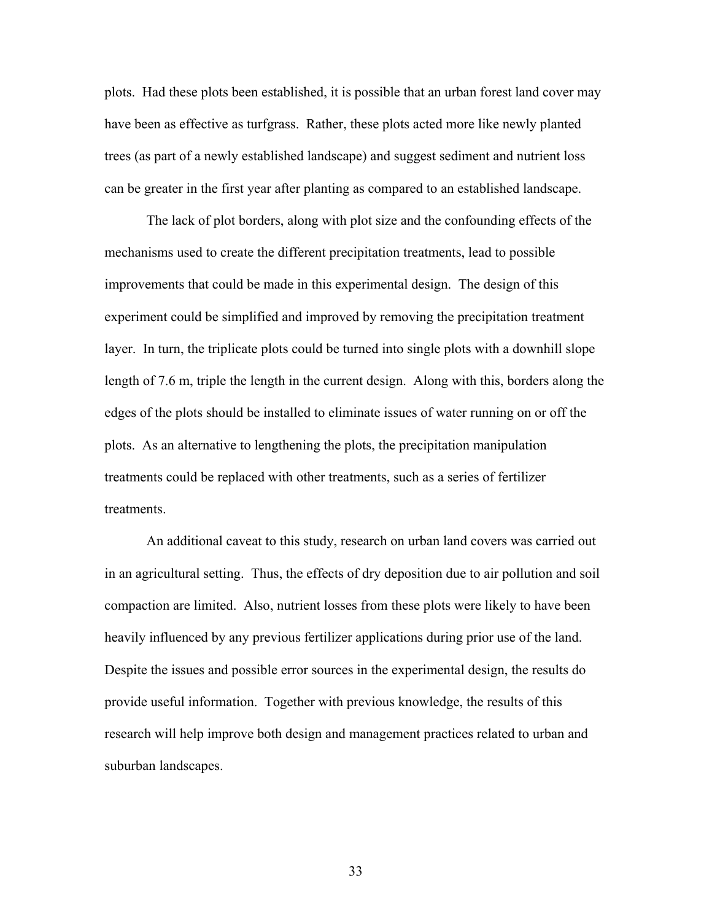plots. Had these plots been established, it is possible that an urban forest land cover may have been as effective as turfgrass. Rather, these plots acted more like newly planted trees (as part of a newly established landscape) and suggest sediment and nutrient loss can be greater in the first year after planting as compared to an established landscape.

The lack of plot borders, along with plot size and the confounding effects of the mechanisms used to create the different precipitation treatments, lead to possible improvements that could be made in this experimental design. The design of this experiment could be simplified and improved by removing the precipitation treatment layer. In turn, the triplicate plots could be turned into single plots with a downhill slope length of 7.6 m, triple the length in the current design. Along with this, borders along the edges of the plots should be installed to eliminate issues of water running on or off the plots. As an alternative to lengthening the plots, the precipitation manipulation treatments could be replaced with other treatments, such as a series of fertilizer treatments.

An additional caveat to this study, research on urban land covers was carried out in an agricultural setting. Thus, the effects of dry deposition due to air pollution and soil compaction are limited. Also, nutrient losses from these plots were likely to have been heavily influenced by any previous fertilizer applications during prior use of the land. Despite the issues and possible error sources in the experimental design, the results do provide useful information. Together with previous knowledge, the results of this research will help improve both design and management practices related to urban and suburban landscapes.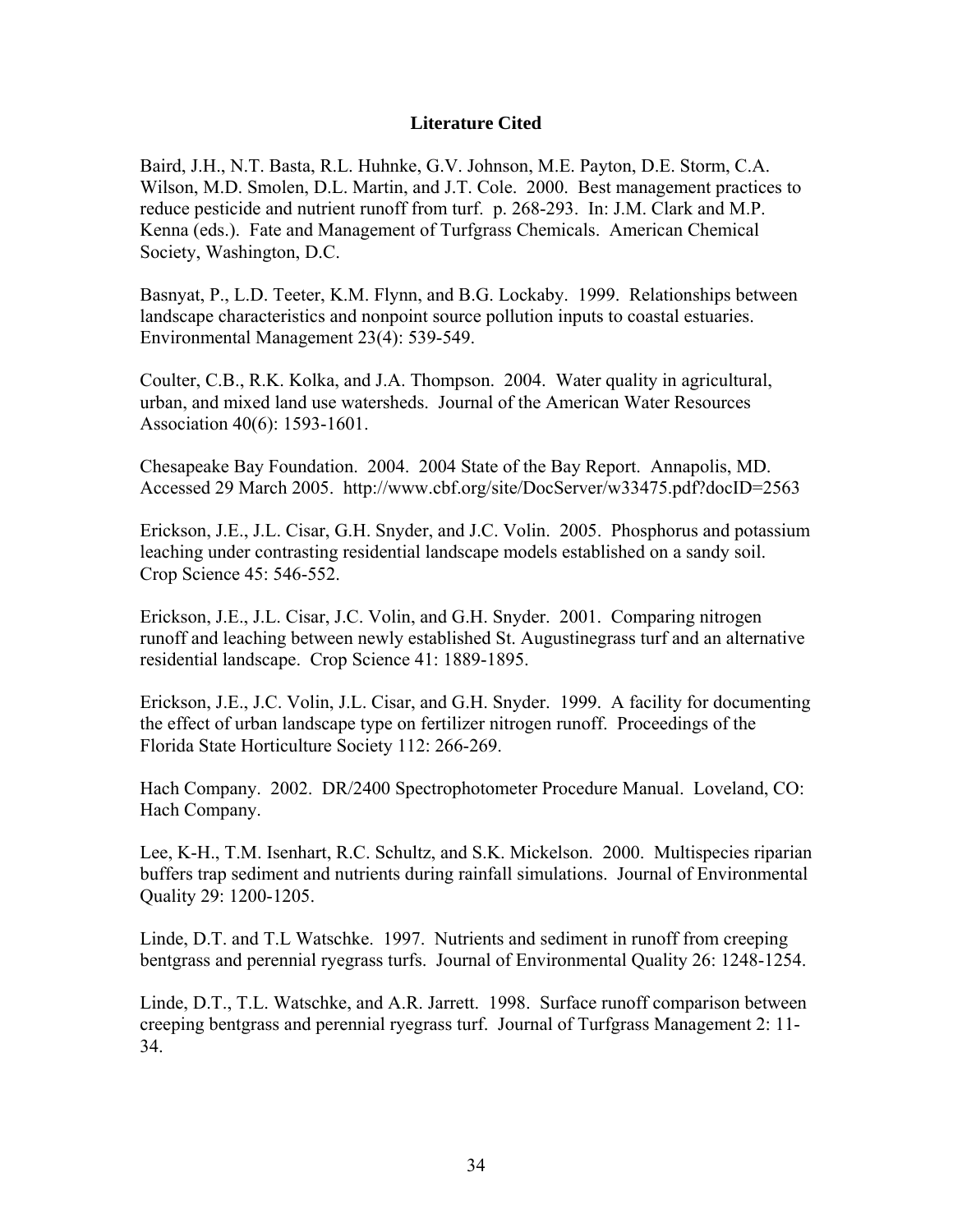## Literature Cited

Baird, J.H., N.T. Basta, R.L. Huhnke, G.V. Johnson, M.E. Payton, D.E. Storm, C.A. Wilson, M.D. Smolen, D.L. Martin, and J.T. Cole. 2000. Best management practices to reduce pesticide and nutrient runoff from turf. p. 268-293. In: J.M. Clark and M.P. Kenna (eds.). Fate and Management of Turfgrass Chemicals. American Chemical Society, Washington, D.C.

Basnyat, P., L.D. Teeter, K.M. Flynn, and B.G. Lockaby. 1999. Relationships between landscape characteristics and nonpoint source pollution inputs to coastal estuaries. Environmental Management 23(4): 539-549.

Coulter, C.B., R.K. Kolka, and J.A. Thompson. 2004. Water quality in agricultural, urban, and mixed land use watersheds. Journal of the American Water Resources Association 40(6): 1593-1601.

Chesapeake Bay Foundation. 2004. 2004 State of the Bay Report. Annapolis, MD. Accessed 29 March 2005. http://www.cbf.org/site/DocServer/w33475.pdf?docID=2563

Erickson, J.E., J.L. Cisar, G.H. Snyder, and J.C. Volin. 2005. Phosphorus and potassium leaching under contrasting residential landscape models established on a sandy soil. Crop Science 45: 546-552.

Erickson, J.E., J.L. Cisar, J.C. Volin, and G.H. Snyder. 2001. Comparing nitrogen runoff and leaching between newly established St. Augustinegrass turf and an alternative residential landscape. Crop Science 41: 1889-1895.

Erickson, J.E., J.C. Volin, J.L. Cisar, and G.H. Snyder. 1999. A facility for documenting the effect of urban landscape type on fertilizer nitrogen runoff. Proceedings of the Florida State Horticulture Society 112: 266-269.

Hach Company. 2002. DR/2400 Spectrophotometer Procedure Manual. Loveland, CO: Hach Company.

Lee, K-H., T.M. Isenhart, R.C. Schultz, and S.K. Mickelson. 2000. Multispecies riparian buffers trap sediment and nutrients during rainfall simulations. Journal of Environmental Quality 29: 1200-1205.

Linde, D.T. and T.L Watschke. 1997. Nutrients and sediment in runoff from creeping bentgrass and perennial ryegrass turfs. Journal of Environmental Quality 26: 1248-1254.

Linde, D.T., T.L. Watschke, and A.R. Jarrett. 1998. Surface runoff comparison between creeping bentgrass and perennial ryegrass turf. Journal of Turfgrass Management 2: 11-34.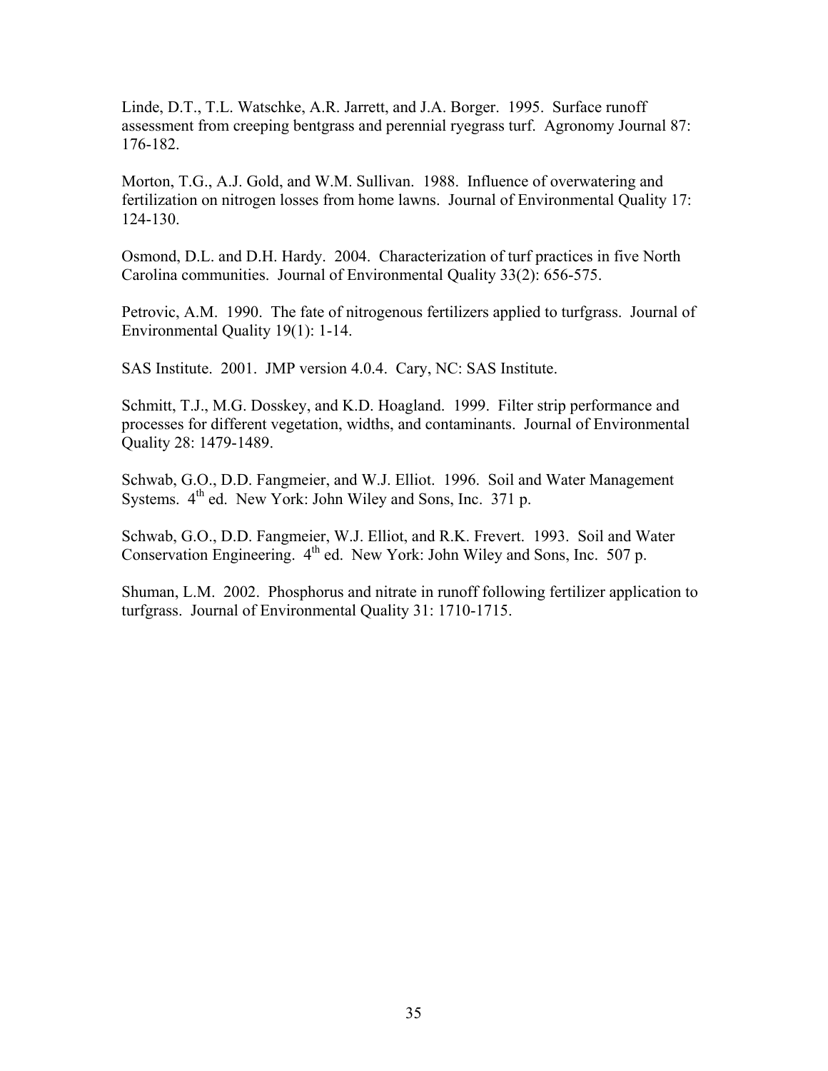Linde, D.T., T.L. Watschke, A.R. Jarrett, and J.A. Borger. 1995. Surface runoff assessment from creeping bentgrass and perennial ryegrass turf. Agronomy Journal 87: 176-182.

Morton, T.G., A.J. Gold, and W.M. Sullivan. 1988. Influence of overwatering and fertilization on nitrogen losses from home lawns. Journal of Environmental Quality 17: 124-130.

Osmond, D.L. and D.H. Hardy. 2004. Characterization of turf practices in five North Carolina communities. Journal of Environmental Quality 33(2): 656-575.

Petrovic, A.M. 1990. The fate of nitrogenous fertilizers applied to turfgrass. Journal of Environmental Quality 19(1): 1-14.

SAS Institute. 2001. JMP version 4.0.4. Cary, NC: SAS Institute.

Schmitt, T.J., M.G. Dosskey, and K.D. Hoagland. 1999. Filter strip performance and processes for different vegetation, widths, and contaminants. Journal of Environmental Quality 28: 1479-1489.

Schwab, G.O., D.D. Fangmeier, and W.J. Elliot. 1996. Soil and Water Management Systems. 4th ed. New York: John Wiley and Sons, Inc. 371 p.

Schwab, G.O., D.D. Fangmeier, W.J. Elliot, and R.K. Frevert. 1993. Soil and Water Conservation Engineering. 4th ed. New York: John Wiley and Sons, Inc. 507 p.

Shuman, L.M. 2002. Phosphorus and nitrate in runoff following fertilizer application to turfgrass. Journal of Environmental Quality 31: 1710-1715.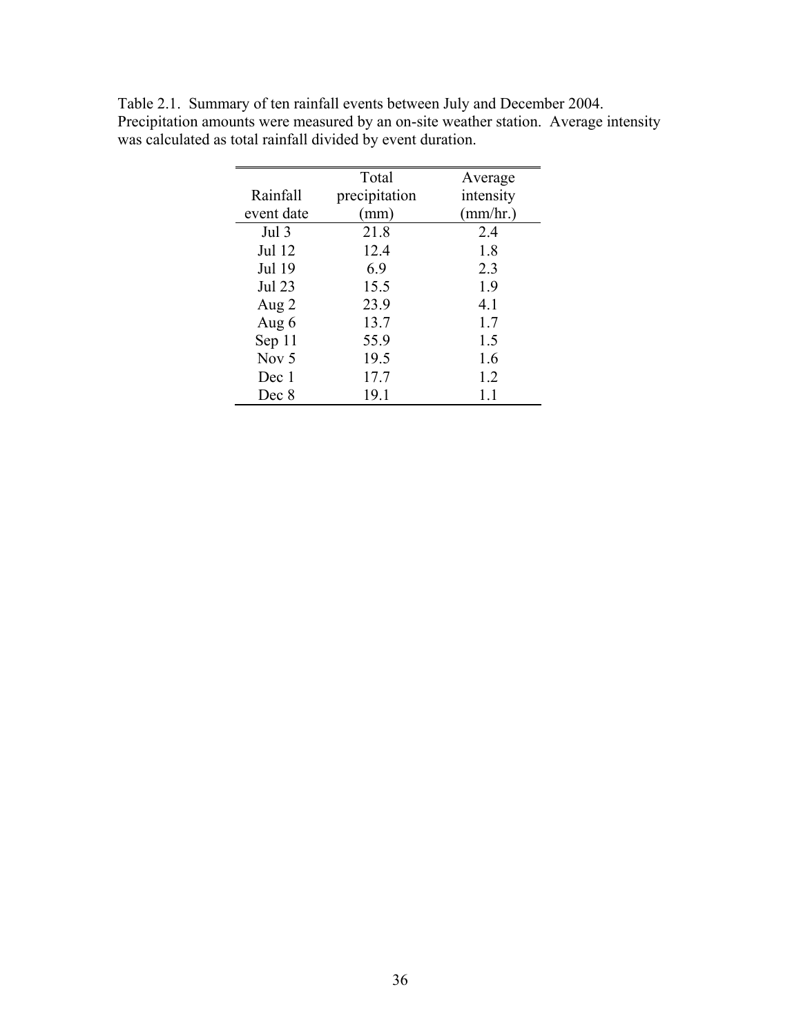Table 2.1. Summary of ten rainfall events between July and December 2004. Precipitation amounts were measured by an on-site weather station. Average intensity was calculated as total rainfall divided by event duration.

| Rainfall event date | Total precipitation (mm) | Average intensity (mm/hr.) |
|---|---|---|
| Jul 3 | 21.8 | 2.4 |
| Jul 12 | 12.4 | 1.8 |
| Jul 19 | 6.9 | 2.3 |
| Jul 23 | 15.5 | 1.9 |
| Aug 2 | 23.9 | 4.1 |
| Aug 6 | 13.7 | 1.7 |
| Sep 11 | 55.9 | 1.5 |
| Nov 5 | 19.5 | 1.6 |
| Dec 1 | 17.7 | 1.2 |
| Dec 8 | 19.1 | 1.1 |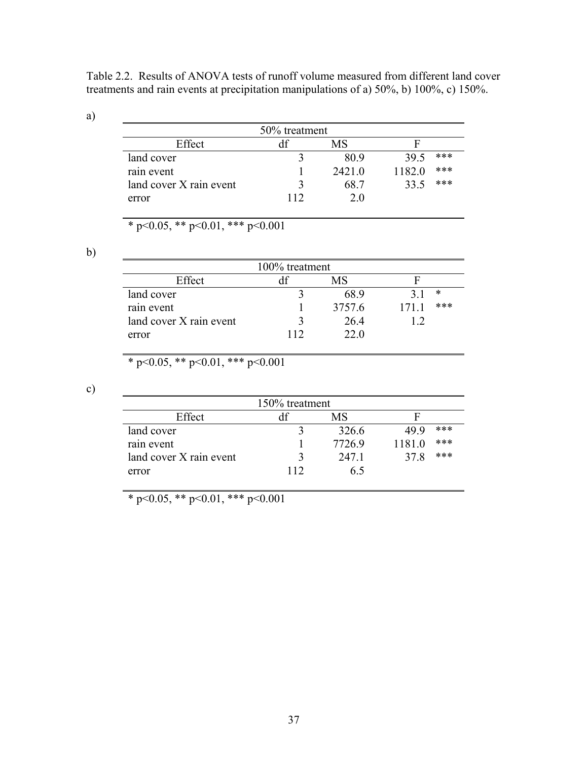Table 2.2. Results of ANOVA tests of runoff volume measured from different land cover treatments and rain events at precipitation manipulations of a) 50%, b) 100%, c) 150%.

a)

| 50% treatment | | | | |
|---|---|---|---|---|
| Effect | df | MS | F | |
| land cover | 3 | 80.9 | 39.5 | *** |
| rain event | 1 | 2421.0 | 1182.0 | *** |
| land cover X rain event | 3 | 68.7 | 33.5 | *** |
| error | 112 | 2.0 | | |

* p<0.05, ** p<0.01, *** p<0.001

b)

| 100% treatment | | | | |
|---|---|---|---|---|
| Effect | df | MS | F | |
| land cover | 3 | 68.9 | 3.1 | * |
| rain event | 1 | 3757.6 | 171.1 | *** |
| land cover X rain event | 3 | 26.4 | 1.2 | |
| error | 112 | 22.0 | | |

* p<0.05, ** p<0.01, *** p<0.001

c)

| 150% treatment | | | | |
|---|---|---|---|---|
| Effect | df | MS | F | |
| land cover | 3 | 326.6 | 49.9 | *** |
| rain event | 1 | 7726.9 | 1181.0 | *** |
| land cover X rain event | 3 | 247.1 | 37.8 | *** |
| error | 112 | 6.5 | | |

* p<0.05, ** p<0.01, *** p<0.001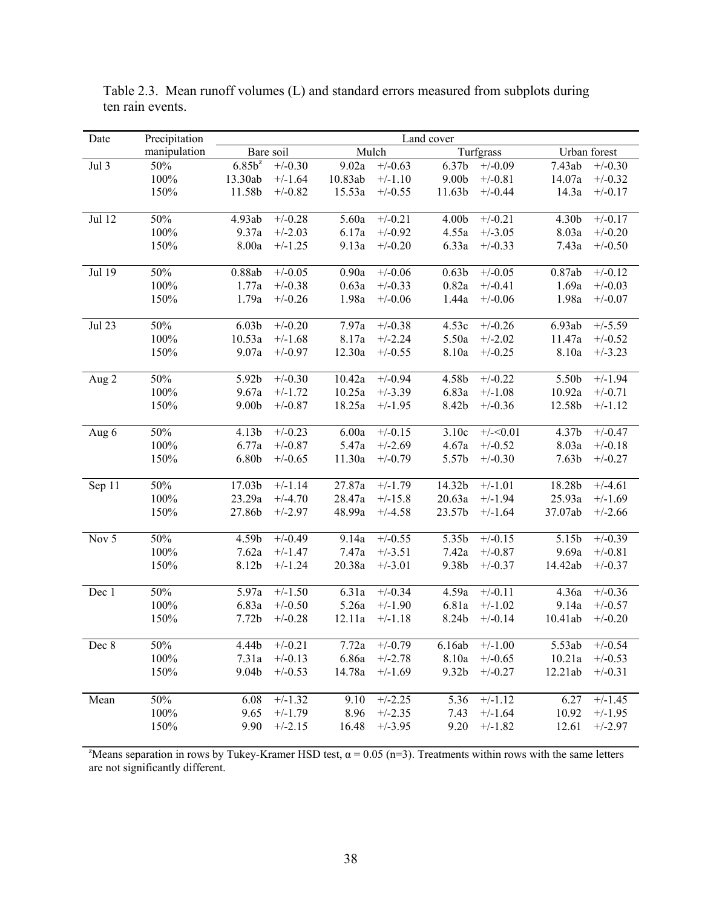Table 2.3. Mean runoff volumes (L) and standard errors measured from subplots during ten rain events.

| Date | Precipitation manipulation | Land cover | | | | | | | |
|---|---|---|---|---|---|---|---|---|---|
| | | Bare soil | | Mulch | | Turfgrass | | Urban forest | |
| Jul 3 | 50% | 6.85b[z] | +/-0.30 | 9.02a | +/-0.63 | 6.37b | +/-0.09 | 7.43ab | +/-0.30 |
| | 100% | 13.30ab | +/-1.64 | 10.83ab | +/-1.10 | 9.00b | +/-0.81 | 14.07a | +/-0.32 |
| | 150% | 11.58b | +/-0.82 | 15.53a | +/-0.55 | 11.63b | +/-0.44 | 14.3a | +/-0.17 |
| Jul 12 | 50% | 4.93ab | +/-0.28 | 5.60a | +/-0.21 | 4.00b | +/-0.21 | 4.30b | +/-0.17 |
| | 100% | 9.37a | +/-2.03 | 6.17a | +/-0.92 | 4.55a | +/-3.05 | 8.03a | +/-0.20 |
| | 150% | 8.00a | +/-1.25 | 9.13a | +/-0.20 | 6.33a | +/-0.33 | 7.43a | +/-0.50 |
| Jul 19 | 50% | 0.88ab | +/-0.05 | 0.90a | +/-0.06 | 0.63b | +/-0.05 | 0.87ab | +/-0.12 |
| | 100% | 1.77a | +/-0.38 | 0.63a | +/-0.33 | 0.82a | +/-0.41 | 1.69a | +/-0.03 |
| | 150% | 1.79a | +/-0.26 | 1.98a | +/-0.06 | 1.44a | +/-0.06 | 1.98a | +/-0.07 |
| Jul 23 | 50% | 6.03b | +/-0.20 | 7.97a | +/-0.38 | 4.53c | +/-0.26 | 6.93ab | +/-5.59 |
| | 100% | 10.53a | +/-1.68 | 8.17a | +/-2.24 | 5.50a | +/-2.02 | 11.47a | +/-0.52 |
| | 150% | 9.07a | +/-0.97 | 12.30a | +/-0.55 | 8.10a | +/-0.25 | 8.10a | +/-3.23 |
| Aug 2 | 50% | 5.92b | +/-0.30 | 10.42a | +/-0.94 | 4.58b | +/-0.22 | 5.50b | +/-1.94 |
| | 100% | 9.67a | +/-1.72 | 10.25a | +/-3.39 | 6.83a | +/-1.08 | 10.92a | +/-0.71 |
| | 150% | 9.00b | +/-0.87 | 18.25a | +/-1.95 | 8.42b | +/-0.36 | 12.58b | +/-1.12 |
| Aug 6 | 50% | 4.13b | +/-0.23 | 6.00a | +/-0.15 | 3.10c | +/-<0.01 | 4.37b | +/-0.47 |
| | 100% | 6.77a | +/-0.87 | 5.47a | +/-2.69 | 4.67a | +/-0.52 | 8.03a | +/-0.18 |
| | 150% | 6.80b | +/-0.65 | 11.30a | +/-0.79 | 5.57b | +/-0.30 | 7.63b | +/-0.27 |
| Sep 11 | 50% | 17.03b | +/-1.14 | 27.87a | +/-1.79 | 14.32b | +/-1.01 | 18.28b | +/-4.61 |
| | 100% | 23.29a | +/-4.70 | 28.47a | +/-15.8 | 20.63a | +/-1.94 | 25.93a | +/-1.69 |
| | 150% | 27.86b | +/-2.97 | 48.99a | +/-4.58 | 23.57b | +/-1.64 | 37.07ab | +/-2.66 |
| Nov 5 | 50% | 4.59b | +/-0.49 | 9.14a | +/-0.55 | 5.35b | +/-0.15 | 5.15b | +/-0.39 |
| | 100% | 7.62a | +/-1.47 | 7.47a | +/-3.51 | 7.42a | +/-0.87 | 9.69a | +/-0.81 |
| | 150% | 8.12b | +/-1.24 | 20.38a | +/-3.01 | 9.38b | +/-0.37 | 14.42ab | +/-0.37 |
| Dec 1 | 50% | 5.97a | +/-1.50 | 6.31a | +/-0.34 | 4.59a | +/-0.11 | 4.36a | +/-0.36 |
| | 100% | 6.83a | +/-0.50 | 5.26a | +/-1.90 | 6.81a | +/-1.02 | 9.14a | +/-0.57 |
| | 150% | 7.72b | +/-0.28 | 12.11a | +/-1.18 | 8.24b | +/-0.14 | 10.41ab | +/-0.20 |
| Dec 8 | 50% | 4.44b | +/-0.21 | 7.72a | +/-0.79 | 6.16ab | +/-1.00 | 5.53ab | +/-0.54 |
| | 100% | 7.31a | +/-0.13 | 6.86a | +/-2.78 | 8.10a | +/-0.65 | 10.21a | +/-0.53 |
| | 150% | 9.04b | +/-0.53 | 14.78a | +/-1.69 | 9.32b | +/-0.27 | 12.21ab | +/-0.31 |
| Mean | 50% | 6.08 | +/-1.32 | 9.10 | +/-2.25 | 5.36 | +/-1.12 | 6.27 | +/-1.45 |
| | 100% | 9.65 | +/-1.79 | 8.96 | +/-2.35 | 7.43 | +/-1.64 | 10.92 | +/-1.95 |
| | 150% | 9.90 | +/-2.15 | 16.48 | +/-3.95 | 9.20 | +/-1.82 | 12.61 | +/-2.97 |

[z]Means separation in rows by Tukey-Kramer HSD test, $\alpha = 0.05$ (n=3). Treatments within rows with the same letters are not significantly different.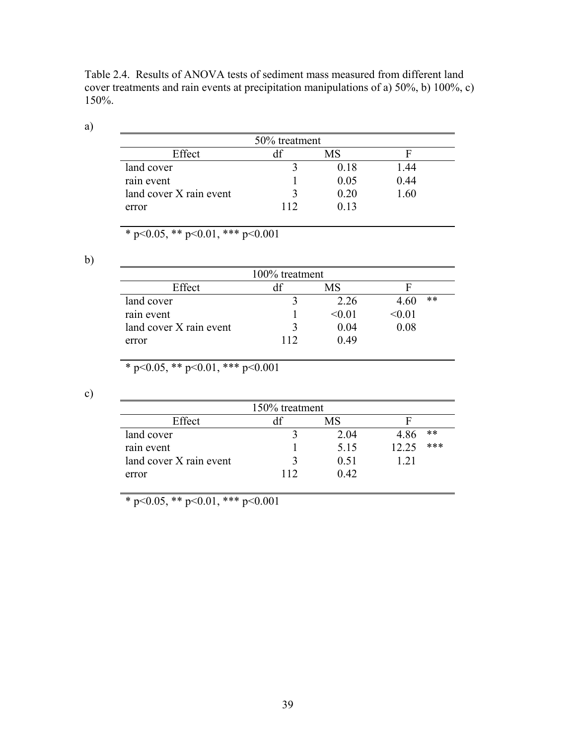Table 2.4. Results of ANOVA tests of sediment mass measured from different land cover treatments and rain events at precipitation manipulations of a) 50%, b) 100%, c) 150%.

a)

| 50% treatment | | | | |
|---|---|---|---|---|
| Effect | df | MS | F | |
| land cover | 3 | 0.18 | 1.44 | |
| rain event | 1 | 0.05 | 0.44 | |
| land cover X rain event | 3 | 0.20 | 1.60 | |
| error | 112 | 0.13 | | |

* p<0.05, ** p<0.01, *** p<0.001

b)

| 100% treatment | | | | |
|---|---|---|---|---|
| Effect | df | MS | F | |
| land cover | 3 | 2.26 | 4.60 | ** |
| rain event | 1 | <0.01 | <0.01 | |
| land cover X rain event | 3 | 0.04 | 0.08 | |
| error | 112 | 0.49 | | |

* p<0.05, ** p<0.01, *** p<0.001

c)

| 150% treatment | | | | |
|---|---|---|---|---|
| Effect | df | MS | F | |
| land cover | 3 | 2.04 | 4.86 | ** |
| rain event | 1 | 5.15 | 12.25 | *** |
| land cover X rain event | 3 | 0.51 | 1.21 | |
| error | 112 | 0.42 | | |

* p<0.05, ** p<0.01, *** p<0.001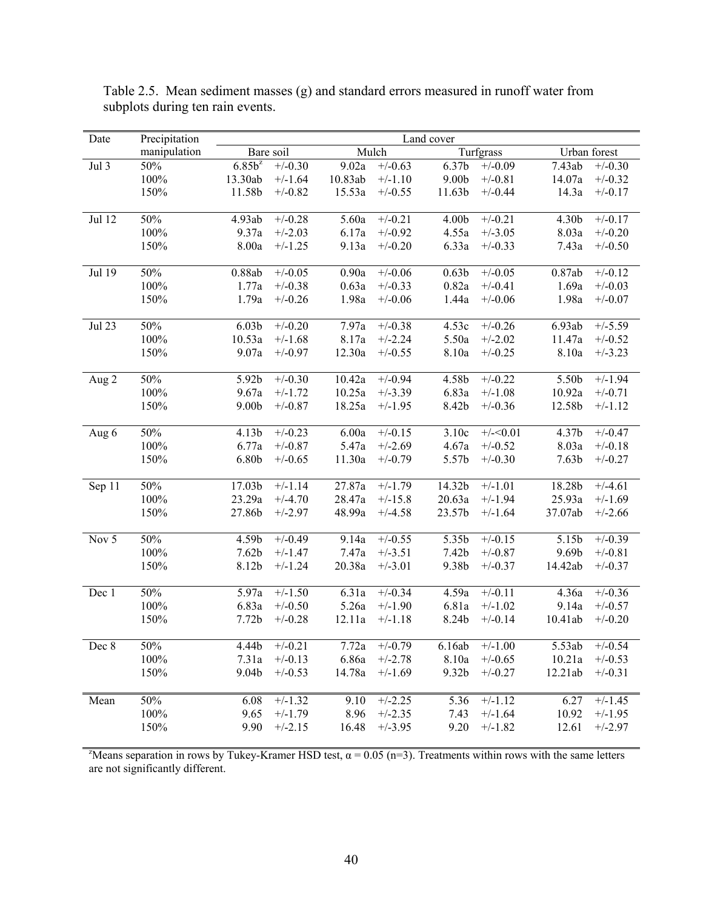Table 2.5. Mean sediment masses (g) and standard errors measured in runoff water from subplots during ten rain events.

| Date | Precipitation manipulation | Land cover | | | | | | | |
|---|---|---|---|---|---|---|---|---|---|
| | | Bare soil | | Mulch | | Turfgrass | | Urban forest | |
| Jul 3 | 50% | 6.85b[z] | +/-0.30 | 9.02a | +/-0.63 | 6.37b | +/-0.09 | 7.43ab | +/-0.30 |
| | 100% | 13.30ab | +/-1.64 | 10.83ab | +/-1.10 | 9.00b | +/-0.81 | 14.07a | +/-0.32 |
| | 150% | 11.58b | +/-0.82 | 15.53a | +/-0.55 | 11.63b | +/-0.44 | 14.3a | +/-0.17 |
| Jul 12 | 50% | 4.93ab | +/-0.28 | 5.60a | +/-0.21 | 4.00b | +/-0.21 | 4.30b | +/-0.17 |
| | 100% | 9.37a | +/-2.03 | 6.17a | +/-0.92 | 4.55a | +/-3.05 | 8.03a | +/-0.20 |
| | 150% | 8.00a | +/-1.25 | 9.13a | +/-0.20 | 6.33a | +/-0.33 | 7.43a | +/-0.50 |
| Jul 19 | 50% | 0.88ab | +/-0.05 | 0.90a | +/-0.06 | 0.63b | +/-0.05 | 0.87ab | +/-0.12 |
| | 100% | 1.77a | +/-0.38 | 0.63a | +/-0.33 | 0.82a | +/-0.41 | 1.69a | +/-0.03 |
| | 150% | 1.79a | +/-0.26 | 1.98a | +/-0.06 | 1.44a | +/-0.06 | 1.98a | +/-0.07 |
| Jul 23 | 50% | 6.03b | +/-0.20 | 7.97a | +/-0.38 | 4.53c | +/-0.26 | 6.93ab | +/-5.59 |
| | 100% | 10.53a | +/-1.68 | 8.17a | +/-2.24 | 5.50a | +/-2.02 | 11.47a | +/-0.52 |
| | 150% | 9.07a | +/-0.97 | 12.30a | +/-0.55 | 8.10a | +/-0.25 | 8.10a | +/-3.23 |
| Aug 2 | 50% | 5.92b | +/-0.30 | 10.42a | +/-0.94 | 4.58b | +/-0.22 | 5.50b | +/-1.94 |
| | 100% | 9.67a | +/-1.72 | 10.25a | +/-3.39 | 6.83a | +/-1.08 | 10.92a | +/-0.71 |
| | 150% | 9.00b | +/-0.87 | 18.25a | +/-1.95 | 8.42b | +/-0.36 | 12.58b | +/-1.12 |
| Aug 6 | 50% | 4.13b | +/-0.23 | 6.00a | +/-0.15 | 3.10c | +/-<0.01 | 4.37b | +/-0.47 |
| | 100% | 6.77a | +/-0.87 | 5.47a | +/-2.69 | 4.67a | +/-0.52 | 8.03a | +/-0.18 |
| | 150% | 6.80b | +/-0.65 | 11.30a | +/-0.79 | 5.57b | +/-0.30 | 7.63b | +/-0.27 |
| Sep 11 | 50% | 17.03b | +/-1.14 | 27.87a | +/-1.79 | 14.32b | +/-1.01 | 18.28b | +/-4.61 |
| | 100% | 23.29a | +/-4.70 | 28.47a | +/-15.8 | 20.63a | +/-1.94 | 25.93a | +/-1.69 |
| | 150% | 27.86b | +/-2.97 | 48.99a | +/-4.58 | 23.57b | +/-1.64 | 37.07ab | +/-2.66 |
| Nov 5 | 50% | 4.59b | +/-0.49 | 9.14a | +/-0.55 | 5.35b | +/-0.15 | 5.15b | +/-0.39 |
| | 100% | 7.62b | +/-1.47 | 7.47a | +/-3.51 | 7.42b | +/-0.87 | 9.69b | +/-0.81 |
| | 150% | 8.12b | +/-1.24 | 20.38a | +/-3.01 | 9.38b | +/-0.37 | 14.42ab | +/-0.37 |
| Dec 1 | 50% | 5.97a | +/-1.50 | 6.31a | +/-0.34 | 4.59a | +/-0.11 | 4.36a | +/-0.36 |
| | 100% | 6.83a | +/-0.50 | 5.26a | +/-1.90 | 6.81a | +/-1.02 | 9.14a | +/-0.57 |
| | 150% | 7.72b | +/-0.28 | 12.11a | +/-1.18 | 8.24b | +/-0.14 | 10.41ab | +/-0.20 |
| Dec 8 | 50% | 4.44b | +/-0.21 | 7.72a | +/-0.79 | 6.16ab | +/-1.00 | 5.53ab | +/-0.54 |
| | 100% | 7.31a | +/-0.13 | 6.86a | +/-2.78 | 8.10a | +/-0.65 | 10.21a | +/-0.53 |
| | 150% | 9.04b | +/-0.53 | 14.78a | +/-1.69 | 9.32b | +/-0.27 | 12.21ab | +/-0.31 |
| Mean | 50% | 6.08 | +/-1.32 | 9.10 | +/-2.25 | 5.36 | +/-1.12 | 6.27 | +/-1.45 |
| | 100% | 9.65 | +/-1.79 | 8.96 | +/-2.35 | 7.43 | +/-1.64 | 10.92 | +/-1.95 |
| | 150% | 9.90 | +/-2.15 | 16.48 | +/-3.95 | 9.20 | +/-1.82 | 12.61 | +/-2.97 |

[z]Means separation in rows by Tukey-Kramer HSD test, $\alpha = 0.05$ (n=3). Treatments within rows with the same letters are not significantly different.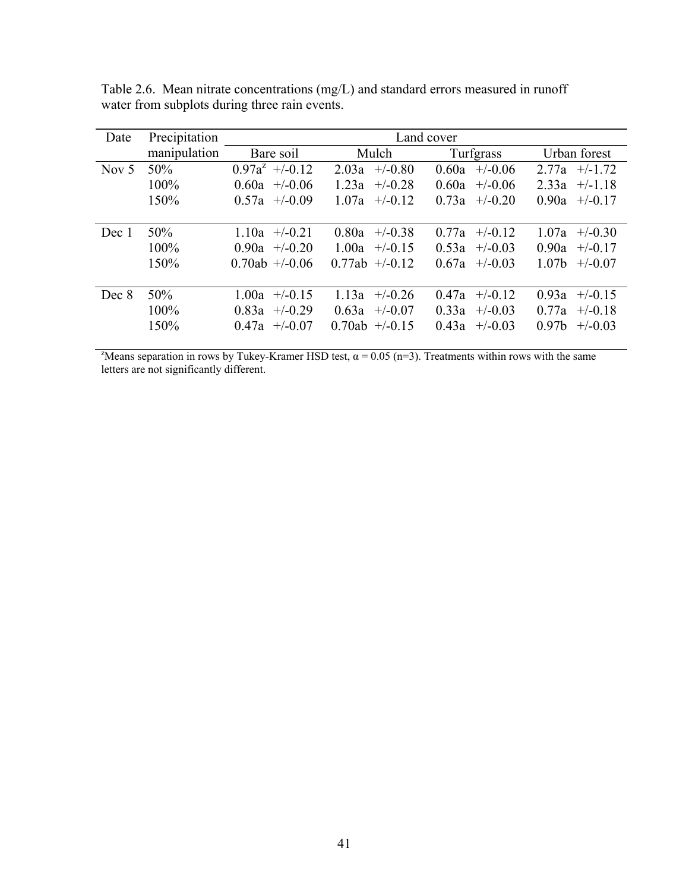Table 2.6. Mean nitrate concentrations (mg/L) and standard errors measured in runoff water from subplots during three rain events.

| Date | Precipitation manipulation | Land cover | | | |
|---|---|---|---|---|---|
| | | Bare soil | Mulch | Turfgrass | Urban forest |
| Nov 5 | 50% | 0.97a[z] +/-0.12 | 2.03a +/-0.80 | 0.60a +/-0.06 | 2.77a +/-1.72 |
| | 100% | 0.60a +/-0.06 | 1.23a +/-0.28 | 0.60a +/-0.06 | 2.33a +/-1.18 |
| | 150% | 0.57a +/-0.09 | 1.07a +/-0.12 | 0.73a +/-0.20 | 0.90a +/-0.17 |
| Dec 1 | 50% | 1.10a +/-0.21 | 0.80a +/-0.38 | 0.77a +/-0.12 | 1.07a +/-0.30 |
| | 100% | 0.90a +/-0.20 | 1.00a +/-0.15 | 0.53a +/-0.03 | 0.90a +/-0.17 |
| | 150% | 0.70ab +/-0.06 | 0.77ab +/-0.12 | 0.67a +/-0.03 | 1.07b +/-0.07 |
| Dec 8 | 50% | 1.00a +/-0.15 | 1.13a +/-0.26 | 0.47a +/-0.12 | 0.93a +/-0.15 |
| | 100% | 0.83a +/-0.29 | 0.63a +/-0.07 | 0.33a +/-0.03 | 0.77a +/-0.18 |
| | 150% | 0.47a +/-0.07 | 0.70ab +/-0.15 | 0.43a +/-0.03 | 0.97b +/-0.03 |

[z]Means separation in rows by Tukey-Kramer HSD test, $\alpha = 0.05$ (n=3). Treatments within rows with the same letters are not significantly different.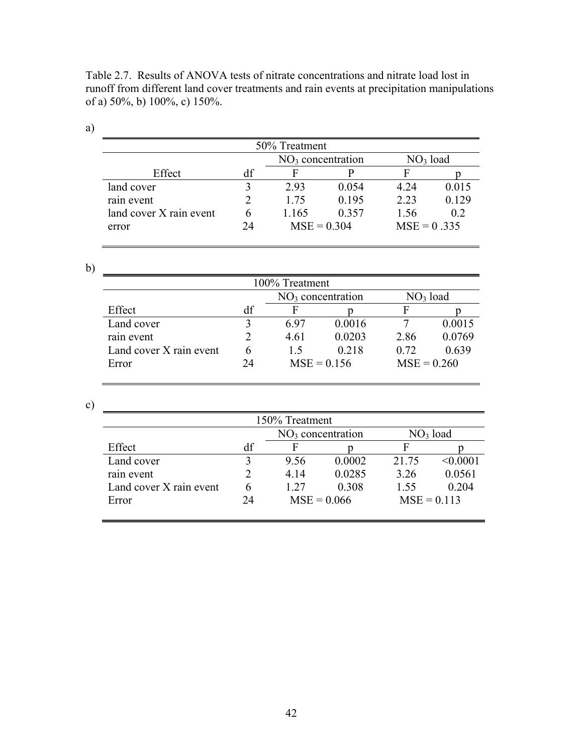Table 2.7. Results of ANOVA tests of nitrate concentrations and nitrate load lost in runoff from different land cover treatments and rain events at precipitation manipulations of a) 50%, b) 100%, c) 150%.

a)

| 50% Treatment | | | | | |
|---|---|---|---|---|---|
| | | $NO_3$ concentration | | $NO_3$ load | |
| Effect | df | F | P | F | p |
| land cover | 3 | 2.93 | 0.054 | 4.24 | 0.015 |
| rain event | 2 | 1.75 | 0.195 | 2.23 | 0.129 |
| land cover X rain event | 6 | 1.165 | 0.357 | 1.56 | 0.2 |
| error | 24 | MSE = 0.304 | | MSE = 0 .335 | |

b)

| 100% Treatment | | | | | |
|---|---|---|---|---|---|
| | | $NO_3$ concentration | | $NO_3$ load | |
| Effect | df | F | p | F | p |
| Land cover | 3 | 6.97 | 0.0016 | 7 | 0.0015 |
| rain event | 2 | 4.61 | 0.0203 | 2.86 | 0.0769 |
| Land cover X rain event | 6 | 1.5 | 0.218 | 0.72 | 0.639 |
| Error | 24 | MSE = 0.156 | | MSE = 0.260 | |

c)

| 150% Treatment | | | | | |
|---|---|---|---|---|---|
| | | $NO_3$ concentration | | $NO_3$ load | |
| Effect | df | F | p | F | p |
| Land cover | 3 | 9.56 | 0.0002 | 21.75 | <0.0001 |
| rain event | 2 | 4.14 | 0.0285 | 3.26 | 0.0561 |
| Land cover X rain event | 6 | 1.27 | 0.308 | 1.55 | 0.204 |
| Error | 24 | MSE = 0.066 | | MSE = 0.113 | |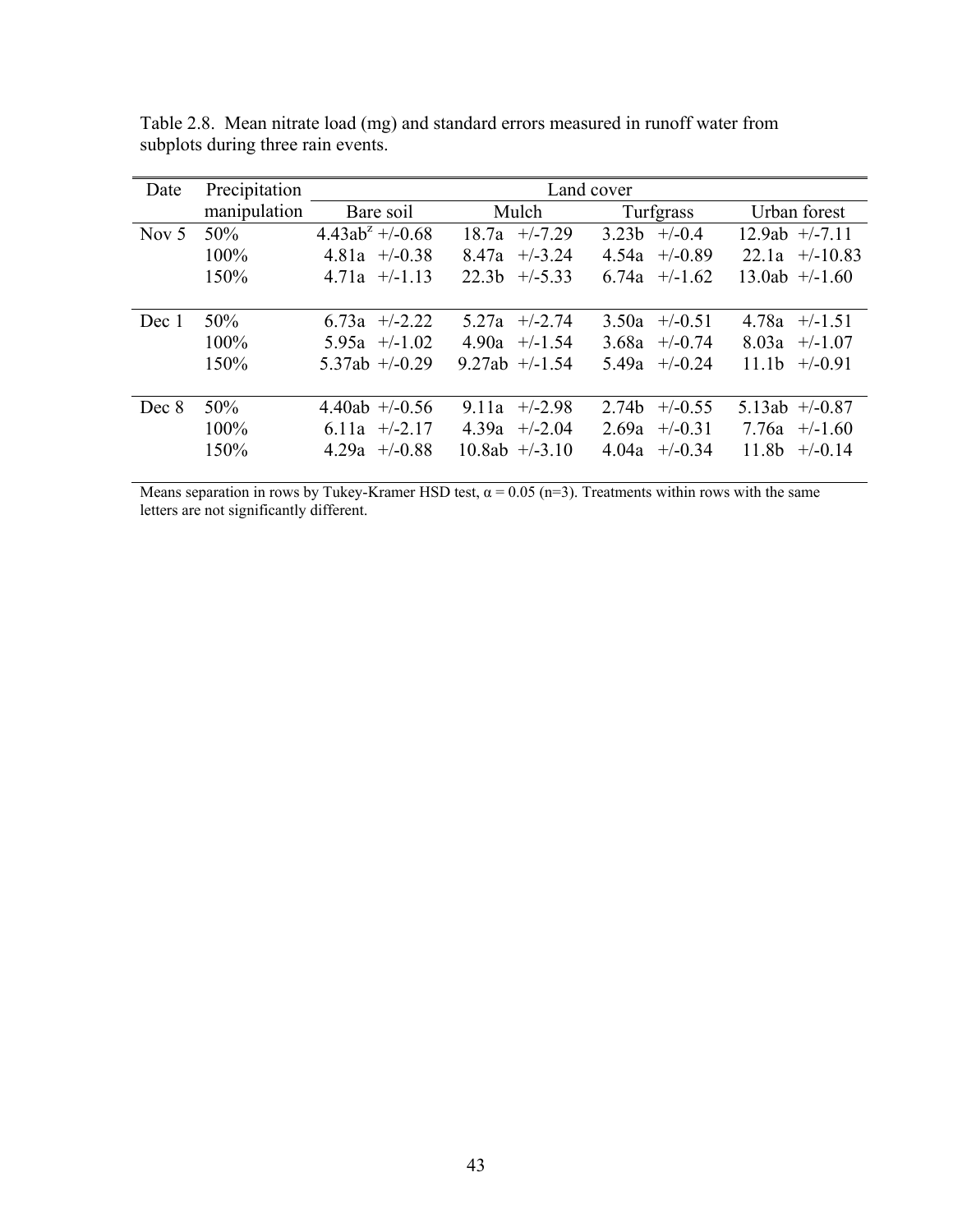Table 2.8. Mean nitrate load (mg) and standard errors measured in runoff water from subplots during three rain events.

| Date | Precipitation manipulation | Land cover | | | |
|---|---|---|---|---|---|
| | | Bare soil | Mulch | Turfgrass | Urban forest |
| Nov 5 | 50% | 4.43ab[z] +/-0.68 | 18.7a +/-7.29 | 3.23b +/-0.4 | 12.9ab +/-7.11 |
| | 100% | 4.81a +/-0.38 | 8.47a +/-3.24 | 4.54a +/-0.89 | 22.1a +/-10.83 |
| | 150% | 4.71a +/-1.13 | 22.3b +/-5.33 | 6.74a +/-1.62 | 13.0ab +/-1.60 |
| Dec 1 | 50% | 6.73a +/-2.22 | 5.27a +/-2.74 | 3.50a +/-0.51 | 4.78a +/-1.51 |
| | 100% | 5.95a +/-1.02 | 4.90a +/-1.54 | 3.68a +/-0.74 | 8.03a +/-1.07 |
| | 150% | 5.37ab +/-0.29 | 9.27ab +/-1.54 | 5.49a +/-0.24 | 11.1b +/-0.91 |
| Dec 8 | 50% | 4.40ab +/-0.56 | 9.11a +/-2.98 | 2.74b +/-0.55 | 5.13ab +/-0.87 |
| | 100% | 6.11a +/-2.17 | 4.39a +/-2.04 | 2.69a +/-0.31 | 7.76a +/-1.60 |
| | 150% | 4.29a +/-0.88 | 10.8ab +/-3.10 | 4.04a +/-0.34 | 11.8b +/-0.14 |

Means separation in rows by Tukey-Kramer HSD test, $\alpha = 0.05$ (n=3). Treatments within rows with the same letters are not significantly different.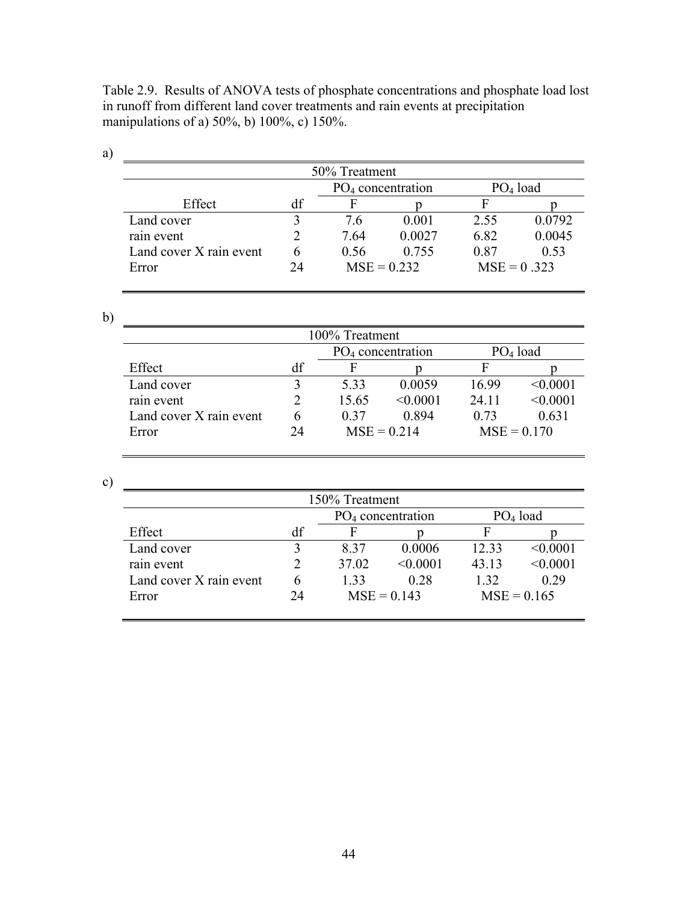Table 2.9. Results of ANOVA tests of phosphate concentrations and phosphate load lost in runoff from different land cover treatments and rain events at precipitation manipulations of a) 50%, b) 100%, c) 150%.

a)

| 50% Treatment | | | | | |
|---|---|---|---|---|---|
| | | $PO_4$ concentration | | $PO_4$ load | |
| Effect | df | F | p | F | p |
| Land cover | 3 | 7.6 | 0.001 | 2.55 | 0.0792 |
| rain event | 2 | 7.64 | 0.0027 | 6.82 | 0.0045 |
| Land cover X rain event | 6 | 0.56 | 0.755 | 0.87 | 0.53 |
| Error | 24 | MSE = 0.232 | | MSE = 0 .323 | |

b)

| 100% Treatment | | | | | |
|---|---|---|---|---|---|
| | | $PO_4$ concentration | | $PO_4$ load | |
| Effect | df | F | p | F | p |
| Land cover | 3 | 5.33 | 0.0059 | 16.99 | <0.0001 |
| rain event | 2 | 15.65 | <0.0001 | 24.11 | <0.0001 |
| Land cover X rain event | 6 | 0.37 | 0.894 | 0.73 | 0.631 |
| Error | 24 | MSE = 0.214 | | MSE = 0.170 | |

c)

| 150% Treatment | | | | | |
|---|---|---|---|---|---|
| | | $PO_4$ concentration | | $PO_4$ load | |
| Effect | df | F | p | F | p |
| Land cover | 3 | 8.37 | 0.0006 | 12.33 | <0.0001 |
| rain event | 2 | 37.02 | <0.0001 | 43.13 | <0.0001 |
| Land cover X rain event | 6 | 1.33 | 0.28 | 1.32 | 0.29 |
| Error | 24 | MSE = 0.143 | | MSE = 0.165 | |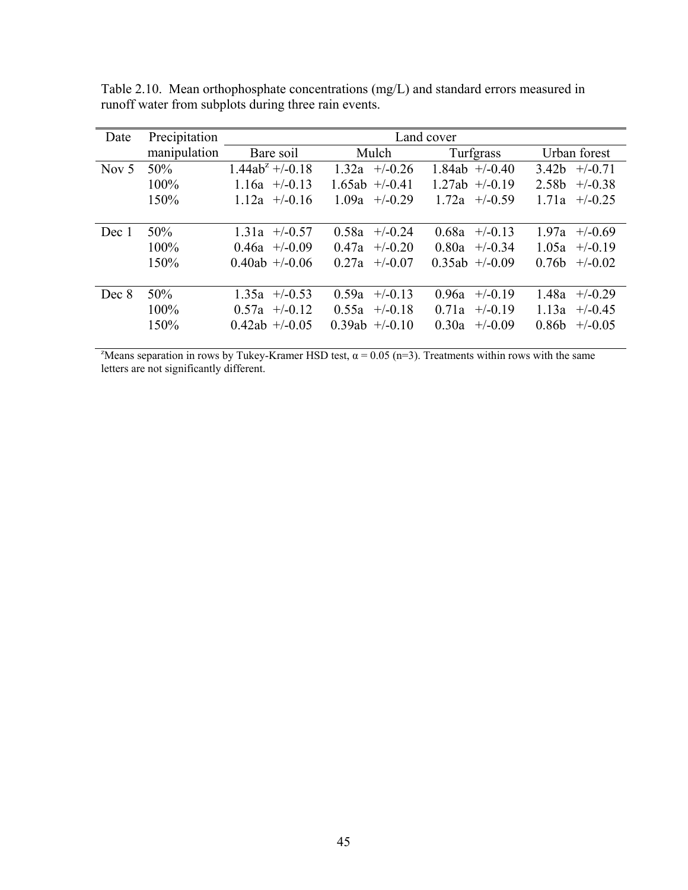Table 2.10. Mean orthophosphate concentrations (mg/L) and standard errors measured in runoff water from subplots during three rain events.

| Date | Precipitation manipulation | Land cover | | | |
|---|---|---|---|---|---|
| | | Bare soil | Mulch | Turfgrass | Urban forest |
| Nov 5 | 50% | 1.44ab[z] +/-0.18 | 1.32a +/-0.26 | 1.84ab +/-0.40 | 3.42b +/-0.71 |
| | 100% | 1.16a +/-0.13 | 1.65ab +/-0.41 | 1.27ab +/-0.19 | 2.58b +/-0.38 |
| | 150% | 1.12a +/-0.16 | 1.09a +/-0.29 | 1.72a +/-0.59 | 1.71a +/-0.25 |
| Dec 1 | 50% | 1.31a +/-0.57 | 0.58a +/-0.24 | 0.68a +/-0.13 | 1.97a +/-0.69 |
| | 100% | 0.46a +/-0.09 | 0.47a +/-0.20 | 0.80a +/-0.34 | 1.05a +/-0.19 |
| | 150% | 0.40ab +/-0.06 | 0.27a +/-0.07 | 0.35ab +/-0.09 | 0.76b +/-0.02 |
| Dec 8 | 50% | 1.35a +/-0.53 | 0.59a +/-0.13 | 0.96a +/-0.19 | 1.48a +/-0.29 |
| | 100% | 0.57a +/-0.12 | 0.55a +/-0.18 | 0.71a +/-0.19 | 1.13a +/-0.45 |
| | 150% | 0.42ab +/-0.05 | 0.39ab +/-0.10 | 0.30a +/-0.09 | 0.86b +/-0.05 |

[z]Means separation in rows by Tukey-Kramer HSD test, $\alpha = 0.05$ (n=3). Treatments within rows with the same letters are not significantly different.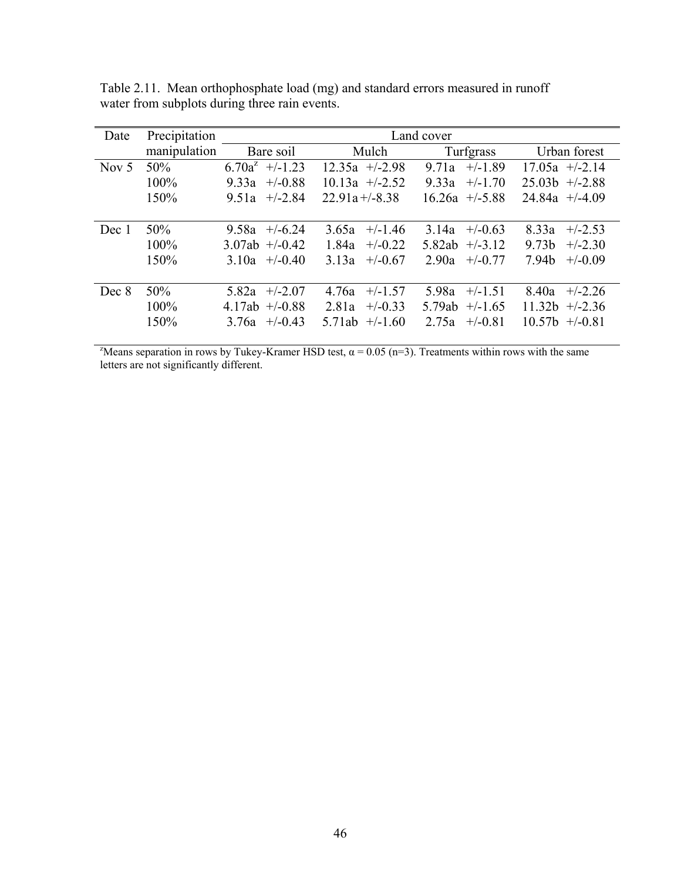Table 2.11. Mean orthophosphate load (mg) and standard errors measured in runoff water from subplots during three rain events.

| Date | Precipitation manipulation | Land cover | | | | | | | |
|---|---|---|---|---|---|---|---|---|---|
| | | Bare soil | | Mulch | | Turfgrass | | Urban forest | |
| Nov 5 | 50% | 6.70a[z] | +/-1.23 | 12.35a | +/-2.98 | 9.71a | +/-1.89 | 17.05a | +/-2.14 |
| | 100% | 9.33a | +/-0.88 | 10.13a | +/-2.52 | 9.33a | +/-1.70 | 25.03b | +/-2.88 |
| | 150% | 9.51a | +/-2.84 | 22.91a | +/-8.38 | 16.26a | +/-5.88 | 24.84a | +/-4.09 |
| Dec 1 | 50% | 9.58a | +/-6.24 | 3.65a | +/-1.46 | 3.14a | +/-0.63 | 8.33a | +/-2.53 |
| | 100% | 3.07ab | +/-0.42 | 1.84a | +/-0.22 | 5.82ab | +/-3.12 | 9.73b | +/-2.30 |
| | 150% | 3.10a | +/-0.40 | 3.13a | +/-0.67 | 2.90a | +/-0.77 | 7.94b | +/-0.09 |
| Dec 8 | 50% | 5.82a | +/-2.07 | 4.76a | +/-1.57 | 5.98a | +/-1.51 | 8.40a | +/-2.26 |
| | 100% | 4.17ab | +/-0.88 | 2.81a | +/-0.33 | 5.79ab | +/-1.65 | 11.32b | +/-2.36 |
| | 150% | 3.76a | +/-0.43 | 5.71ab | +/-1.60 | 2.75a | +/-0.81 | 10.57b | +/-0.81 |

[z]Means separation in rows by Tukey-Kramer HSD test, $\alpha = 0.05$ (n=3). Treatments within rows with the same letters are not significantly different.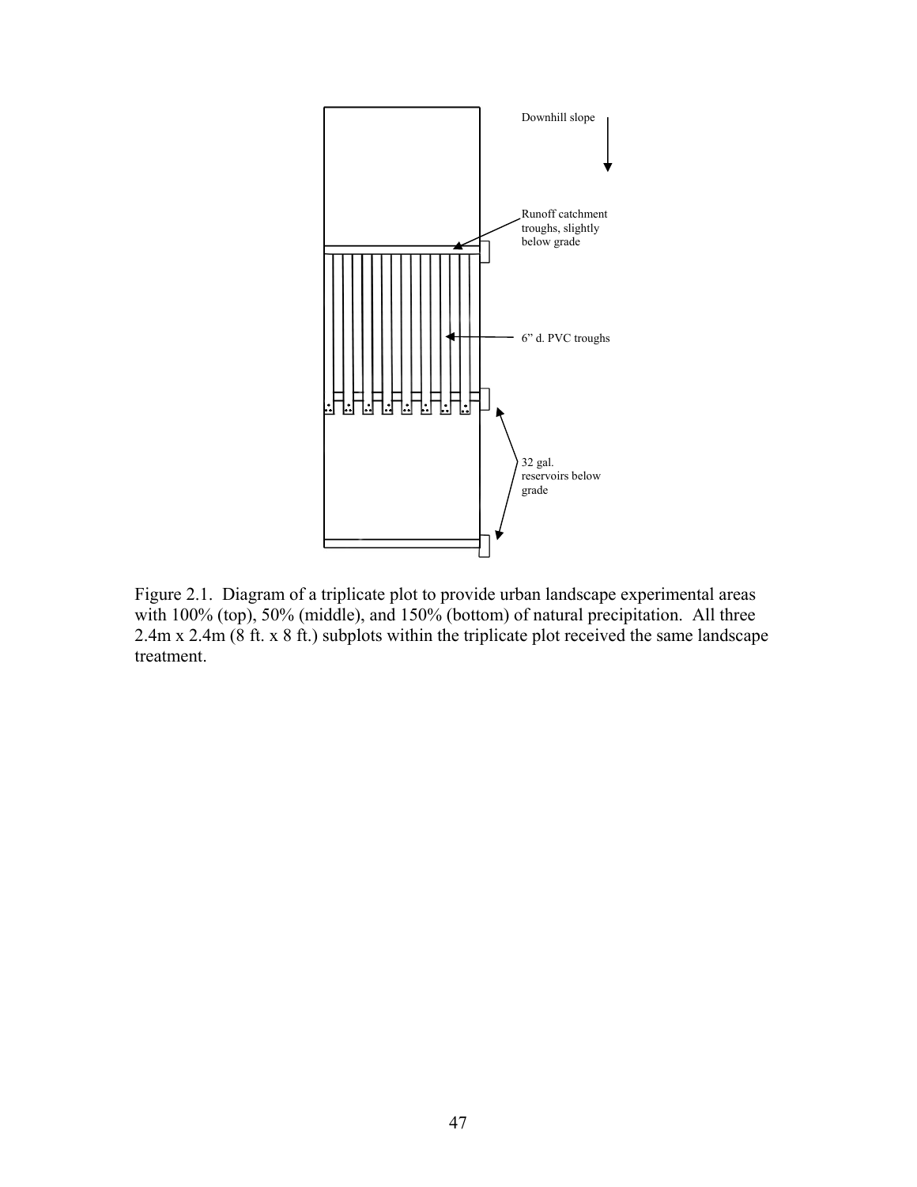Downhill slope

Runoff catchment troughs, slightly below grade

6" d. PVC troughs

32 gal. reservoirs below grade

Figure 2.1. Diagram of a triplicate plot to provide urban landscape experimental areas with 100% (top), 50% (middle), and 150% (bottom) of natural precipitation. All three 2.4m x 2.4m (8 ft. x 8 ft.) subplots within the triplicate plot received the same landscape treatment.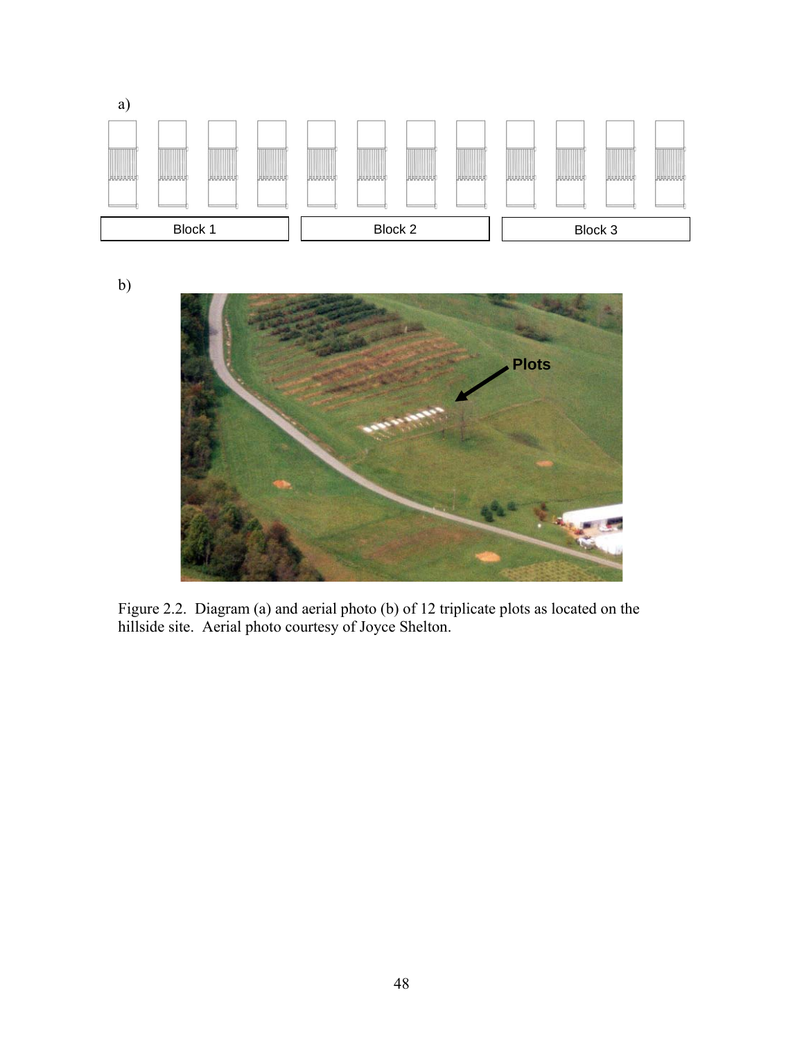a)

Block 1 Block 2 Block 3

b)

Plots

Figure 2.2. Diagram (a) and aerial photo (b) of 12 triplicate plots as located on the hillside site. Aerial photo courtesy of Joyce Shelton.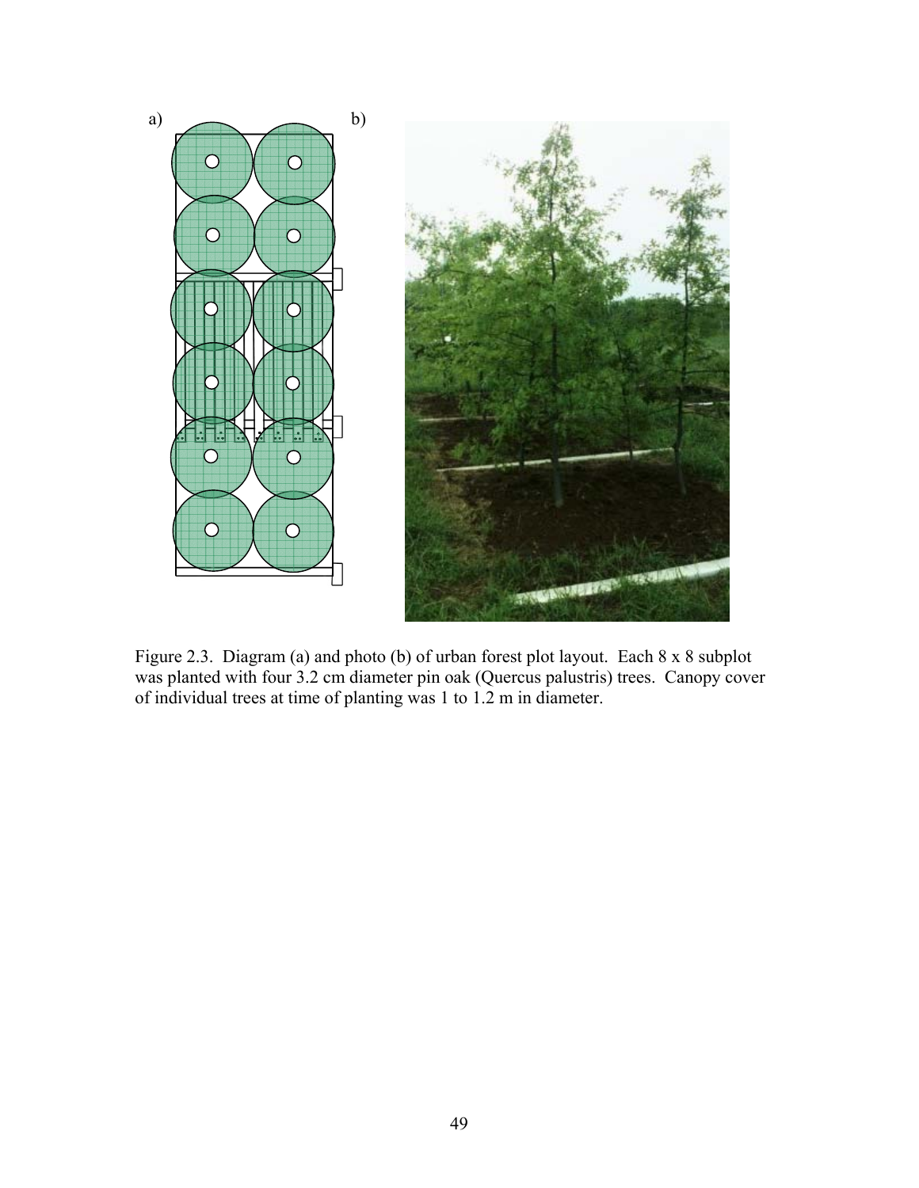a) b)

Figure 2.3. Diagram (a) and photo (b) of urban forest plot layout. Each 8 x 8 subplot was planted with four 3.2 cm diameter pin oak (Quercus palustris) trees. Canopy cover of individual trees at time of planting was 1 to 1.2 m in diameter.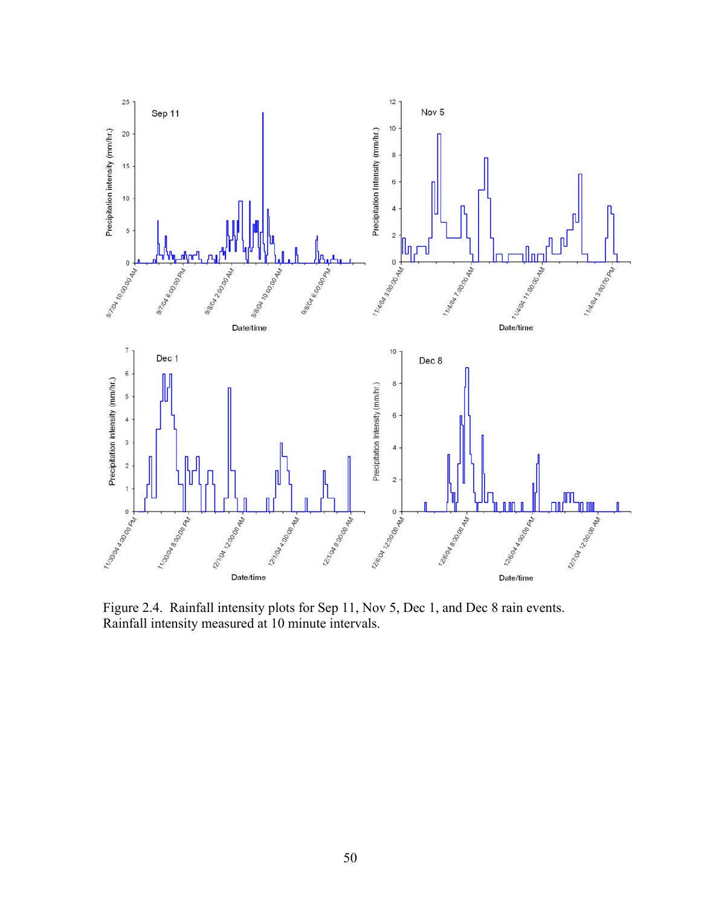Figure 2.4. Rainfall intensity plots for Sep 11, Nov 5, Dec 1, and Dec 8 rain events. Rainfall intensity measured at 10 minute intervals.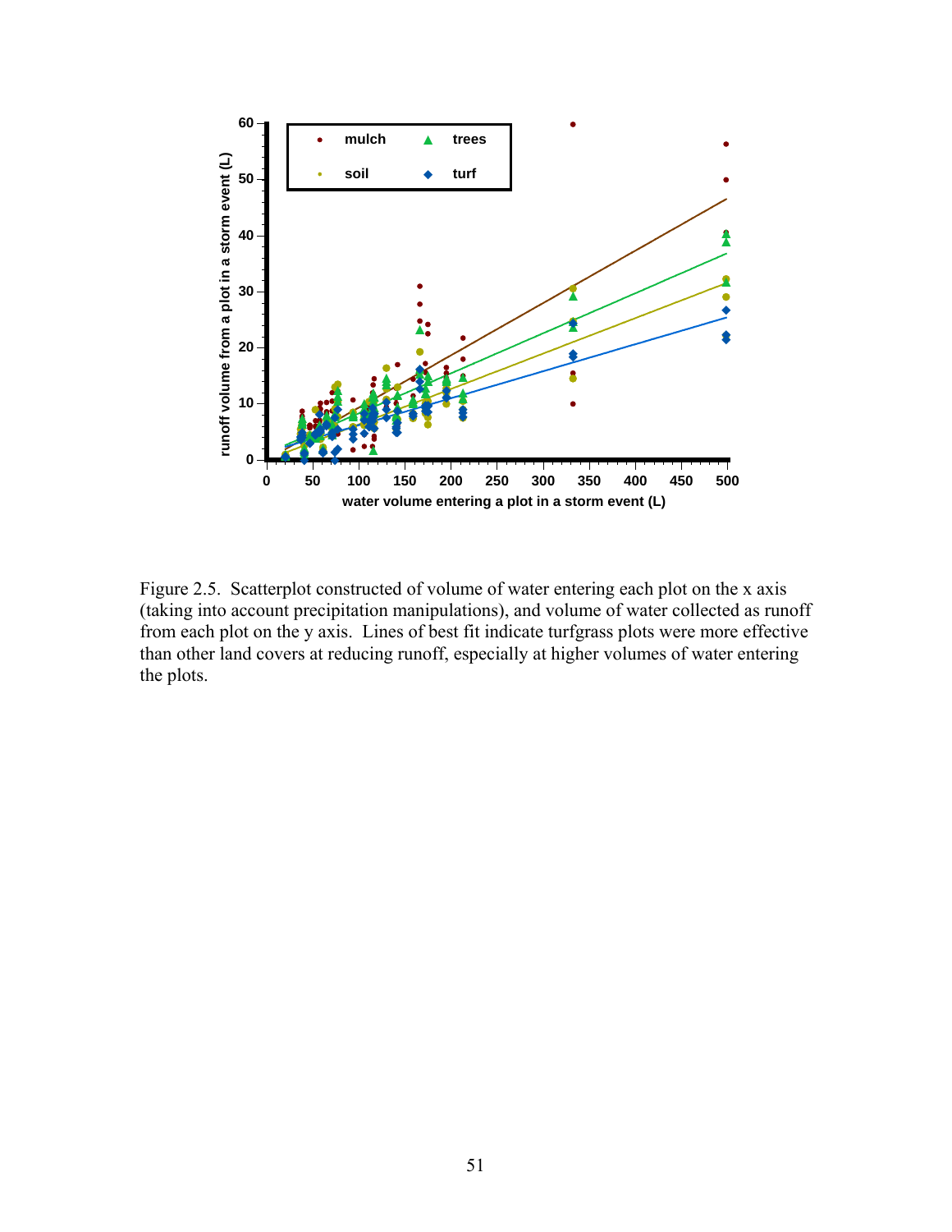Figure 2.5. Scatterplot constructed of volume of water entering each plot on the x axis (taking into account precipitation manipulations), and volume of water collected as runoff from each plot on the y axis. Lines of best fit indicate turfgrass plots were more effective than other land covers at reducing runoff, especially at higher volumes of water entering the plots.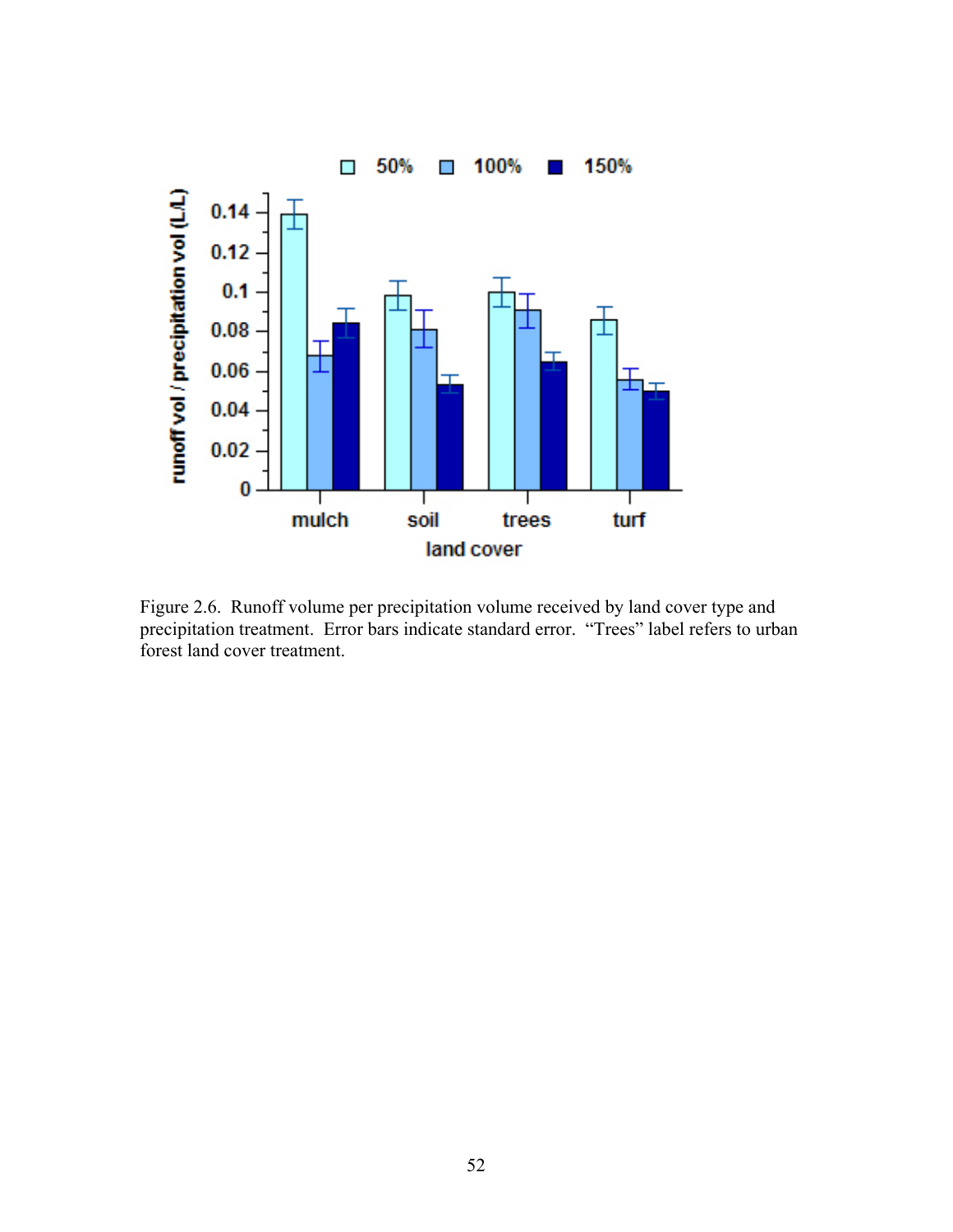Figure 2.6. Runoff volume per precipitation volume received by land cover type and precipitation treatment. Error bars indicate standard error. "Trees" label refers to urban forest land cover treatment.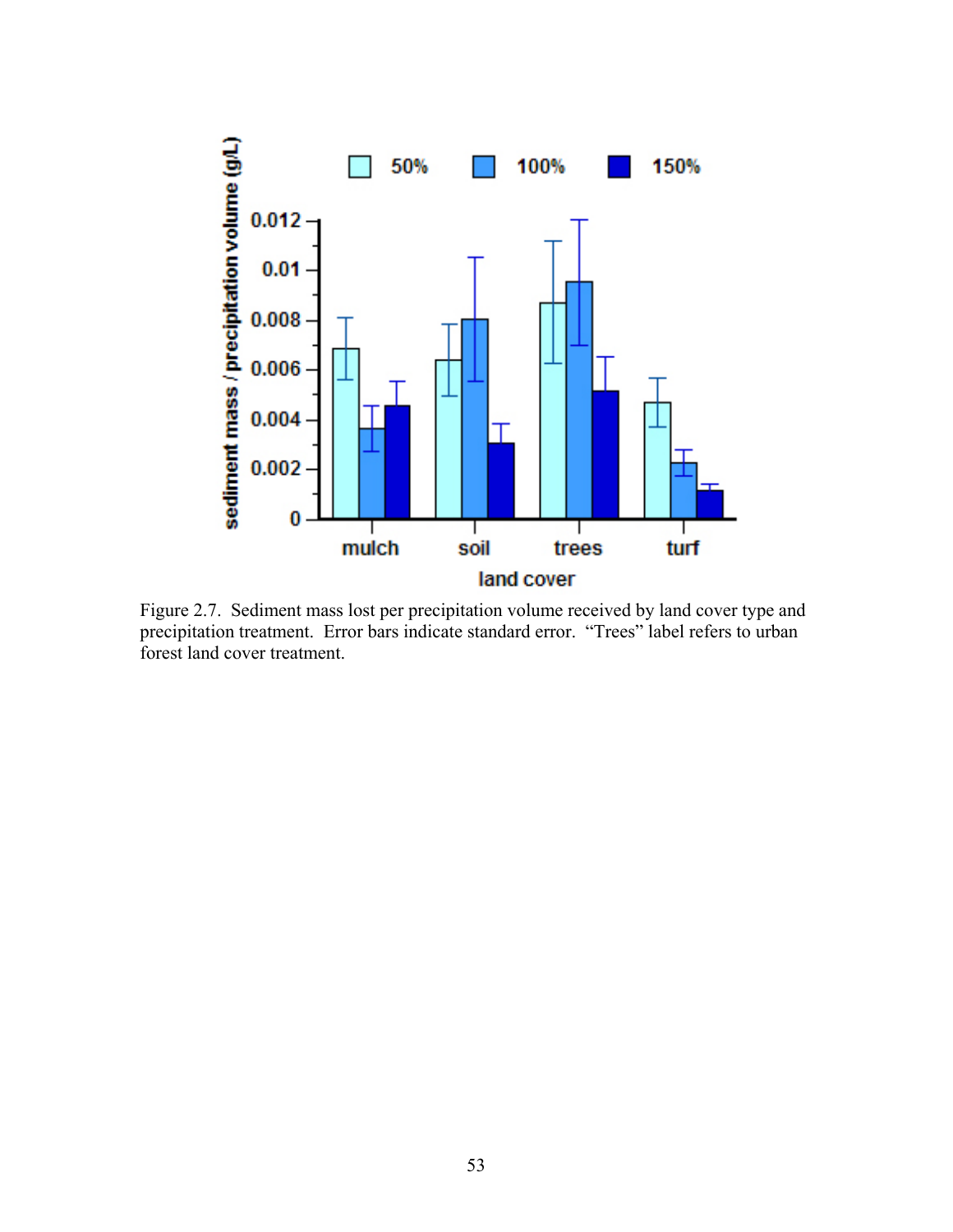Figure 2.7. Sediment mass lost per precipitation volume received by land cover type and precipitation treatment. Error bars indicate standard error. "Trees" label refers to urban forest land cover treatment.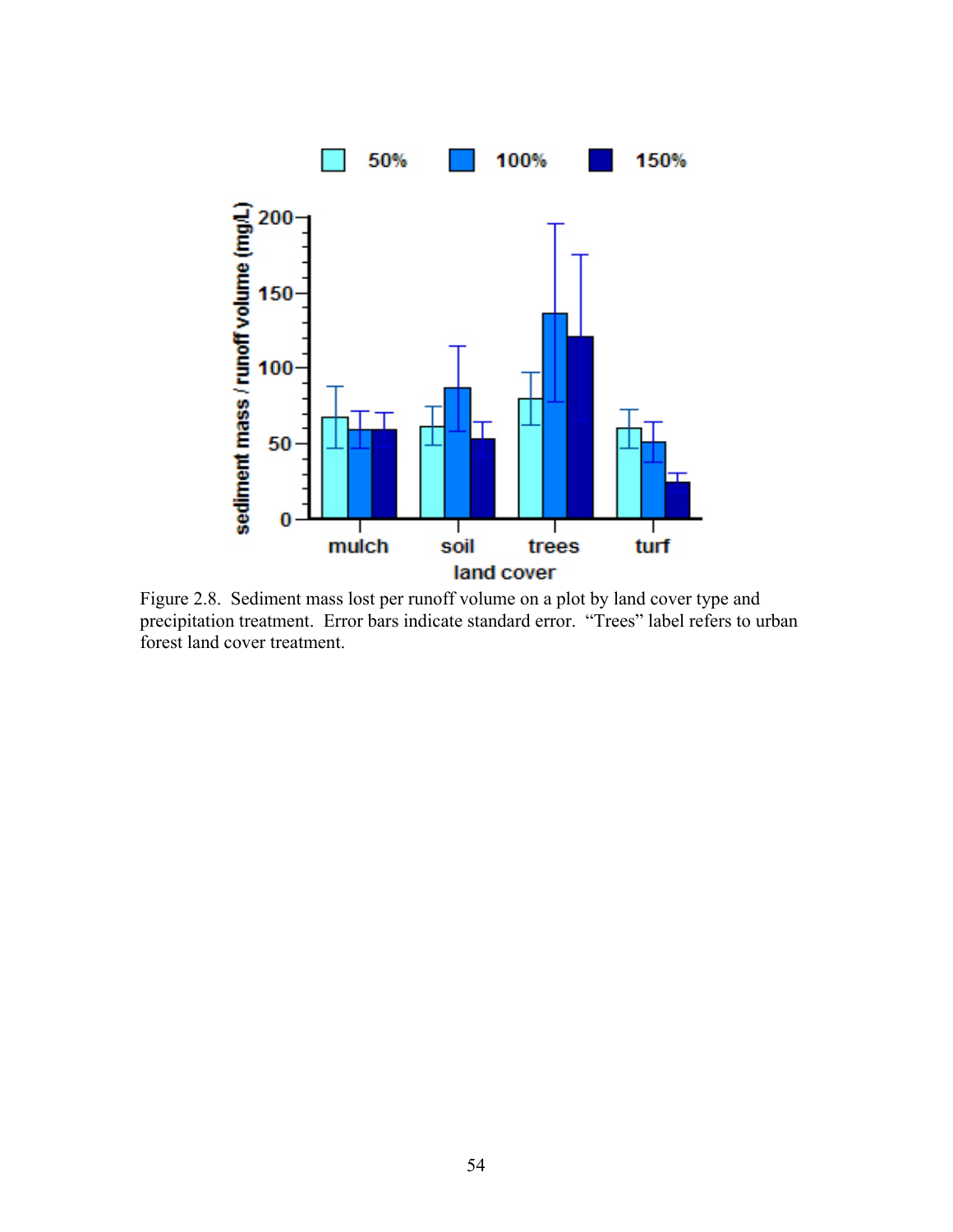Figure 2.8. Sediment mass lost per runoff volume on a plot by land cover type and precipitation treatment. Error bars indicate standard error. "Trees" label refers to urban forest land cover treatment.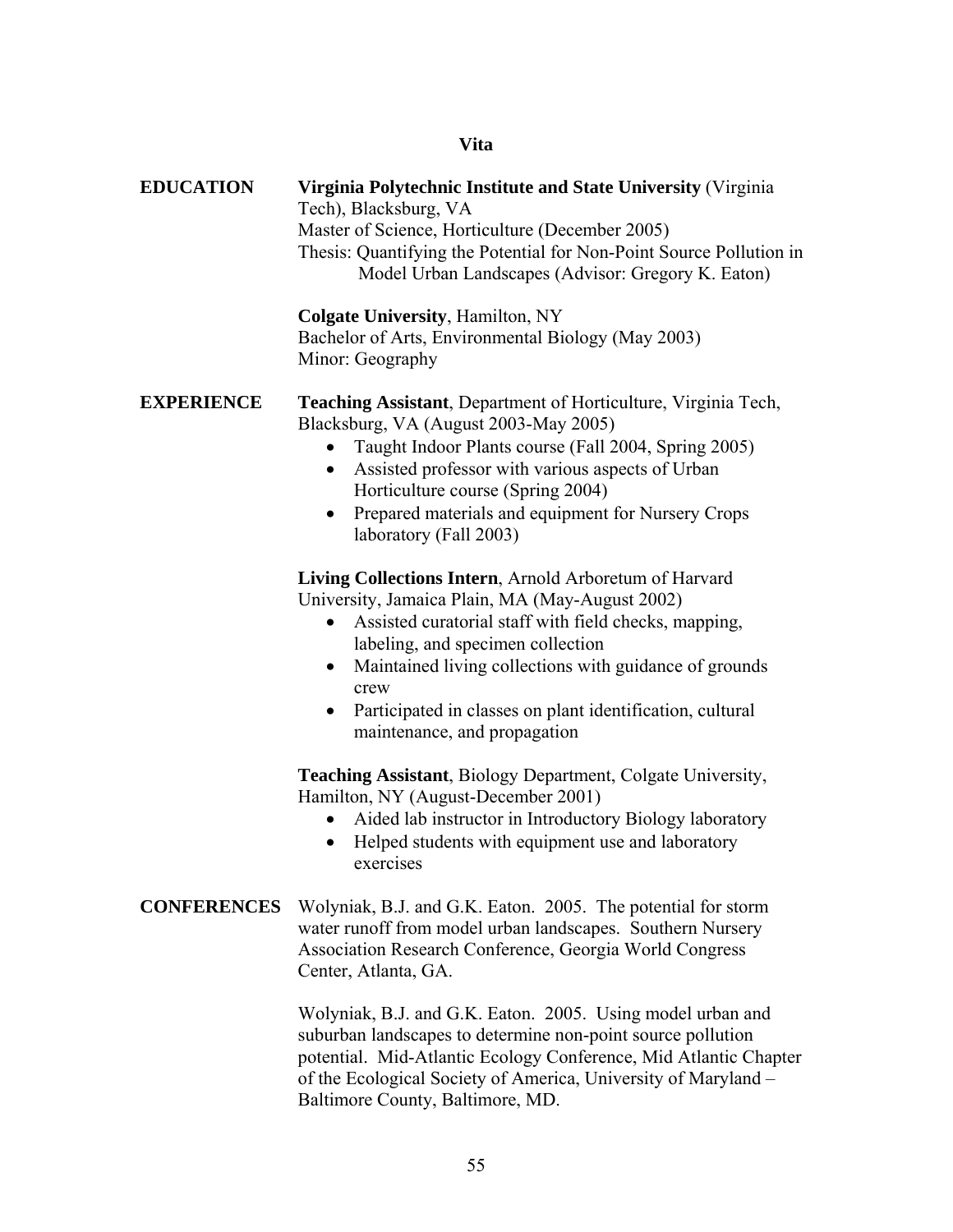# Vita

## EDUCATION

**Virginia Polytechnic Institute and State University** (Virginia Tech), Blacksburg, VA
Master of Science, Horticulture (December 2005)
Thesis: Quantifying the Potential for Non-Point Source Pollution in Model Urban Landscapes (Advisor: Gregory K. Eaton)

**Colgate University**, Hamilton, NY
Bachelor of Arts, Environmental Biology (May 2003)
Minor: Geography

## EXPERIENCE

**Teaching Assistant**, Department of Horticulture, Virginia Tech, Blacksburg, VA (August 2003-May 2005)

- Taught Indoor Plants course (Fall 2004, Spring 2005)
- Assisted professor with various aspects of Urban Horticulture course (Spring 2004)
- Prepared materials and equipment for Nursery Crops laboratory (Fall 2003)

**Living Collections Intern**, Arnold Arboretum of Harvard University, Jamaica Plain, MA (May-August 2002)

- Assisted curatorial staff with field checks, mapping, labeling, and specimen collection
- Maintained living collections with guidance of grounds crew
- Participated in classes on plant identification, cultural maintenance, and propagation

**Teaching Assistant**, Biology Department, Colgate University, Hamilton, NY (August-December 2001)

- Aided lab instructor in Introductory Biology laboratory
- Helped students with equipment use and laboratory exercises

## CONFERENCES

Wolyniak, B.J. and G.K. Eaton. 2005. The potential for storm water runoff from model urban landscapes. Southern Nursery Association Research Conference, Georgia World Congress Center, Atlanta, GA.

Wolyniak, B.J. and G.K. Eaton. 2005. Using model urban and suburban landscapes to determine non-point source pollution potential. Mid-Atlantic Ecology Conference, Mid Atlantic Chapter of the Ecological Society of America, University of Maryland – Baltimore County, Baltimore, MD.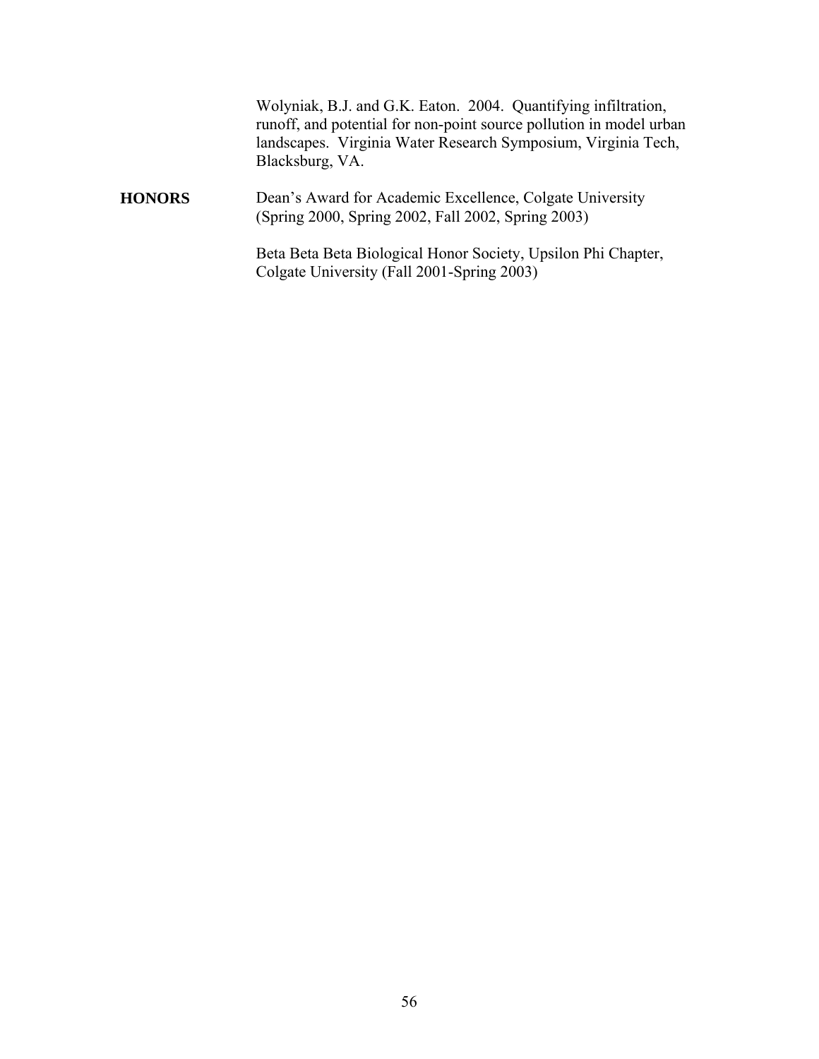Wolyniak, B.J. and G.K. Eaton. 2004. Quantifying infiltration, runoff, and potential for non-point source pollution in model urban landscapes. Virginia Water Research Symposium, Virginia Tech, Blacksburg, VA.

**HONORS**

Dean's Award for Academic Excellence, Colgate University (Spring 2000, Spring 2002, Fall 2002, Spring 2003)

Beta Beta Beta Biological Honor Society, Upsilon Phi Chapter, Colgate University (Fall 2001-Spring 2003)